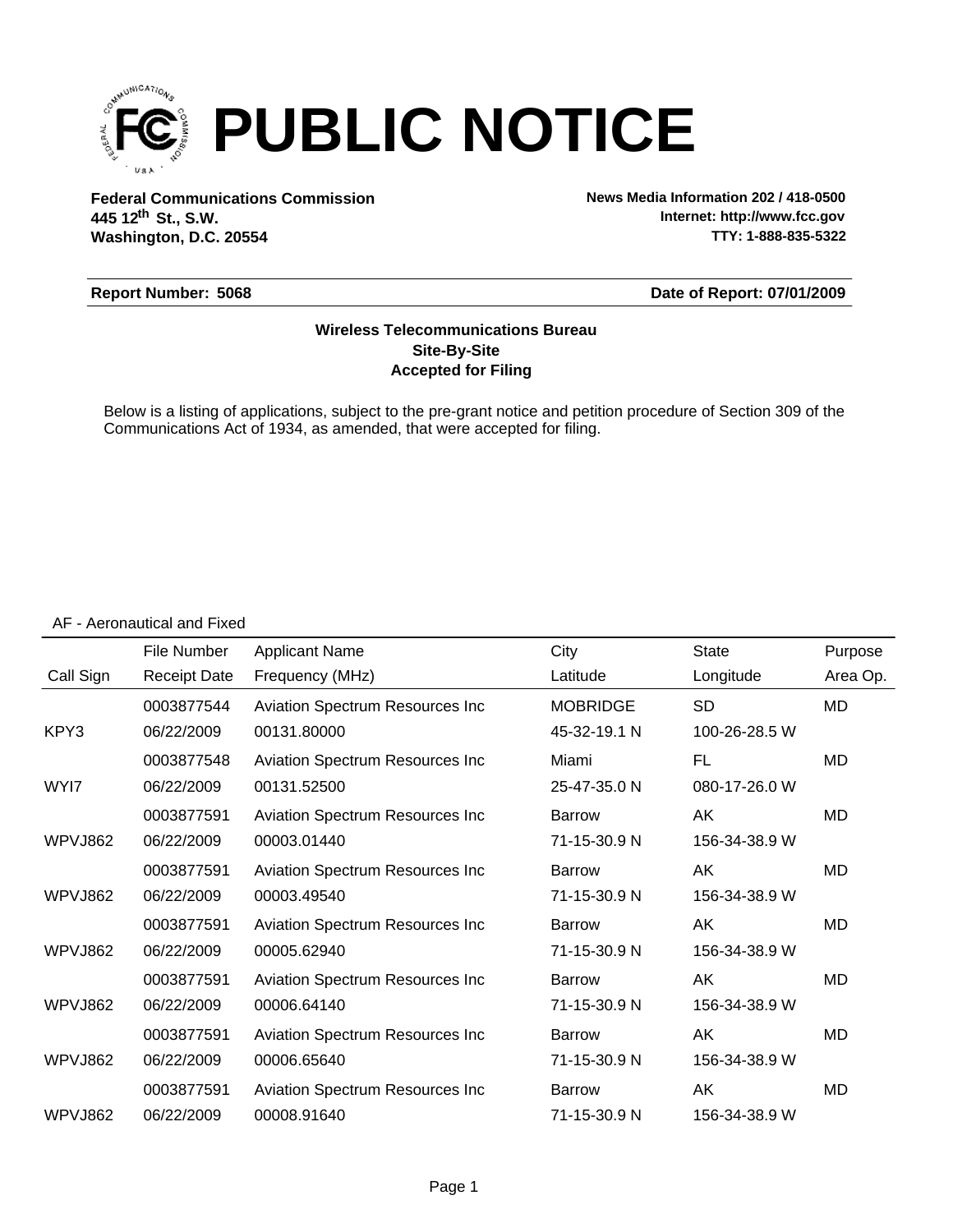# PUBLIC NOTICE

**Federal Communications Commission**
**445 12th St., S.W.**
**Washington, D.C. 20554**

**News Media Information 202 / 418-0500**
**Internet: http://www.fcc.gov**
**TTY: 1-888-835-5322**

**Report Number: 5068** | **Date of Report: 07/01/2009**

**Wireless Telecommunications Bureau**
**Site-By-Site**
**Accepted for Filing**

Below is a listing of applications, subject to the pre-grant notice and petition procedure of Section 309 of the Communications Act of 1934, as amended, that were accepted for filing.

AF - Aeronautical and Fixed

| Call Sign | File Number / Receipt Date | Applicant Name / Frequency (MHz) | City / Latitude | State / Longitude | Purpose / Area Op. |
|---|---|---|---|---|---|
| KPY3 | 0003877544 / 06/22/2009 | Aviation Spectrum Resources Inc / 00131.80000 | MOBRIDGE / 45-32-19.1 N | SD / 100-26-28.5 W | MD |
| WYI7 | 0003877548 / 06/22/2009 | Aviation Spectrum Resources Inc / 00131.52500 | Miami / 25-47-35.0 N | FL / 080-17-26.0 W | MD |
| WPVJ862 | 0003877591 / 06/22/2009 | Aviation Spectrum Resources Inc / 00003.01440 | Barrow / 71-15-30.9 N | AK / 156-34-38.9 W | MD |
| WPVJ862 | 0003877591 / 06/22/2009 | Aviation Spectrum Resources Inc / 00003.49540 | Barrow / 71-15-30.9 N | AK / 156-34-38.9 W | MD |
| WPVJ862 | 0003877591 / 06/22/2009 | Aviation Spectrum Resources Inc / 00005.62940 | Barrow / 71-15-30.9 N | AK / 156-34-38.9 W | MD |
| WPVJ862 | 0003877591 / 06/22/2009 | Aviation Spectrum Resources Inc / 00006.64140 | Barrow / 71-15-30.9 N | AK / 156-34-38.9 W | MD |
| WPVJ862 | 0003877591 / 06/22/2009 | Aviation Spectrum Resources Inc / 00006.65640 | Barrow / 71-15-30.9 N | AK / 156-34-38.9 W | MD |
| WPVJ862 | 0003877591 / 06/22/2009 | Aviation Spectrum Resources Inc / 00008.91640 | Barrow / 71-15-30.9 N | AK / 156-34-38.9 W | MD |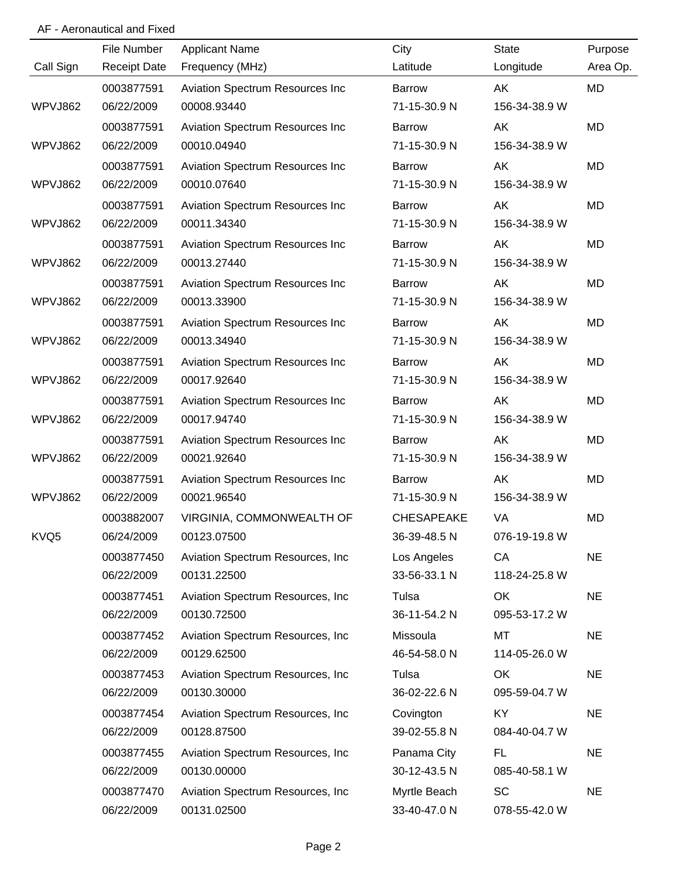AF - Aeronautical and Fixed

| Call Sign | File Number / Receipt Date | Applicant Name / Frequency (MHz) | City / Latitude | State / Longitude | Purpose / Area Op. |
|---|---|---|---|---|---|
| WPVJ862 | 0003877591<br>06/22/2009 | Aviation Spectrum Resources Inc<br>00008.93440 | Barrow<br>71-15-30.9 N | AK<br>156-34-38.9 W | MD |
| WPVJ862 | 0003877591<br>06/22/2009 | Aviation Spectrum Resources Inc<br>00010.04940 | Barrow<br>71-15-30.9 N | AK<br>156-34-38.9 W | MD |
| WPVJ862 | 0003877591<br>06/22/2009 | Aviation Spectrum Resources Inc<br>00010.07640 | Barrow<br>71-15-30.9 N | AK<br>156-34-38.9 W | MD |
| WPVJ862 | 0003877591<br>06/22/2009 | Aviation Spectrum Resources Inc<br>00011.34340 | Barrow<br>71-15-30.9 N | AK<br>156-34-38.9 W | MD |
| WPVJ862 | 0003877591<br>06/22/2009 | Aviation Spectrum Resources Inc<br>00013.27440 | Barrow<br>71-15-30.9 N | AK<br>156-34-38.9 W | MD |
| WPVJ862 | 0003877591<br>06/22/2009 | Aviation Spectrum Resources Inc<br>00013.33900 | Barrow<br>71-15-30.9 N | AK<br>156-34-38.9 W | MD |
| WPVJ862 | 0003877591<br>06/22/2009 | Aviation Spectrum Resources Inc<br>00013.34940 | Barrow<br>71-15-30.9 N | AK<br>156-34-38.9 W | MD |
| WPVJ862 | 0003877591<br>06/22/2009 | Aviation Spectrum Resources Inc<br>00017.92640 | Barrow<br>71-15-30.9 N | AK<br>156-34-38.9 W | MD |
| WPVJ862 | 0003877591<br>06/22/2009 | Aviation Spectrum Resources Inc<br>00017.94740 | Barrow<br>71-15-30.9 N | AK<br>156-34-38.9 W | MD |
| WPVJ862 | 0003877591<br>06/22/2009 | Aviation Spectrum Resources Inc<br>00021.92640 | Barrow<br>71-15-30.9 N | AK<br>156-34-38.9 W | MD |
| WPVJ862 | 0003877591<br>06/22/2009 | Aviation Spectrum Resources Inc<br>00021.96540 | Barrow<br>71-15-30.9 N | AK<br>156-34-38.9 W | MD |
| KVQ5 | 0003882007<br>06/24/2009 | VIRGINIA, COMMONWEALTH OF<br>00123.07500 | CHESAPEAKE<br>36-39-48.5 N | VA<br>076-19-19.8 W | MD |
| | 0003877450<br>06/22/2009 | Aviation Spectrum Resources, Inc<br>00131.22500 | Los Angeles<br>33-56-33.1 N | CA<br>118-24-25.8 W | NE |
| | 0003877451<br>06/22/2009 | Aviation Spectrum Resources, Inc<br>00130.72500 | Tulsa<br>36-11-54.2 N | OK<br>095-53-17.2 W | NE |
| | 0003877452<br>06/22/2009 | Aviation Spectrum Resources, Inc<br>00129.62500 | Missoula<br>46-54-58.0 N | MT<br>114-05-26.0 W | NE |
| | 0003877453<br>06/22/2009 | Aviation Spectrum Resources, Inc<br>00130.30000 | Tulsa<br>36-02-22.6 N | OK<br>095-59-04.7 W | NE |
| | 0003877454<br>06/22/2009 | Aviation Spectrum Resources, Inc<br>00128.87500 | Covington<br>39-02-55.8 N | KY<br>084-40-04.7 W | NE |
| | 0003877455<br>06/22/2009 | Aviation Spectrum Resources, Inc<br>00130.00000 | Panama City<br>30-12-43.5 N | FL<br>085-40-58.1 W | NE |
| | 0003877470<br>06/22/2009 | Aviation Spectrum Resources, Inc<br>00131.02500 | Myrtle Beach<br>33-40-47.0 N | SC<br>078-55-42.0 W | NE |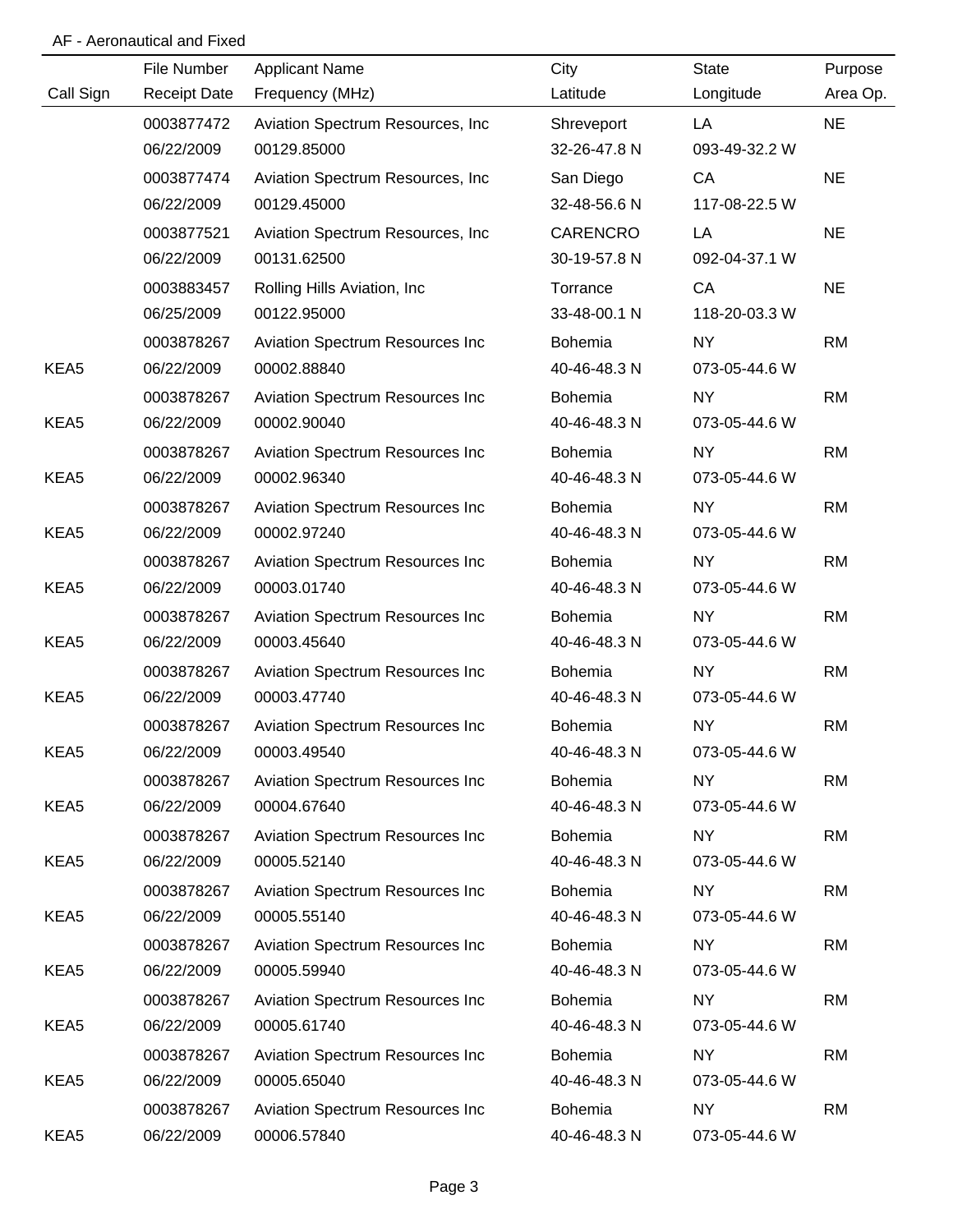AF - Aeronautical and Fixed

| Call Sign | File Number<br>Receipt Date | Applicant Name<br>Frequency (MHz) | City<br>Latitude | State<br>Longitude | Purpose<br>Area Op. |
|---|---|---|---|---|---|
| | 0003877472<br>06/22/2009 | Aviation Spectrum Resources, Inc<br>00129.85000 | Shreveport<br>32-26-47.8 N | LA<br>093-49-32.2 W | NE |
| | 0003877474<br>06/22/2009 | Aviation Spectrum Resources, Inc<br>00129.45000 | San Diego<br>32-48-56.6 N | CA<br>117-08-22.5 W | NE |
| | 0003877521<br>06/22/2009 | Aviation Spectrum Resources, Inc<br>00131.62500 | CARENCRO<br>30-19-57.8 N | LA<br>092-04-37.1 W | NE |
| | 0003883457<br>06/25/2009 | Rolling Hills Aviation, Inc<br>00122.95000 | Torrance<br>33-48-00.1 N | CA<br>118-20-03.3 W | NE |
| KEA5 | 0003878267<br>06/22/2009 | Aviation Spectrum Resources Inc<br>00002.88840 | Bohemia<br>40-46-48.3 N | NY<br>073-05-44.6 W | RM |
| KEA5 | 0003878267<br>06/22/2009 | Aviation Spectrum Resources Inc<br>00002.90040 | Bohemia<br>40-46-48.3 N | NY<br>073-05-44.6 W | RM |
| KEA5 | 0003878267<br>06/22/2009 | Aviation Spectrum Resources Inc<br>00002.96340 | Bohemia<br>40-46-48.3 N | NY<br>073-05-44.6 W | RM |
| KEA5 | 0003878267<br>06/22/2009 | Aviation Spectrum Resources Inc<br>00002.97240 | Bohemia<br>40-46-48.3 N | NY<br>073-05-44.6 W | RM |
| KEA5 | 0003878267<br>06/22/2009 | Aviation Spectrum Resources Inc<br>00003.01740 | Bohemia<br>40-46-48.3 N | NY<br>073-05-44.6 W | RM |
| KEA5 | 0003878267<br>06/22/2009 | Aviation Spectrum Resources Inc<br>00003.45640 | Bohemia<br>40-46-48.3 N | NY<br>073-05-44.6 W | RM |
| KEA5 | 0003878267<br>06/22/2009 | Aviation Spectrum Resources Inc<br>00003.47740 | Bohemia<br>40-46-48.3 N | NY<br>073-05-44.6 W | RM |
| KEA5 | 0003878267<br>06/22/2009 | Aviation Spectrum Resources Inc<br>00003.49540 | Bohemia<br>40-46-48.3 N | NY<br>073-05-44.6 W | RM |
| KEA5 | 0003878267<br>06/22/2009 | Aviation Spectrum Resources Inc<br>00004.67640 | Bohemia<br>40-46-48.3 N | NY<br>073-05-44.6 W | RM |
| KEA5 | 0003878267<br>06/22/2009 | Aviation Spectrum Resources Inc<br>00005.52140 | Bohemia<br>40-46-48.3 N | NY<br>073-05-44.6 W | RM |
| KEA5 | 0003878267<br>06/22/2009 | Aviation Spectrum Resources Inc<br>00005.55140 | Bohemia<br>40-46-48.3 N | NY<br>073-05-44.6 W | RM |
| KEA5 | 0003878267<br>06/22/2009 | Aviation Spectrum Resources Inc<br>00005.59940 | Bohemia<br>40-46-48.3 N | NY<br>073-05-44.6 W | RM |
| KEA5 | 0003878267<br>06/22/2009 | Aviation Spectrum Resources Inc<br>00005.61740 | Bohemia<br>40-46-48.3 N | NY<br>073-05-44.6 W | RM |
| KEA5 | 0003878267<br>06/22/2009 | Aviation Spectrum Resources Inc<br>00005.65040 | Bohemia<br>40-46-48.3 N | NY<br>073-05-44.6 W | RM |
| KEA5 | 0003878267<br>06/22/2009 | Aviation Spectrum Resources Inc<br>00006.57840 | Bohemia<br>40-46-48.3 N | NY<br>073-05-44.6 W | RM |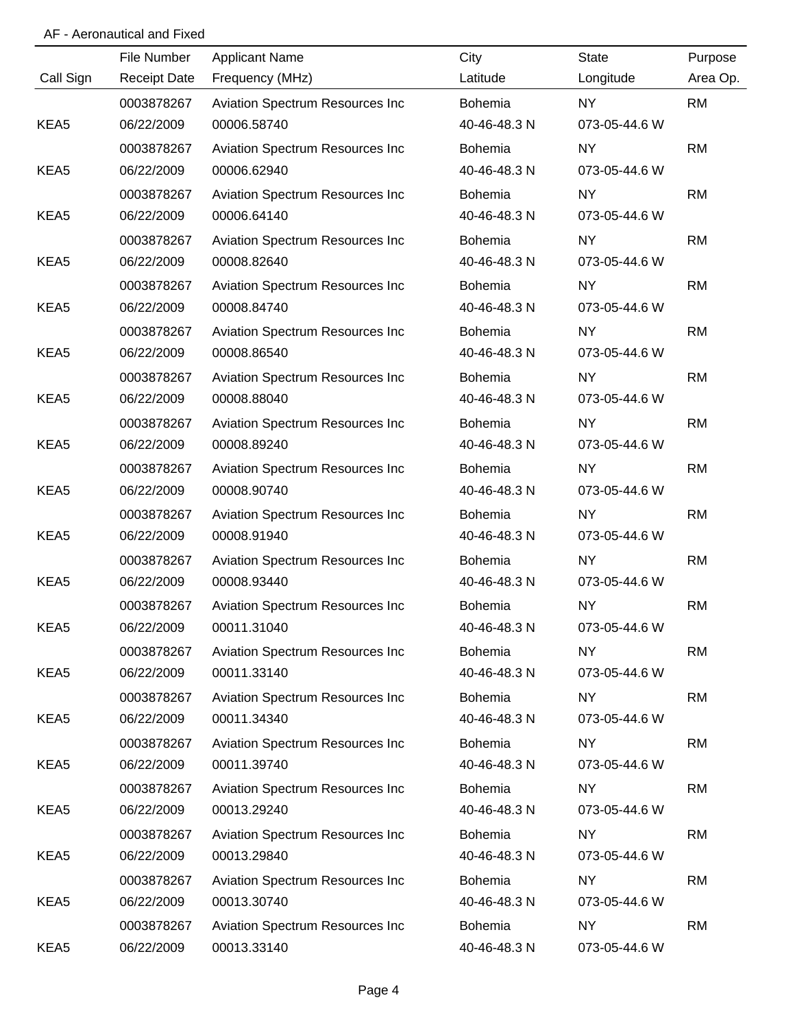AF - Aeronautical and Fixed

| Call Sign | File Number<br>Receipt Date | Applicant Name<br>Frequency (MHz) | City<br>Latitude | State<br>Longitude | Purpose<br>Area Op. |
|---|---|---|---|---|---|
| KEA5 | 0003878267<br>06/22/2009 | Aviation Spectrum Resources Inc<br>00006.58740 | Bohemia<br>40-46-48.3 N | NY<br>073-05-44.6 W | RM |
| KEA5 | 0003878267<br>06/22/2009 | Aviation Spectrum Resources Inc<br>00006.62940 | Bohemia<br>40-46-48.3 N | NY<br>073-05-44.6 W | RM |
| KEA5 | 0003878267<br>06/22/2009 | Aviation Spectrum Resources Inc<br>00006.64140 | Bohemia<br>40-46-48.3 N | NY<br>073-05-44.6 W | RM |
| KEA5 | 0003878267<br>06/22/2009 | Aviation Spectrum Resources Inc<br>00008.82640 | Bohemia<br>40-46-48.3 N | NY<br>073-05-44.6 W | RM |
| KEA5 | 0003878267<br>06/22/2009 | Aviation Spectrum Resources Inc<br>00008.84740 | Bohemia<br>40-46-48.3 N | NY<br>073-05-44.6 W | RM |
| KEA5 | 0003878267<br>06/22/2009 | Aviation Spectrum Resources Inc<br>00008.86540 | Bohemia<br>40-46-48.3 N | NY<br>073-05-44.6 W | RM |
| KEA5 | 0003878267<br>06/22/2009 | Aviation Spectrum Resources Inc<br>00008.88040 | Bohemia<br>40-46-48.3 N | NY<br>073-05-44.6 W | RM |
| KEA5 | 0003878267<br>06/22/2009 | Aviation Spectrum Resources Inc<br>00008.89240 | Bohemia<br>40-46-48.3 N | NY<br>073-05-44.6 W | RM |
| KEA5 | 0003878267<br>06/22/2009 | Aviation Spectrum Resources Inc<br>00008.90740 | Bohemia<br>40-46-48.3 N | NY<br>073-05-44.6 W | RM |
| KEA5 | 0003878267<br>06/22/2009 | Aviation Spectrum Resources Inc<br>00008.91940 | Bohemia<br>40-46-48.3 N | NY<br>073-05-44.6 W | RM |
| KEA5 | 0003878267<br>06/22/2009 | Aviation Spectrum Resources Inc<br>00008.93440 | Bohemia<br>40-46-48.3 N | NY<br>073-05-44.6 W | RM |
| KEA5 | 0003878267<br>06/22/2009 | Aviation Spectrum Resources Inc<br>00011.31040 | Bohemia<br>40-46-48.3 N | NY<br>073-05-44.6 W | RM |
| KEA5 | 0003878267<br>06/22/2009 | Aviation Spectrum Resources Inc<br>00011.33140 | Bohemia<br>40-46-48.3 N | NY<br>073-05-44.6 W | RM |
| KEA5 | 0003878267<br>06/22/2009 | Aviation Spectrum Resources Inc<br>00011.34340 | Bohemia<br>40-46-48.3 N | NY<br>073-05-44.6 W | RM |
| KEA5 | 0003878267<br>06/22/2009 | Aviation Spectrum Resources Inc<br>00011.39740 | Bohemia<br>40-46-48.3 N | NY<br>073-05-44.6 W | RM |
| KEA5 | 0003878267<br>06/22/2009 | Aviation Spectrum Resources Inc<br>00013.29240 | Bohemia<br>40-46-48.3 N | NY<br>073-05-44.6 W | RM |
| KEA5 | 0003878267<br>06/22/2009 | Aviation Spectrum Resources Inc<br>00013.29840 | Bohemia<br>40-46-48.3 N | NY<br>073-05-44.6 W | RM |
| KEA5 | 0003878267<br>06/22/2009 | Aviation Spectrum Resources Inc<br>00013.30740 | Bohemia<br>40-46-48.3 N | NY<br>073-05-44.6 W | RM |
| KEA5 | 0003878267<br>06/22/2009 | Aviation Spectrum Resources Inc<br>00013.33140 | Bohemia<br>40-46-48.3 N | NY<br>073-05-44.6 W | RM |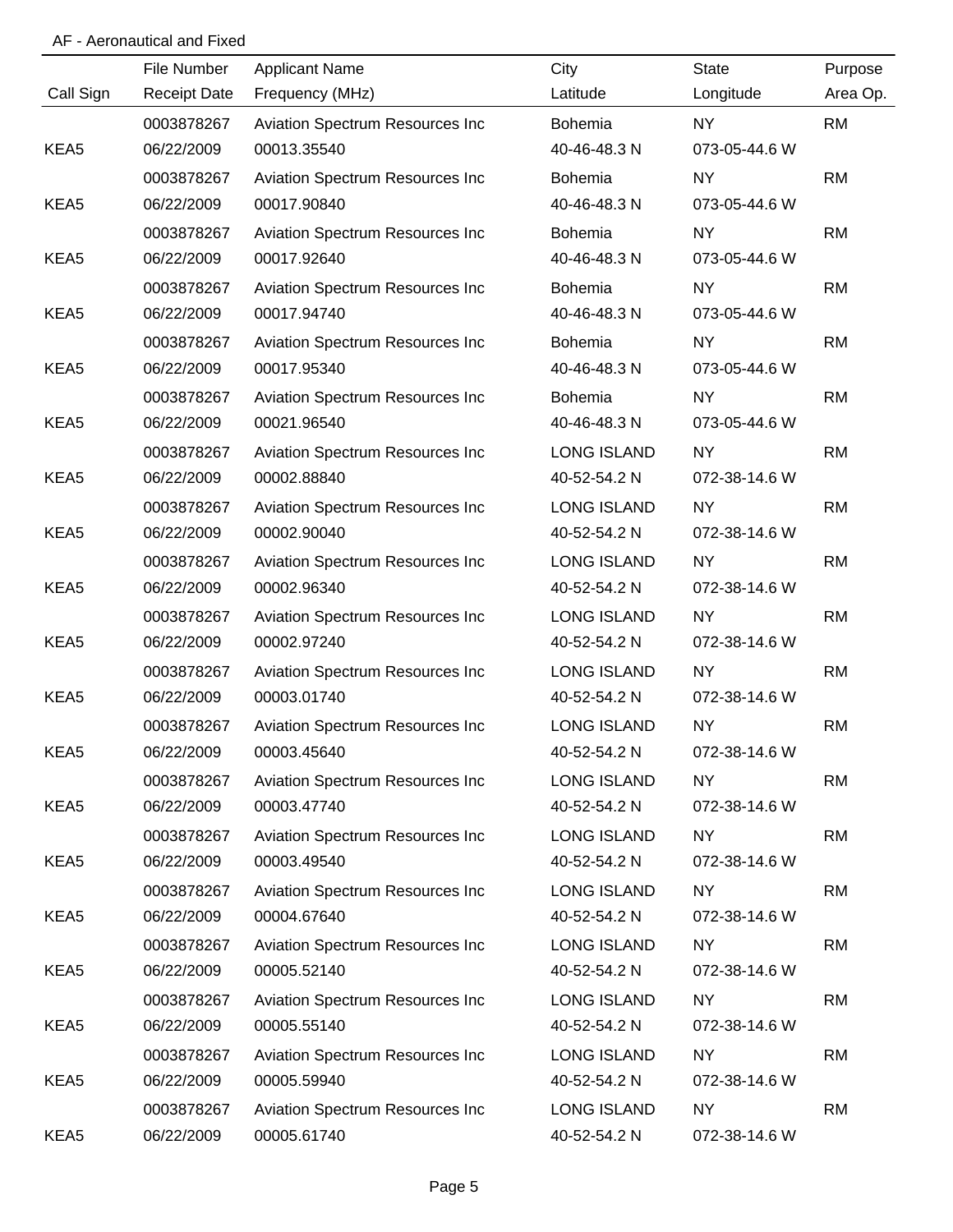AF - Aeronautical and Fixed

| Call Sign | File Number / Receipt Date | Applicant Name / Frequency (MHz) | City / Latitude | State / Longitude | Purpose / Area Op. |
|---|---|---|---|---|---|
| KEA5 | 0003878267 / 06/22/2009 | Aviation Spectrum Resources Inc / 00013.35540 | Bohemia / 40-46-48.3 N | NY / 073-05-44.6 W | RM |
| KEA5 | 0003878267 / 06/22/2009 | Aviation Spectrum Resources Inc / 00017.90840 | Bohemia / 40-46-48.3 N | NY / 073-05-44.6 W | RM |
| KEA5 | 0003878267 / 06/22/2009 | Aviation Spectrum Resources Inc / 00017.92640 | Bohemia / 40-46-48.3 N | NY / 073-05-44.6 W | RM |
| KEA5 | 0003878267 / 06/22/2009 | Aviation Spectrum Resources Inc / 00017.94740 | Bohemia / 40-46-48.3 N | NY / 073-05-44.6 W | RM |
| KEA5 | 0003878267 / 06/22/2009 | Aviation Spectrum Resources Inc / 00017.95340 | Bohemia / 40-46-48.3 N | NY / 073-05-44.6 W | RM |
| KEA5 | 0003878267 / 06/22/2009 | Aviation Spectrum Resources Inc / 00021.96540 | Bohemia / 40-46-48.3 N | NY / 073-05-44.6 W | RM |
| KEA5 | 0003878267 / 06/22/2009 | Aviation Spectrum Resources Inc / 00002.88840 | LONG ISLAND / 40-52-54.2 N | NY / 072-38-14.6 W | RM |
| KEA5 | 0003878267 / 06/22/2009 | Aviation Spectrum Resources Inc / 00002.90040 | LONG ISLAND / 40-52-54.2 N | NY / 072-38-14.6 W | RM |
| KEA5 | 0003878267 / 06/22/2009 | Aviation Spectrum Resources Inc / 00002.96340 | LONG ISLAND / 40-52-54.2 N | NY / 072-38-14.6 W | RM |
| KEA5 | 0003878267 / 06/22/2009 | Aviation Spectrum Resources Inc / 00002.97240 | LONG ISLAND / 40-52-54.2 N | NY / 072-38-14.6 W | RM |
| KEA5 | 0003878267 / 06/22/2009 | Aviation Spectrum Resources Inc / 00003.01740 | LONG ISLAND / 40-52-54.2 N | NY / 072-38-14.6 W | RM |
| KEA5 | 0003878267 / 06/22/2009 | Aviation Spectrum Resources Inc / 00003.45640 | LONG ISLAND / 40-52-54.2 N | NY / 072-38-14.6 W | RM |
| KEA5 | 0003878267 / 06/22/2009 | Aviation Spectrum Resources Inc / 00003.47740 | LONG ISLAND / 40-52-54.2 N | NY / 072-38-14.6 W | RM |
| KEA5 | 0003878267 / 06/22/2009 | Aviation Spectrum Resources Inc / 00003.49540 | LONG ISLAND / 40-52-54.2 N | NY / 072-38-14.6 W | RM |
| KEA5 | 0003878267 / 06/22/2009 | Aviation Spectrum Resources Inc / 00004.67640 | LONG ISLAND / 40-52-54.2 N | NY / 072-38-14.6 W | RM |
| KEA5 | 0003878267 / 06/22/2009 | Aviation Spectrum Resources Inc / 00005.52140 | LONG ISLAND / 40-52-54.2 N | NY / 072-38-14.6 W | RM |
| KEA5 | 0003878267 / 06/22/2009 | Aviation Spectrum Resources Inc / 00005.55140 | LONG ISLAND / 40-52-54.2 N | NY / 072-38-14.6 W | RM |
| KEA5 | 0003878267 / 06/22/2009 | Aviation Spectrum Resources Inc / 00005.59940 | LONG ISLAND / 40-52-54.2 N | NY / 072-38-14.6 W | RM |
| KEA5 | 0003878267 / 06/22/2009 | Aviation Spectrum Resources Inc / 00005.61740 | LONG ISLAND / 40-52-54.2 N | NY / 072-38-14.6 W | RM |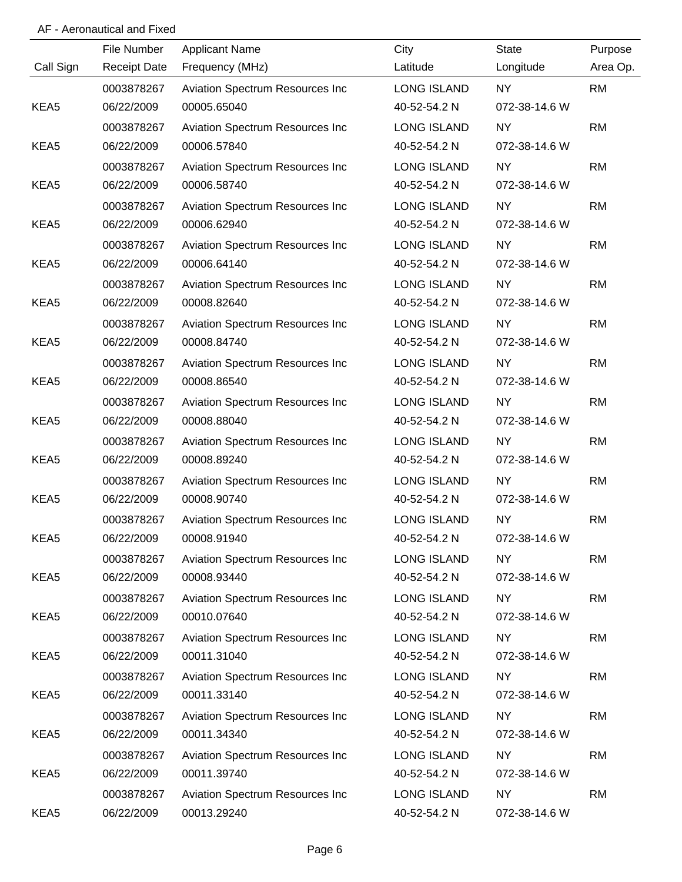AF - Aeronautical and Fixed

| Call Sign | File Number / Receipt Date | Applicant Name / Frequency (MHz) | City / Latitude | State / Longitude | Purpose / Area Op. |
|---|---|---|---|---|---|
| | 0003878267 | Aviation Spectrum Resources Inc | LONG ISLAND | NY | RM |
| KEA5 | 06/22/2009 | 00005.65040 | 40-52-54.2 N | 072-38-14.6 W | |
| | 0003878267 | Aviation Spectrum Resources Inc | LONG ISLAND | NY | RM |
| KEA5 | 06/22/2009 | 00006.57840 | 40-52-54.2 N | 072-38-14.6 W | |
| | 0003878267 | Aviation Spectrum Resources Inc | LONG ISLAND | NY | RM |
| KEA5 | 06/22/2009 | 00006.58740 | 40-52-54.2 N | 072-38-14.6 W | |
| | 0003878267 | Aviation Spectrum Resources Inc | LONG ISLAND | NY | RM |
| KEA5 | 06/22/2009 | 00006.62940 | 40-52-54.2 N | 072-38-14.6 W | |
| | 0003878267 | Aviation Spectrum Resources Inc | LONG ISLAND | NY | RM |
| KEA5 | 06/22/2009 | 00006.64140 | 40-52-54.2 N | 072-38-14.6 W | |
| | 0003878267 | Aviation Spectrum Resources Inc | LONG ISLAND | NY | RM |
| KEA5 | 06/22/2009 | 00008.82640 | 40-52-54.2 N | 072-38-14.6 W | |
| | 0003878267 | Aviation Spectrum Resources Inc | LONG ISLAND | NY | RM |
| KEA5 | 06/22/2009 | 00008.84740 | 40-52-54.2 N | 072-38-14.6 W | |
| | 0003878267 | Aviation Spectrum Resources Inc | LONG ISLAND | NY | RM |
| KEA5 | 06/22/2009 | 00008.86540 | 40-52-54.2 N | 072-38-14.6 W | |
| | 0003878267 | Aviation Spectrum Resources Inc | LONG ISLAND | NY | RM |
| KEA5 | 06/22/2009 | 00008.88040 | 40-52-54.2 N | 072-38-14.6 W | |
| | 0003878267 | Aviation Spectrum Resources Inc | LONG ISLAND | NY | RM |
| KEA5 | 06/22/2009 | 00008.89240 | 40-52-54.2 N | 072-38-14.6 W | |
| | 0003878267 | Aviation Spectrum Resources Inc | LONG ISLAND | NY | RM |
| KEA5 | 06/22/2009 | 00008.90740 | 40-52-54.2 N | 072-38-14.6 W | |
| | 0003878267 | Aviation Spectrum Resources Inc | LONG ISLAND | NY | RM |
| KEA5 | 06/22/2009 | 00008.91940 | 40-52-54.2 N | 072-38-14.6 W | |
| | 0003878267 | Aviation Spectrum Resources Inc | LONG ISLAND | NY | RM |
| KEA5 | 06/22/2009 | 00008.93440 | 40-52-54.2 N | 072-38-14.6 W | |
| | 0003878267 | Aviation Spectrum Resources Inc | LONG ISLAND | NY | RM |
| KEA5 | 06/22/2009 | 00010.07640 | 40-52-54.2 N | 072-38-14.6 W | |
| | 0003878267 | Aviation Spectrum Resources Inc | LONG ISLAND | NY | RM |
| KEA5 | 06/22/2009 | 00011.31040 | 40-52-54.2 N | 072-38-14.6 W | |
| | 0003878267 | Aviation Spectrum Resources Inc | LONG ISLAND | NY | RM |
| KEA5 | 06/22/2009 | 00011.33140 | 40-52-54.2 N | 072-38-14.6 W | |
| | 0003878267 | Aviation Spectrum Resources Inc | LONG ISLAND | NY | RM |
| KEA5 | 06/22/2009 | 00011.34340 | 40-52-54.2 N | 072-38-14.6 W | |
| | 0003878267 | Aviation Spectrum Resources Inc | LONG ISLAND | NY | RM |
| KEA5 | 06/22/2009 | 00011.39740 | 40-52-54.2 N | 072-38-14.6 W | |
| | 0003878267 | Aviation Spectrum Resources Inc | LONG ISLAND | NY | RM |
| KEA5 | 06/22/2009 | 00013.29240 | 40-52-54.2 N | 072-38-14.6 W | |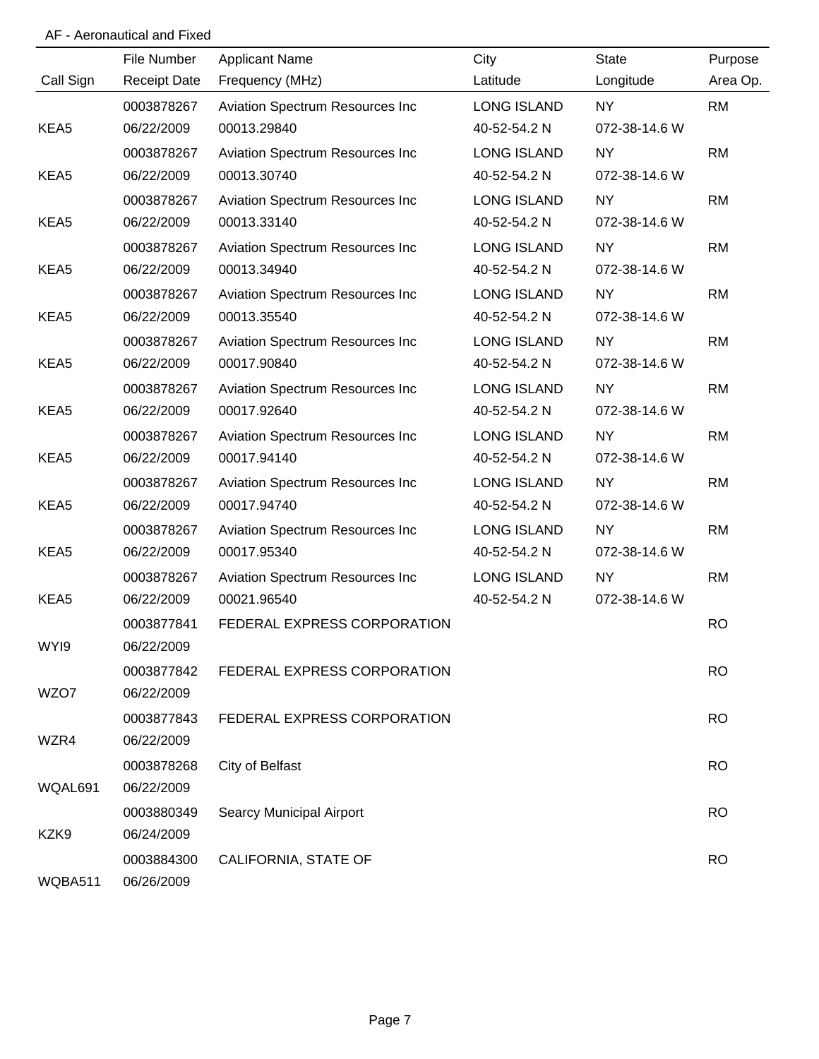AF - Aeronautical and Fixed

| Call Sign | File Number<br>Receipt Date | Applicant Name<br>Frequency (MHz) | City<br>Latitude | State<br>Longitude | Purpose<br>Area Op. |
|---|---|---|---|---|---|
| KEA5 | 0003878267<br>06/22/2009 | Aviation Spectrum Resources Inc<br>00013.29840 | LONG ISLAND<br>40-52-54.2 N | NY<br>072-38-14.6 W | RM |
| KEA5 | 0003878267<br>06/22/2009 | Aviation Spectrum Resources Inc<br>00013.30740 | LONG ISLAND<br>40-52-54.2 N | NY<br>072-38-14.6 W | RM |
| KEA5 | 0003878267<br>06/22/2009 | Aviation Spectrum Resources Inc<br>00013.33140 | LONG ISLAND<br>40-52-54.2 N | NY<br>072-38-14.6 W | RM |
| KEA5 | 0003878267<br>06/22/2009 | Aviation Spectrum Resources Inc<br>00013.34940 | LONG ISLAND<br>40-52-54.2 N | NY<br>072-38-14.6 W | RM |
| KEA5 | 0003878267<br>06/22/2009 | Aviation Spectrum Resources Inc<br>00013.35540 | LONG ISLAND<br>40-52-54.2 N | NY<br>072-38-14.6 W | RM |
| KEA5 | 0003878267<br>06/22/2009 | Aviation Spectrum Resources Inc<br>00017.90840 | LONG ISLAND<br>40-52-54.2 N | NY<br>072-38-14.6 W | RM |
| KEA5 | 0003878267<br>06/22/2009 | Aviation Spectrum Resources Inc<br>00017.92640 | LONG ISLAND<br>40-52-54.2 N | NY<br>072-38-14.6 W | RM |
| KEA5 | 0003878267<br>06/22/2009 | Aviation Spectrum Resources Inc<br>00017.94140 | LONG ISLAND<br>40-52-54.2 N | NY<br>072-38-14.6 W | RM |
| KEA5 | 0003878267<br>06/22/2009 | Aviation Spectrum Resources Inc<br>00017.94740 | LONG ISLAND<br>40-52-54.2 N | NY<br>072-38-14.6 W | RM |
| KEA5 | 0003878267<br>06/22/2009 | Aviation Spectrum Resources Inc<br>00017.95340 | LONG ISLAND<br>40-52-54.2 N | NY<br>072-38-14.6 W | RM |
| KEA5 | 0003878267<br>06/22/2009 | Aviation Spectrum Resources Inc<br>00021.96540 | LONG ISLAND<br>40-52-54.2 N | NY<br>072-38-14.6 W | RM |
| WYI9 | 0003877841<br>06/22/2009 | FEDERAL EXPRESS CORPORATION | | | RO |
| WZO7 | 0003877842<br>06/22/2009 | FEDERAL EXPRESS CORPORATION | | | RO |
| WZR4 | 0003877843<br>06/22/2009 | FEDERAL EXPRESS CORPORATION | | | RO |
| WQAL691 | 0003878268<br>06/22/2009 | City of Belfast | | | RO |
| KZK9 | 0003880349<br>06/24/2009 | Searcy Municipal Airport | | | RO |
| WQBA511 | 0003884300<br>06/26/2009 | CALIFORNIA, STATE OF | | | RO |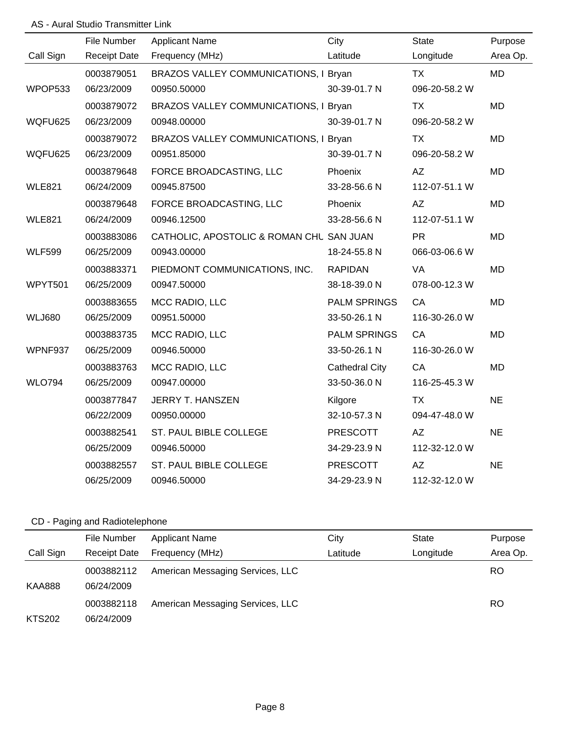## AS - Aural Studio Transmitter Link

| Call Sign | File Number<br>Receipt Date | Applicant Name<br>Frequency (MHz) | City<br>Latitude | State<br>Longitude | Purpose<br>Area Op. |
|---|---|---|---|---|---|
| WPOP533 | 0003879051<br>06/23/2009 | BRAZOS VALLEY COMMUNICATIONS, I<br>00950.50000 | Bryan<br>30-39-01.7 N | TX<br>096-20-58.2 W | MD |
| WQFU625 | 0003879072<br>06/23/2009 | BRAZOS VALLEY COMMUNICATIONS, I<br>00948.00000 | Bryan<br>30-39-01.7 N | TX<br>096-20-58.2 W | MD |
| WQFU625 | 0003879072<br>06/23/2009 | BRAZOS VALLEY COMMUNICATIONS, I<br>00951.85000 | Bryan<br>30-39-01.7 N | TX<br>096-20-58.2 W | MD |
| WLE821 | 0003879648<br>06/24/2009 | FORCE BROADCASTING, LLC<br>00945.87500 | Phoenix<br>33-28-56.6 N | AZ<br>112-07-51.1 W | MD |
| WLE821 | 0003879648<br>06/24/2009 | FORCE BROADCASTING, LLC<br>00946.12500 | Phoenix<br>33-28-56.6 N | AZ<br>112-07-51.1 W | MD |
| WLF599 | 0003883086<br>06/25/2009 | CATHOLIC, APOSTOLIC & ROMAN CHU<br>00943.00000 | SAN JUAN<br>18-24-55.8 N | PR<br>066-03-06.6 W | MD |
| WPYT501 | 0003883371<br>06/25/2009 | PIEDMONT COMMUNICATIONS, INC.<br>00947.50000 | RAPIDAN<br>38-18-39.0 N | VA<br>078-00-12.3 W | MD |
| WLJ680 | 0003883655<br>06/25/2009 | MCC RADIO, LLC<br>00951.50000 | PALM SPRINGS<br>33-50-26.1 N | CA<br>116-30-26.0 W | MD |
| WPNF937 | 0003883735<br>06/25/2009 | MCC RADIO, LLC<br>00946.50000 | PALM SPRINGS<br>33-50-26.1 N | CA<br>116-30-26.0 W | MD |
| WLO794 | 0003883763<br>06/25/2009 | MCC RADIO, LLC<br>00947.00000 | Cathedral City<br>33-50-36.0 N | CA<br>116-25-45.3 W | MD |
| | 0003877847<br>06/22/2009 | JERRY T. HANSZEN<br>00950.00000 | Kilgore<br>32-10-57.3 N | TX<br>094-47-48.0 W | NE |
| | 0003882541<br>06/25/2009 | ST. PAUL BIBLE COLLEGE<br>00946.50000 | PRESCOTT<br>34-29-23.9 N | AZ<br>112-32-12.0 W | NE |
| | 0003882557<br>06/25/2009 | ST. PAUL BIBLE COLLEGE<br>00946.50000 | PRESCOTT<br>34-29-23.9 N | AZ<br>112-32-12.0 W | NE |

## CD - Paging and Radiotelephone

| Call Sign | File Number<br>Receipt Date | Applicant Name<br>Frequency (MHz) | City<br>Latitude | State<br>Longitude | Purpose<br>Area Op. |
|---|---|---|---|---|---|
| KAA888 | 0003882112<br>06/24/2009 | American Messaging Services, LLC | | | RO |
| KTS202 | 0003882118<br>06/24/2009 | American Messaging Services, LLC | | | RO |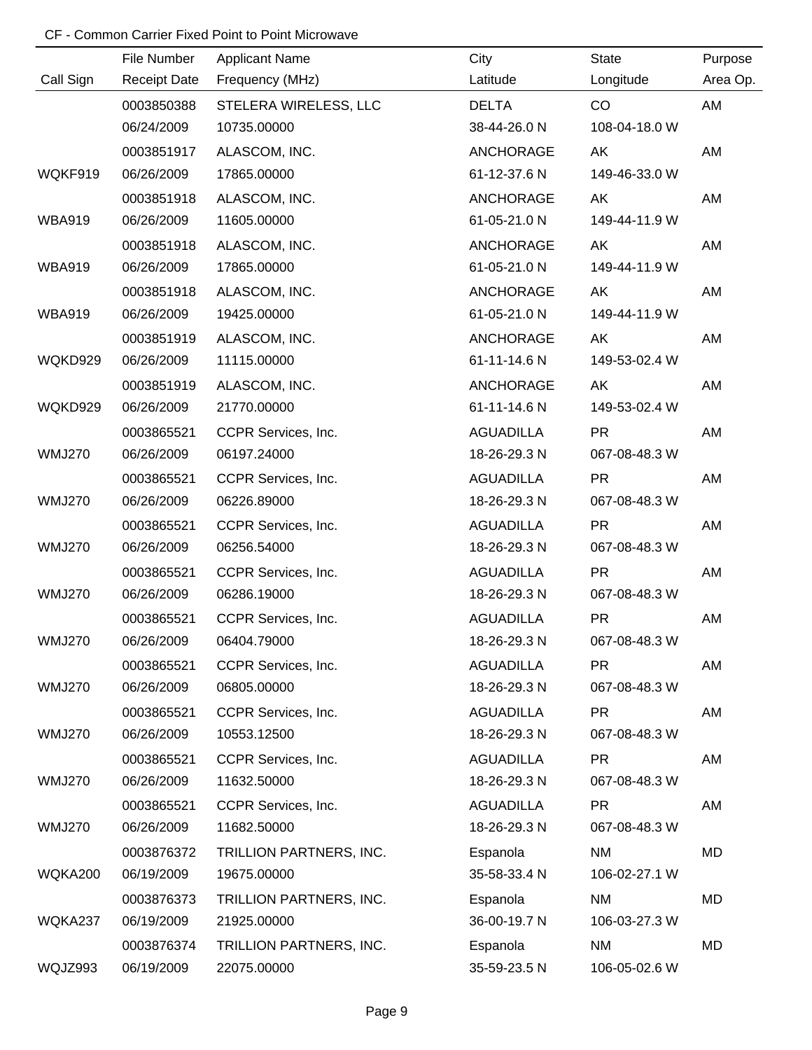CF - Common Carrier Fixed Point to Point Microwave

| Call Sign | File Number<br>Receipt Date | Applicant Name<br>Frequency (MHz) | City<br>Latitude | State<br>Longitude | Purpose<br>Area Op. |
|---|---|---|---|---|---|
| | 0003850388<br>06/24/2009 | STELERA WIRELESS, LLC<br>10735.00000 | DELTA<br>38-44-26.0 N | CO<br>108-04-18.0 W | AM |
| WQKF919 | 0003851917<br>06/26/2009 | ALASCOM, INC.<br>17865.00000 | ANCHORAGE<br>61-12-37.6 N | AK<br>149-46-33.0 W | AM |
| WBA919 | 0003851918<br>06/26/2009 | ALASCOM, INC.<br>11605.00000 | ANCHORAGE<br>61-05-21.0 N | AK<br>149-44-11.9 W | AM |
| WBA919 | 0003851918<br>06/26/2009 | ALASCOM, INC.<br>17865.00000 | ANCHORAGE<br>61-05-21.0 N | AK<br>149-44-11.9 W | AM |
| WBA919 | 0003851918<br>06/26/2009 | ALASCOM, INC.<br>19425.00000 | ANCHORAGE<br>61-05-21.0 N | AK<br>149-44-11.9 W | AM |
| WQKD929 | 0003851919<br>06/26/2009 | ALASCOM, INC.<br>11115.00000 | ANCHORAGE<br>61-11-14.6 N | AK<br>149-53-02.4 W | AM |
| WQKD929 | 0003851919<br>06/26/2009 | ALASCOM, INC.<br>21770.00000 | ANCHORAGE<br>61-11-14.6 N | AK<br>149-53-02.4 W | AM |
| WMJ270 | 0003865521<br>06/26/2009 | CCPR Services, Inc.<br>06197.24000 | AGUADILLA<br>18-26-29.3 N | PR<br>067-08-48.3 W | AM |
| WMJ270 | 0003865521<br>06/26/2009 | CCPR Services, Inc.<br>06226.89000 | AGUADILLA<br>18-26-29.3 N | PR<br>067-08-48.3 W | AM |
| WMJ270 | 0003865521<br>06/26/2009 | CCPR Services, Inc.<br>06256.54000 | AGUADILLA<br>18-26-29.3 N | PR<br>067-08-48.3 W | AM |
| WMJ270 | 0003865521<br>06/26/2009 | CCPR Services, Inc.<br>06286.19000 | AGUADILLA<br>18-26-29.3 N | PR<br>067-08-48.3 W | AM |
| WMJ270 | 0003865521<br>06/26/2009 | CCPR Services, Inc.<br>06404.79000 | AGUADILLA<br>18-26-29.3 N | PR<br>067-08-48.3 W | AM |
| WMJ270 | 0003865521<br>06/26/2009 | CCPR Services, Inc.<br>06805.00000 | AGUADILLA<br>18-26-29.3 N | PR<br>067-08-48.3 W | AM |
| WMJ270 | 0003865521<br>06/26/2009 | CCPR Services, Inc.<br>10553.12500 | AGUADILLA<br>18-26-29.3 N | PR<br>067-08-48.3 W | AM |
| WMJ270 | 0003865521<br>06/26/2009 | CCPR Services, Inc.<br>11632.50000 | AGUADILLA<br>18-26-29.3 N | PR<br>067-08-48.3 W | AM |
| WMJ270 | 0003865521<br>06/26/2009 | CCPR Services, Inc.<br>11682.50000 | AGUADILLA<br>18-26-29.3 N | PR<br>067-08-48.3 W | AM |
| WQKA200 | 0003876372<br>06/19/2009 | TRILLION PARTNERS, INC.<br>19675.00000 | Espanola<br>35-58-33.4 N | NM<br>106-02-27.1 W | MD |
| WQKA237 | 0003876373<br>06/19/2009 | TRILLION PARTNERS, INC.<br>21925.00000 | Espanola<br>36-00-19.7 N | NM<br>106-03-27.3 W | MD |
| WQJZ993 | 0003876374<br>06/19/2009 | TRILLION PARTNERS, INC.<br>22075.00000 | Espanola<br>35-59-23.5 N | NM<br>106-05-02.6 W | MD |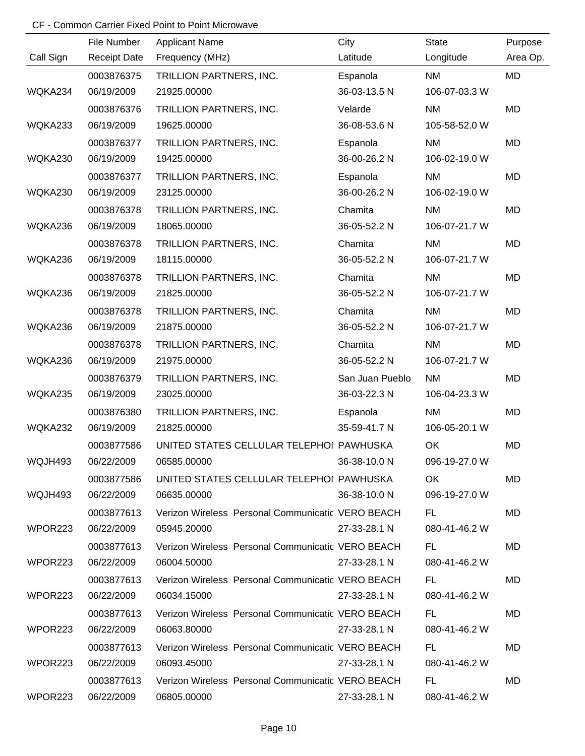CF - Common Carrier Fixed Point to Point Microwave

| Call Sign | File Number<br>Receipt Date | Applicant Name<br>Frequency (MHz) | City<br>Latitude | State<br>Longitude | Purpose<br>Area Op. |
|---|---|---|---|---|---|
| WQKA234 | 0003876375<br>06/19/2009 | TRILLION PARTNERS, INC.<br>21925.00000 | Espanola<br>36-03-13.5 N | NM<br>106-07-03.3 W | MD |
| WQKA233 | 0003876376<br>06/19/2009 | TRILLION PARTNERS, INC.<br>19625.00000 | Velarde<br>36-08-53.6 N | NM<br>105-58-52.0 W | MD |
| WQKA230 | 0003876377<br>06/19/2009 | TRILLION PARTNERS, INC.<br>19425.00000 | Espanola<br>36-00-26.2 N | NM<br>106-02-19.0 W | MD |
| WQKA230 | 0003876377<br>06/19/2009 | TRILLION PARTNERS, INC.<br>23125.00000 | Espanola<br>36-00-26.2 N | NM<br>106-02-19.0 W | MD |
| WQKA236 | 0003876378<br>06/19/2009 | TRILLION PARTNERS, INC.<br>18065.00000 | Chamita<br>36-05-52.2 N | NM<br>106-07-21.7 W | MD |
| WQKA236 | 0003876378<br>06/19/2009 | TRILLION PARTNERS, INC.<br>18115.00000 | Chamita<br>36-05-52.2 N | NM<br>106-07-21.7 W | MD |
| WQKA236 | 0003876378<br>06/19/2009 | TRILLION PARTNERS, INC.<br>21825.00000 | Chamita<br>36-05-52.2 N | NM<br>106-07-21.7 W | MD |
| WQKA236 | 0003876378<br>06/19/2009 | TRILLION PARTNERS, INC.<br>21875.00000 | Chamita<br>36-05-52.2 N | NM<br>106-07-21.7 W | MD |
| WQKA236 | 0003876378<br>06/19/2009 | TRILLION PARTNERS, INC.<br>21975.00000 | Chamita<br>36-05-52.2 N | NM<br>106-07-21.7 W | MD |
| WQKA235 | 0003876379<br>06/19/2009 | TRILLION PARTNERS, INC.<br>23025.00000 | San Juan Pueblo<br>36-03-22.3 N | NM<br>106-04-23.3 W | MD |
| WQKA232 | 0003876380<br>06/19/2009 | TRILLION PARTNERS, INC.<br>21825.00000 | Espanola<br>35-59-41.7 N | NM<br>106-05-20.1 W | MD |
| WQJH493 | 0003877586<br>06/22/2009 | UNITED STATES CELLULAR TELEPHOI<br>06585.00000 | PAWHUSKA<br>36-38-10.0 N | OK<br>096-19-27.0 W | MD |
| WQJH493 | 0003877586<br>06/22/2009 | UNITED STATES CELLULAR TELEPHOI<br>06635.00000 | PAWHUSKA<br>36-38-10.0 N | OK<br>096-19-27.0 W | MD |
| WPOR223 | 0003877613<br>06/22/2009 | Verizon Wireless Personal Communicatic<br>05945.20000 | VERO BEACH<br>27-33-28.1 N | FL<br>080-41-46.2 W | MD |
| WPOR223 | 0003877613<br>06/22/2009 | Verizon Wireless Personal Communicatic<br>06004.50000 | VERO BEACH<br>27-33-28.1 N | FL<br>080-41-46.2 W | MD |
| WPOR223 | 0003877613<br>06/22/2009 | Verizon Wireless Personal Communicatic<br>06034.15000 | VERO BEACH<br>27-33-28.1 N | FL<br>080-41-46.2 W | MD |
| WPOR223 | 0003877613<br>06/22/2009 | Verizon Wireless Personal Communicatic<br>06063.80000 | VERO BEACH<br>27-33-28.1 N | FL<br>080-41-46.2 W | MD |
| WPOR223 | 0003877613<br>06/22/2009 | Verizon Wireless Personal Communicatic<br>06093.45000 | VERO BEACH<br>27-33-28.1 N | FL<br>080-41-46.2 W | MD |
| WPOR223 | 0003877613<br>06/22/2009 | Verizon Wireless Personal Communicatic<br>06805.00000 | VERO BEACH<br>27-33-28.1 N | FL<br>080-41-46.2 W | MD |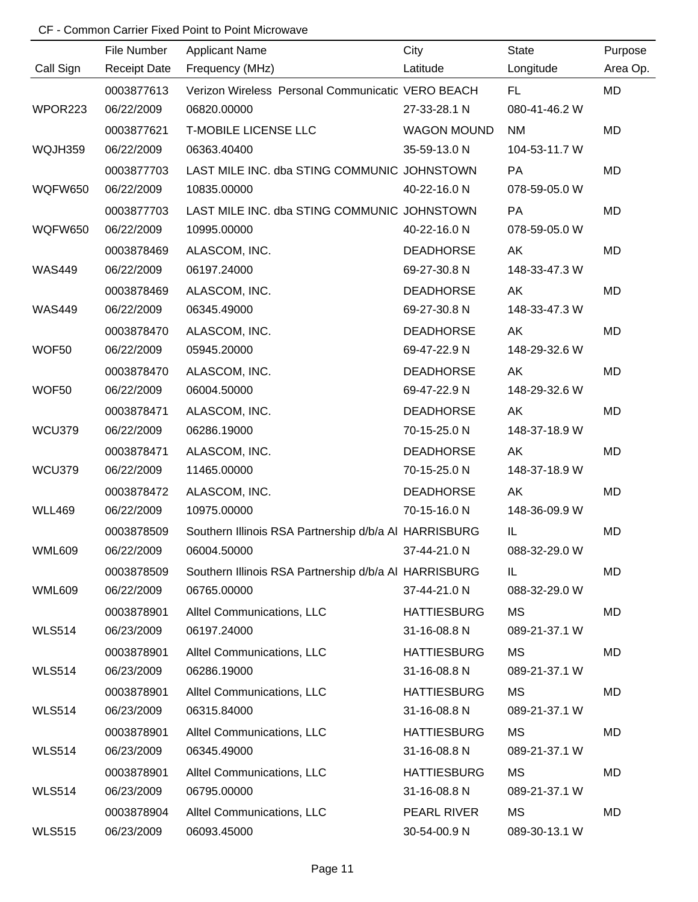CF - Common Carrier Fixed Point to Point Microwave

| Call Sign | File Number / Receipt Date | Applicant Name / Frequency (MHz) | City / Latitude | State / Longitude | Purpose / Area Op. |
|---|---|---|---|---|---|
| | 0003877613 | Verizon Wireless Personal Communicatic | VERO BEACH | FL | MD |
| WPOR223 | 06/22/2009 | 06820.00000 | 27-33-28.1 N | 080-41-46.2 W | |
| | 0003877621 | T-MOBILE LICENSE LLC | WAGON MOUND | NM | MD |
| WQJH359 | 06/22/2009 | 06363.40400 | 35-59-13.0 N | 104-53-11.7 W | |
| | 0003877703 | LAST MILE INC. dba STING COMMUNIC | JOHNSTOWN | PA | MD |
| WQFW650 | 06/22/2009 | 10835.00000 | 40-22-16.0 N | 078-59-05.0 W | |
| | 0003877703 | LAST MILE INC. dba STING COMMUNIC | JOHNSTOWN | PA | MD |
| WQFW650 | 06/22/2009 | 10995.00000 | 40-22-16.0 N | 078-59-05.0 W | |
| | 0003878469 | ALASCOM, INC. | DEADHORSE | AK | MD |
| WAS449 | 06/22/2009 | 06197.24000 | 69-27-30.8 N | 148-33-47.3 W | |
| | 0003878469 | ALASCOM, INC. | DEADHORSE | AK | MD |
| WAS449 | 06/22/2009 | 06345.49000 | 69-27-30.8 N | 148-33-47.3 W | |
| | 0003878470 | ALASCOM, INC. | DEADHORSE | AK | MD |
| WOF50 | 06/22/2009 | 05945.20000 | 69-47-22.9 N | 148-29-32.6 W | |
| | 0003878470 | ALASCOM, INC. | DEADHORSE | AK | MD |
| WOF50 | 06/22/2009 | 06004.50000 | 69-47-22.9 N | 148-29-32.6 W | |
| | 0003878471 | ALASCOM, INC. | DEADHORSE | AK | MD |
| WCU379 | 06/22/2009 | 06286.19000 | 70-15-25.0 N | 148-37-18.9 W | |
| | 0003878471 | ALASCOM, INC. | DEADHORSE | AK | MD |
| WCU379 | 06/22/2009 | 11465.00000 | 70-15-25.0 N | 148-37-18.9 W | |
| | 0003878472 | ALASCOM, INC. | DEADHORSE | AK | MD |
| WLL469 | 06/22/2009 | 10975.00000 | 70-15-16.0 N | 148-36-09.9 W | |
| | 0003878509 | Southern Illinois RSA Partnership d/b/a Al | HARRISBURG | IL | MD |
| WML609 | 06/22/2009 | 06004.50000 | 37-44-21.0 N | 088-32-29.0 W | |
| | 0003878509 | Southern Illinois RSA Partnership d/b/a Al | HARRISBURG | IL | MD |
| WML609 | 06/22/2009 | 06765.00000 | 37-44-21.0 N | 088-32-29.0 W | |
| | 0003878901 | Alltel Communications, LLC | HATTIESBURG | MS | MD |
| WLS514 | 06/23/2009 | 06197.24000 | 31-16-08.8 N | 089-21-37.1 W | |
| | 0003878901 | Alltel Communications, LLC | HATTIESBURG | MS | MD |
| WLS514 | 06/23/2009 | 06286.19000 | 31-16-08.8 N | 089-21-37.1 W | |
| | 0003878901 | Alltel Communications, LLC | HATTIESBURG | MS | MD |
| WLS514 | 06/23/2009 | 06315.84000 | 31-16-08.8 N | 089-21-37.1 W | |
| | 0003878901 | Alltel Communications, LLC | HATTIESBURG | MS | MD |
| WLS514 | 06/23/2009 | 06345.49000 | 31-16-08.8 N | 089-21-37.1 W | |
| | 0003878901 | Alltel Communications, LLC | HATTIESBURG | MS | MD |
| WLS514 | 06/23/2009 | 06795.00000 | 31-16-08.8 N | 089-21-37.1 W | |
| | 0003878904 | Alltel Communications, LLC | PEARL RIVER | MS | MD |
| WLS515 | 06/23/2009 | 06093.45000 | 30-54-00.9 N | 089-30-13.1 W | |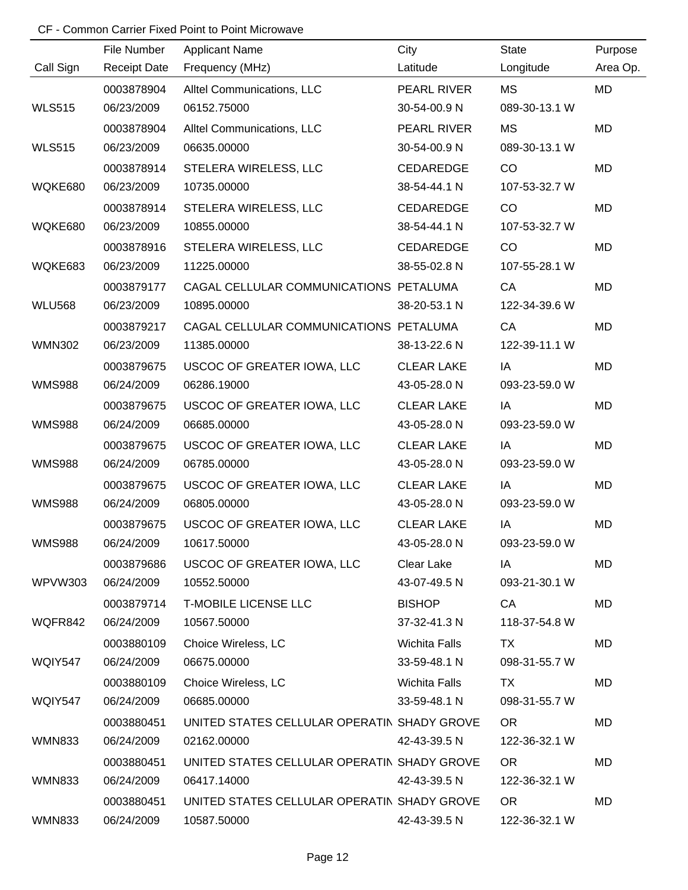CF - Common Carrier Fixed Point to Point Microwave

| Call Sign | File Number<br>Receipt Date | Applicant Name<br>Frequency (MHz) | City<br>Latitude | State<br>Longitude | Purpose<br>Area Op. |
|---|---|---|---|---|---|
| WLS515 | 0003878904<br>06/23/2009 | Alltel Communications, LLC<br>06152.75000 | PEARL RIVER<br>30-54-00.9 N | MS<br>089-30-13.1 W | MD |
| WLS515 | 0003878904<br>06/23/2009 | Alltel Communications, LLC<br>06635.00000 | PEARL RIVER<br>30-54-00.9 N | MS<br>089-30-13.1 W | MD |
| WQKE680 | 0003878914<br>06/23/2009 | STELERA WIRELESS, LLC<br>10735.00000 | CEDAREDGE<br>38-54-44.1 N | CO<br>107-53-32.7 W | MD |
| WQKE680 | 0003878914<br>06/23/2009 | STELERA WIRELESS, LLC<br>10855.00000 | CEDAREDGE<br>38-54-44.1 N | CO<br>107-53-32.7 W | MD |
| WQKE683 | 0003878916<br>06/23/2009 | STELERA WIRELESS, LLC<br>11225.00000 | CEDAREDGE<br>38-55-02.8 N | CO<br>107-55-28.1 W | MD |
| WLU568 | 0003879177<br>06/23/2009 | CAGAL CELLULAR COMMUNICATIONS<br>10895.00000 | PETALUMA<br>38-20-53.1 N | CA<br>122-34-39.6 W | MD |
| WMN302 | 0003879217<br>06/23/2009 | CAGAL CELLULAR COMMUNICATIONS<br>11385.00000 | PETALUMA<br>38-13-22.6 N | CA<br>122-39-11.1 W | MD |
| WMS988 | 0003879675<br>06/24/2009 | USCOC OF GREATER IOWA, LLC<br>06286.19000 | CLEAR LAKE<br>43-05-28.0 N | IA<br>093-23-59.0 W | MD |
| WMS988 | 0003879675<br>06/24/2009 | USCOC OF GREATER IOWA, LLC<br>06685.00000 | CLEAR LAKE<br>43-05-28.0 N | IA<br>093-23-59.0 W | MD |
| WMS988 | 0003879675<br>06/24/2009 | USCOC OF GREATER IOWA, LLC<br>06785.00000 | CLEAR LAKE<br>43-05-28.0 N | IA<br>093-23-59.0 W | MD |
| WMS988 | 0003879675<br>06/24/2009 | USCOC OF GREATER IOWA, LLC<br>06805.00000 | CLEAR LAKE<br>43-05-28.0 N | IA<br>093-23-59.0 W | MD |
| WMS988 | 0003879675<br>06/24/2009 | USCOC OF GREATER IOWA, LLC<br>10617.50000 | CLEAR LAKE<br>43-05-28.0 N | IA<br>093-23-59.0 W | MD |
| WPVW303 | 0003879686<br>06/24/2009 | USCOC OF GREATER IOWA, LLC<br>10552.50000 | Clear Lake<br>43-07-49.5 N | IA<br>093-21-30.1 W | MD |
| WQFR842 | 0003879714<br>06/24/2009 | T-MOBILE LICENSE LLC<br>10567.50000 | BISHOP<br>37-32-41.3 N | CA<br>118-37-54.8 W | MD |
| WQIY547 | 0003880109<br>06/24/2009 | Choice Wireless, LC<br>06675.00000 | Wichita Falls<br>33-59-48.1 N | TX<br>098-31-55.7 W | MD |
| WQIY547 | 0003880109<br>06/24/2009 | Choice Wireless, LC<br>06685.00000 | Wichita Falls<br>33-59-48.1 N | TX<br>098-31-55.7 W | MD |
| WMN833 | 0003880451<br>06/24/2009 | UNITED STATES CELLULAR OPERATIN<br>02162.00000 | SHADY GROVE<br>42-43-39.5 N | OR<br>122-36-32.1 W | MD |
| WMN833 | 0003880451<br>06/24/2009 | UNITED STATES CELLULAR OPERATIN<br>06417.14000 | SHADY GROVE<br>42-43-39.5 N | OR<br>122-36-32.1 W | MD |
| WMN833 | 0003880451<br>06/24/2009 | UNITED STATES CELLULAR OPERATIN<br>10587.50000 | SHADY GROVE<br>42-43-39.5 N | OR<br>122-36-32.1 W | MD |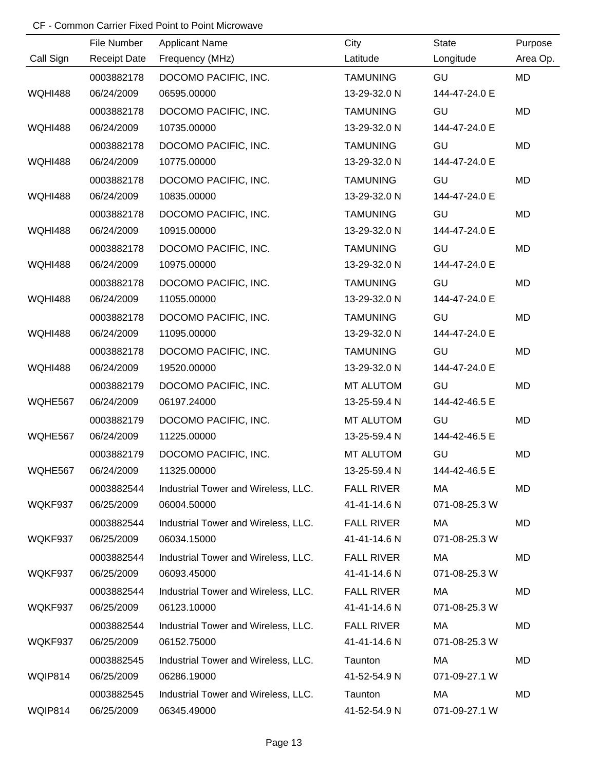CF - Common Carrier Fixed Point to Point Microwave

| Call Sign | File Number<br>Receipt Date | Applicant Name<br>Frequency (MHz) | City<br>Latitude | State<br>Longitude | Purpose<br>Area Op. |
|---|---|---|---|---|---|
| WQHI488 | 0003882178<br>06/24/2009 | DOCOMO PACIFIC, INC.<br>06595.00000 | TAMUNING<br>13-29-32.0 N | GU<br>144-47-24.0 E | MD |
| WQHI488 | 0003882178<br>06/24/2009 | DOCOMO PACIFIC, INC.<br>10735.00000 | TAMUNING<br>13-29-32.0 N | GU<br>144-47-24.0 E | MD |
| WQHI488 | 0003882178<br>06/24/2009 | DOCOMO PACIFIC, INC.<br>10775.00000 | TAMUNING<br>13-29-32.0 N | GU<br>144-47-24.0 E | MD |
| WQHI488 | 0003882178<br>06/24/2009 | DOCOMO PACIFIC, INC.<br>10835.00000 | TAMUNING<br>13-29-32.0 N | GU<br>144-47-24.0 E | MD |
| WQHI488 | 0003882178<br>06/24/2009 | DOCOMO PACIFIC, INC.<br>10915.00000 | TAMUNING<br>13-29-32.0 N | GU<br>144-47-24.0 E | MD |
| WQHI488 | 0003882178<br>06/24/2009 | DOCOMO PACIFIC, INC.<br>10975.00000 | TAMUNING<br>13-29-32.0 N | GU<br>144-47-24.0 E | MD |
| WQHI488 | 0003882178<br>06/24/2009 | DOCOMO PACIFIC, INC.<br>11055.00000 | TAMUNING<br>13-29-32.0 N | GU<br>144-47-24.0 E | MD |
| WQHI488 | 0003882178<br>06/24/2009 | DOCOMO PACIFIC, INC.<br>11095.00000 | TAMUNING<br>13-29-32.0 N | GU<br>144-47-24.0 E | MD |
| WQHI488 | 0003882178<br>06/24/2009 | DOCOMO PACIFIC, INC.<br>19520.00000 | TAMUNING<br>13-29-32.0 N | GU<br>144-47-24.0 E | MD |
| WQHE567 | 0003882179<br>06/24/2009 | DOCOMO PACIFIC, INC.<br>06197.24000 | MT ALUTOM<br>13-25-59.4 N | GU<br>144-42-46.5 E | MD |
| WQHE567 | 0003882179<br>06/24/2009 | DOCOMO PACIFIC, INC.<br>11225.00000 | MT ALUTOM<br>13-25-59.4 N | GU<br>144-42-46.5 E | MD |
| WQHE567 | 0003882179<br>06/24/2009 | DOCOMO PACIFIC, INC.<br>11325.00000 | MT ALUTOM<br>13-25-59.4 N | GU<br>144-42-46.5 E | MD |
| WQKF937 | 0003882544<br>06/25/2009 | Industrial Tower and Wireless, LLC.<br>06004.50000 | FALL RIVER<br>41-41-14.6 N | MA<br>071-08-25.3 W | MD |
| WQKF937 | 0003882544<br>06/25/2009 | Industrial Tower and Wireless, LLC.<br>06034.15000 | FALL RIVER<br>41-41-14.6 N | MA<br>071-08-25.3 W | MD |
| WQKF937 | 0003882544<br>06/25/2009 | Industrial Tower and Wireless, LLC.<br>06093.45000 | FALL RIVER<br>41-41-14.6 N | MA<br>071-08-25.3 W | MD |
| WQKF937 | 0003882544<br>06/25/2009 | Industrial Tower and Wireless, LLC.<br>06123.10000 | FALL RIVER<br>41-41-14.6 N | MA<br>071-08-25.3 W | MD |
| WQKF937 | 0003882544<br>06/25/2009 | Industrial Tower and Wireless, LLC.<br>06152.75000 | FALL RIVER<br>41-41-14.6 N | MA<br>071-08-25.3 W | MD |
| WQIP814 | 0003882545<br>06/25/2009 | Industrial Tower and Wireless, LLC.<br>06286.19000 | Taunton<br>41-52-54.9 N | MA<br>071-09-27.1 W | MD |
| WQIP814 | 0003882545<br>06/25/2009 | Industrial Tower and Wireless, LLC.<br>06345.49000 | Taunton<br>41-52-54.9 N | MA<br>071-09-27.1 W | MD |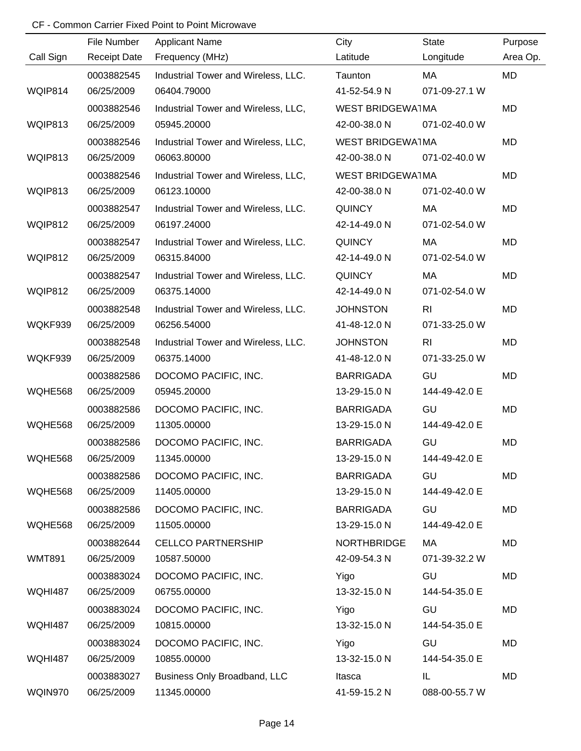CF - Common Carrier Fixed Point to Point Microwave

| Call Sign | File Number<br>Receipt Date | Applicant Name<br>Frequency (MHz) | City<br>Latitude | State<br>Longitude | Purpose<br>Area Op. |
|---|---|---|---|---|---|
| WQIP814 | 0003882545<br>06/25/2009 | Industrial Tower and Wireless, LLC.<br>06404.79000 | Taunton<br>41-52-54.9 N | MA<br>071-09-27.1 W | MD |
| WQIP813 | 0003882546<br>06/25/2009 | Industrial Tower and Wireless, LLC,<br>05945.20000 | WEST BRIDGEWAT<br>42-00-38.0 N | MA<br>071-02-40.0 W | MD |
| WQIP813 | 0003882546<br>06/25/2009 | Industrial Tower and Wireless, LLC,<br>06063.80000 | WEST BRIDGEWAT<br>42-00-38.0 N | MA<br>071-02-40.0 W | MD |
| WQIP813 | 0003882546<br>06/25/2009 | Industrial Tower and Wireless, LLC,<br>06123.10000 | WEST BRIDGEWAT<br>42-00-38.0 N | MA<br>071-02-40.0 W | MD |
| WQIP812 | 0003882547<br>06/25/2009 | Industrial Tower and Wireless, LLC.<br>06197.24000 | QUINCY<br>42-14-49.0 N | MA<br>071-02-54.0 W | MD |
| WQIP812 | 0003882547<br>06/25/2009 | Industrial Tower and Wireless, LLC.<br>06315.84000 | QUINCY<br>42-14-49.0 N | MA<br>071-02-54.0 W | MD |
| WQIP812 | 0003882547<br>06/25/2009 | Industrial Tower and Wireless, LLC.<br>06375.14000 | QUINCY<br>42-14-49.0 N | MA<br>071-02-54.0 W | MD |
| WQKF939 | 0003882548<br>06/25/2009 | Industrial Tower and Wireless, LLC.<br>06256.54000 | JOHNSTON<br>41-48-12.0 N | RI<br>071-33-25.0 W | MD |
| WQKF939 | 0003882548<br>06/25/2009 | Industrial Tower and Wireless, LLC.<br>06375.14000 | JOHNSTON<br>41-48-12.0 N | RI<br>071-33-25.0 W | MD |
| WQHE568 | 0003882586<br>06/25/2009 | DOCOMO PACIFIC, INC.<br>05945.20000 | BARRIGADA<br>13-29-15.0 N | GU<br>144-49-42.0 E | MD |
| WQHE568 | 0003882586<br>06/25/2009 | DOCOMO PACIFIC, INC.<br>11305.00000 | BARRIGADA<br>13-29-15.0 N | GU<br>144-49-42.0 E | MD |
| WQHE568 | 0003882586<br>06/25/2009 | DOCOMO PACIFIC, INC.<br>11345.00000 | BARRIGADA<br>13-29-15.0 N | GU<br>144-49-42.0 E | MD |
| WQHE568 | 0003882586<br>06/25/2009 | DOCOMO PACIFIC, INC.<br>11405.00000 | BARRIGADA<br>13-29-15.0 N | GU<br>144-49-42.0 E | MD |
| WQHE568 | 0003882586<br>06/25/2009 | DOCOMO PACIFIC, INC.<br>11505.00000 | BARRIGADA<br>13-29-15.0 N | GU<br>144-49-42.0 E | MD |
| WMT891 | 0003882644<br>06/25/2009 | CELLCO PARTNERSHIP<br>10587.50000 | NORTHBRIDGE<br>42-09-54.3 N | MA<br>071-39-32.2 W | MD |
| WQHI487 | 0003883024<br>06/25/2009 | DOCOMO PACIFIC, INC.<br>06755.00000 | Yigo<br>13-32-15.0 N | GU<br>144-54-35.0 E | MD |
| WQHI487 | 0003883024<br>06/25/2009 | DOCOMO PACIFIC, INC.<br>10815.00000 | Yigo<br>13-32-15.0 N | GU<br>144-54-35.0 E | MD |
| WQHI487 | 0003883024<br>06/25/2009 | DOCOMO PACIFIC, INC.<br>10855.00000 | Yigo<br>13-32-15.0 N | GU<br>144-54-35.0 E | MD |
| WQIN970 | 0003883027<br>06/25/2009 | Business Only Broadband, LLC<br>11345.00000 | Itasca<br>41-59-15.2 N | IL<br>088-00-55.7 W | MD |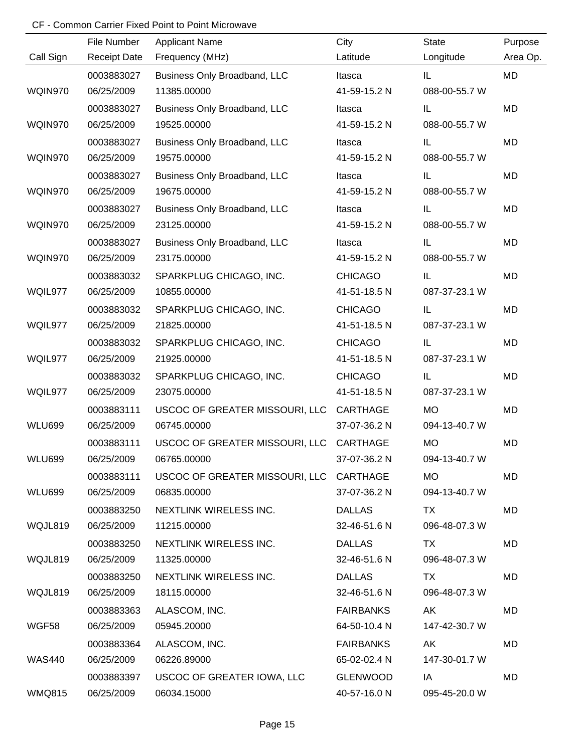CF - Common Carrier Fixed Point to Point Microwave

| Call Sign | File Number / Receipt Date | Applicant Name / Frequency (MHz) | City / Latitude | State / Longitude | Purpose / Area Op. |
|---|---|---|---|---|---|
| WQIN970 | 0003883027<br>06/25/2009 | Business Only Broadband, LLC<br>11385.00000 | Itasca<br>41-59-15.2 N | IL<br>088-00-55.7 W | MD |
| WQIN970 | 0003883027<br>06/25/2009 | Business Only Broadband, LLC<br>19525.00000 | Itasca<br>41-59-15.2 N | IL<br>088-00-55.7 W | MD |
| WQIN970 | 0003883027<br>06/25/2009 | Business Only Broadband, LLC<br>19575.00000 | Itasca<br>41-59-15.2 N | IL<br>088-00-55.7 W | MD |
| WQIN970 | 0003883027<br>06/25/2009 | Business Only Broadband, LLC<br>19675.00000 | Itasca<br>41-59-15.2 N | IL<br>088-00-55.7 W | MD |
| WQIN970 | 0003883027<br>06/25/2009 | Business Only Broadband, LLC<br>23125.00000 | Itasca<br>41-59-15.2 N | IL<br>088-00-55.7 W | MD |
| WQIN970 | 0003883027<br>06/25/2009 | Business Only Broadband, LLC<br>23175.00000 | Itasca<br>41-59-15.2 N | IL<br>088-00-55.7 W | MD |
| WQIL977 | 0003883032<br>06/25/2009 | SPARKPLUG CHICAGO, INC.<br>10855.00000 | CHICAGO<br>41-51-18.5 N | IL<br>087-37-23.1 W | MD |
| WQIL977 | 0003883032<br>06/25/2009 | SPARKPLUG CHICAGO, INC.<br>21825.00000 | CHICAGO<br>41-51-18.5 N | IL<br>087-37-23.1 W | MD |
| WQIL977 | 0003883032<br>06/25/2009 | SPARKPLUG CHICAGO, INC.<br>21925.00000 | CHICAGO<br>41-51-18.5 N | IL<br>087-37-23.1 W | MD |
| WQIL977 | 0003883032<br>06/25/2009 | SPARKPLUG CHICAGO, INC.<br>23075.00000 | CHICAGO<br>41-51-18.5 N | IL<br>087-37-23.1 W | MD |
| WLU699 | 0003883111<br>06/25/2009 | USCOC OF GREATER MISSOURI, LLC<br>06745.00000 | CARTHAGE<br>37-07-36.2 N | MO<br>094-13-40.7 W | MD |
| WLU699 | 0003883111<br>06/25/2009 | USCOC OF GREATER MISSOURI, LLC<br>06765.00000 | CARTHAGE<br>37-07-36.2 N | MO<br>094-13-40.7 W | MD |
| WLU699 | 0003883111<br>06/25/2009 | USCOC OF GREATER MISSOURI, LLC<br>06835.00000 | CARTHAGE<br>37-07-36.2 N | MO<br>094-13-40.7 W | MD |
| WQJL819 | 0003883250<br>06/25/2009 | NEXTLINK WIRELESS INC.<br>11215.00000 | DALLAS<br>32-46-51.6 N | TX<br>096-48-07.3 W | MD |
| WQJL819 | 0003883250<br>06/25/2009 | NEXTLINK WIRELESS INC.<br>11325.00000 | DALLAS<br>32-46-51.6 N | TX<br>096-48-07.3 W | MD |
| WQJL819 | 0003883250<br>06/25/2009 | NEXTLINK WIRELESS INC.<br>18115.00000 | DALLAS<br>32-46-51.6 N | TX<br>096-48-07.3 W | MD |
| WGF58 | 0003883363<br>06/25/2009 | ALASCOM, INC.<br>05945.20000 | FAIRBANKS<br>64-50-10.4 N | AK<br>147-42-30.7 W | MD |
| WAS440 | 0003883364<br>06/25/2009 | ALASCOM, INC.<br>06226.89000 | FAIRBANKS<br>65-02-02.4 N | AK<br>147-30-01.7 W | MD |
| WMQ815 | 0003883397<br>06/25/2009 | USCOC OF GREATER IOWA, LLC<br>06034.15000 | GLENWOOD<br>40-57-16.0 N | IA<br>095-45-20.0 W | MD |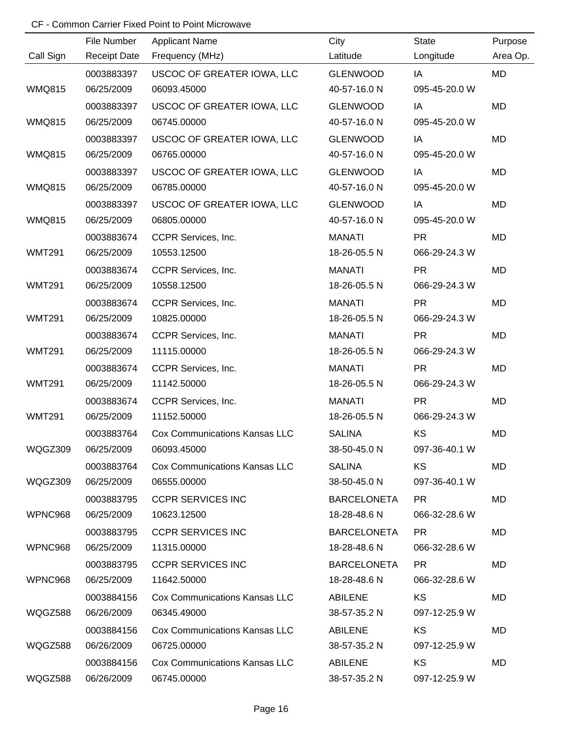CF - Common Carrier Fixed Point to Point Microwave

| Call Sign | File Number / Receipt Date | Applicant Name / Frequency (MHz) | City / Latitude | State / Longitude | Purpose / Area Op. |
|---|---|---|---|---|---|
| | 0003883397 | USCOC OF GREATER IOWA, LLC | GLENWOOD | IA | MD |
| WMQ815 | 06/25/2009 | 06093.45000 | 40-57-16.0 N | 095-45-20.0 W | |
| | 0003883397 | USCOC OF GREATER IOWA, LLC | GLENWOOD | IA | MD |
| WMQ815 | 06/25/2009 | 06745.00000 | 40-57-16.0 N | 095-45-20.0 W | |
| | 0003883397 | USCOC OF GREATER IOWA, LLC | GLENWOOD | IA | MD |
| WMQ815 | 06/25/2009 | 06765.00000 | 40-57-16.0 N | 095-45-20.0 W | |
| | 0003883397 | USCOC OF GREATER IOWA, LLC | GLENWOOD | IA | MD |
| WMQ815 | 06/25/2009 | 06785.00000 | 40-57-16.0 N | 095-45-20.0 W | |
| | 0003883397 | USCOC OF GREATER IOWA, LLC | GLENWOOD | IA | MD |
| WMQ815 | 06/25/2009 | 06805.00000 | 40-57-16.0 N | 095-45-20.0 W | |
| | 0003883674 | CCPR Services, Inc. | MANATI | PR | MD |
| WMT291 | 06/25/2009 | 10553.12500 | 18-26-05.5 N | 066-29-24.3 W | |
| | 0003883674 | CCPR Services, Inc. | MANATI | PR | MD |
| WMT291 | 06/25/2009 | 10558.12500 | 18-26-05.5 N | 066-29-24.3 W | |
| | 0003883674 | CCPR Services, Inc. | MANATI | PR | MD |
| WMT291 | 06/25/2009 | 10825.00000 | 18-26-05.5 N | 066-29-24.3 W | |
| | 0003883674 | CCPR Services, Inc. | MANATI | PR | MD |
| WMT291 | 06/25/2009 | 11115.00000 | 18-26-05.5 N | 066-29-24.3 W | |
| | 0003883674 | CCPR Services, Inc. | MANATI | PR | MD |
| WMT291 | 06/25/2009 | 11142.50000 | 18-26-05.5 N | 066-29-24.3 W | |
| | 0003883674 | CCPR Services, Inc. | MANATI | PR | MD |
| WMT291 | 06/25/2009 | 11152.50000 | 18-26-05.5 N | 066-29-24.3 W | |
| | 0003883764 | Cox Communications Kansas LLC | SALINA | KS | MD |
| WQGZ309 | 06/25/2009 | 06093.45000 | 38-50-45.0 N | 097-36-40.1 W | |
| | 0003883764 | Cox Communications Kansas LLC | SALINA | KS | MD |
| WQGZ309 | 06/25/2009 | 06555.00000 | 38-50-45.0 N | 097-36-40.1 W | |
| | 0003883795 | CCPR SERVICES INC | BARCELONETA | PR | MD |
| WPNC968 | 06/25/2009 | 10623.12500 | 18-28-48.6 N | 066-32-28.6 W | |
| | 0003883795 | CCPR SERVICES INC | BARCELONETA | PR | MD |
| WPNC968 | 06/25/2009 | 11315.00000 | 18-28-48.6 N | 066-32-28.6 W | |
| | 0003883795 | CCPR SERVICES INC | BARCELONETA | PR | MD |
| WPNC968 | 06/25/2009 | 11642.50000 | 18-28-48.6 N | 066-32-28.6 W | |
| | 0003884156 | Cox Communications Kansas LLC | ABILENE | KS | MD |
| WQGZ588 | 06/26/2009 | 06345.49000 | 38-57-35.2 N | 097-12-25.9 W | |
| | 0003884156 | Cox Communications Kansas LLC | ABILENE | KS | MD |
| WQGZ588 | 06/26/2009 | 06725.00000 | 38-57-35.2 N | 097-12-25.9 W | |
| | 0003884156 | Cox Communications Kansas LLC | ABILENE | KS | MD |
| WQGZ588 | 06/26/2009 | 06745.00000 | 38-57-35.2 N | 097-12-25.9 W | |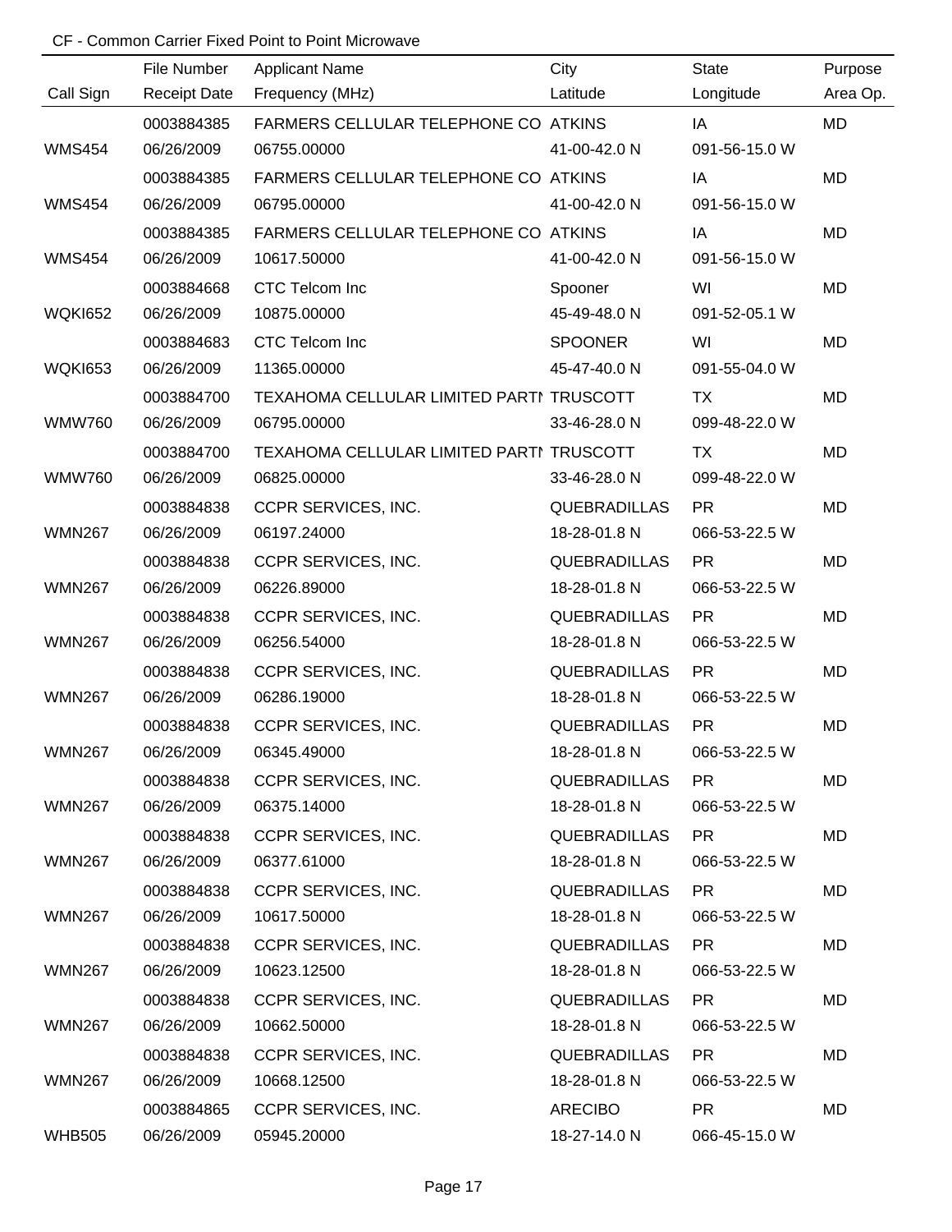CF - Common Carrier Fixed Point to Point Microwave

| Call Sign | File Number<br>Receipt Date | Applicant Name<br>Frequency (MHz) | City<br>Latitude | State<br>Longitude | Purpose<br>Area Op. |
|---|---|---|---|---|---|
| WMS454 | 0003884385<br>06/26/2009 | FARMERS CELLULAR TELEPHONE CO<br>06755.00000 | ATKINS<br>41-00-42.0 N | IA<br>091-56-15.0 W | MD |
| WMS454 | 0003884385<br>06/26/2009 | FARMERS CELLULAR TELEPHONE CO<br>06795.00000 | ATKINS<br>41-00-42.0 N | IA<br>091-56-15.0 W | MD |
| WMS454 | 0003884385<br>06/26/2009 | FARMERS CELLULAR TELEPHONE CO<br>10617.50000 | ATKINS<br>41-00-42.0 N | IA<br>091-56-15.0 W | MD |
| WQKI652 | 0003884668<br>06/26/2009 | CTC Telcom Inc<br>10875.00000 | Spooner<br>45-49-48.0 N | WI<br>091-52-05.1 W | MD |
| WQKI653 | 0003884683<br>06/26/2009 | CTC Telcom Inc<br>11365.00000 | SPOONER<br>45-47-40.0 N | WI<br>091-55-04.0 W | MD |
| WMW760 | 0003884700<br>06/26/2009 | TEXAHOMA CELLULAR LIMITED PARTI<br>06795.00000 | TRUSCOTT<br>33-46-28.0 N | TX<br>099-48-22.0 W | MD |
| WMW760 | 0003884700<br>06/26/2009 | TEXAHOMA CELLULAR LIMITED PARTI<br>06825.00000 | TRUSCOTT<br>33-46-28.0 N | TX<br>099-48-22.0 W | MD |
| WMN267 | 0003884838<br>06/26/2009 | CCPR SERVICES, INC.<br>06197.24000 | QUEBRADILLAS<br>18-28-01.8 N | PR<br>066-53-22.5 W | MD |
| WMN267 | 0003884838<br>06/26/2009 | CCPR SERVICES, INC.<br>06226.89000 | QUEBRADILLAS<br>18-28-01.8 N | PR<br>066-53-22.5 W | MD |
| WMN267 | 0003884838<br>06/26/2009 | CCPR SERVICES, INC.<br>06256.54000 | QUEBRADILLAS<br>18-28-01.8 N | PR<br>066-53-22.5 W | MD |
| WMN267 | 0003884838<br>06/26/2009 | CCPR SERVICES, INC.<br>06286.19000 | QUEBRADILLAS<br>18-28-01.8 N | PR<br>066-53-22.5 W | MD |
| WMN267 | 0003884838<br>06/26/2009 | CCPR SERVICES, INC.<br>06345.49000 | QUEBRADILLAS<br>18-28-01.8 N | PR<br>066-53-22.5 W | MD |
| WMN267 | 0003884838<br>06/26/2009 | CCPR SERVICES, INC.<br>06375.14000 | QUEBRADILLAS<br>18-28-01.8 N | PR<br>066-53-22.5 W | MD |
| WMN267 | 0003884838<br>06/26/2009 | CCPR SERVICES, INC.<br>06377.61000 | QUEBRADILLAS<br>18-28-01.8 N | PR<br>066-53-22.5 W | MD |
| WMN267 | 0003884838<br>06/26/2009 | CCPR SERVICES, INC.<br>10617.50000 | QUEBRADILLAS<br>18-28-01.8 N | PR<br>066-53-22.5 W | MD |
| WMN267 | 0003884838<br>06/26/2009 | CCPR SERVICES, INC.<br>10623.12500 | QUEBRADILLAS<br>18-28-01.8 N | PR<br>066-53-22.5 W | MD |
| WMN267 | 0003884838<br>06/26/2009 | CCPR SERVICES, INC.<br>10662.50000 | QUEBRADILLAS<br>18-28-01.8 N | PR<br>066-53-22.5 W | MD |
| WMN267 | 0003884838<br>06/26/2009 | CCPR SERVICES, INC.<br>10668.12500 | QUEBRADILLAS<br>18-28-01.8 N | PR<br>066-53-22.5 W | MD |
| WHB505 | 0003884865<br>06/26/2009 | CCPR SERVICES, INC.<br>05945.20000 | ARECIBO<br>18-27-14.0 N | PR<br>066-45-15.0 W | MD |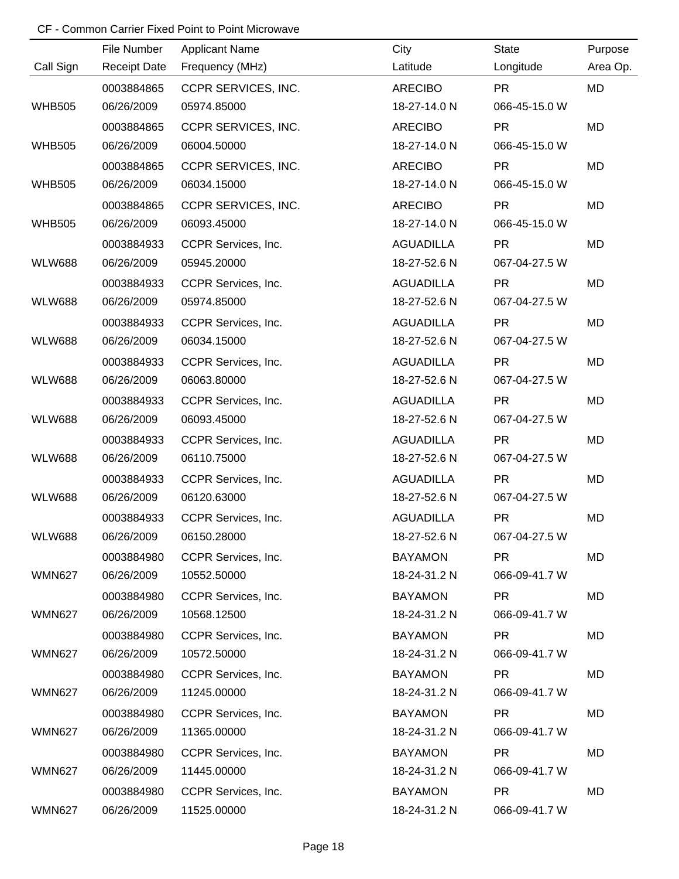CF - Common Carrier Fixed Point to Point Microwave

| Call Sign | File Number / Receipt Date | Applicant Name / Frequency (MHz) | City / Latitude | State / Longitude | Purpose / Area Op. |
|---|---|---|---|---|---|
| | 0003884865 | CCPR SERVICES, INC. | ARECIBO | PR | MD |
| WHB505 | 06/26/2009 | 05974.85000 | 18-27-14.0 N | 066-45-15.0 W | |
| | 0003884865 | CCPR SERVICES, INC. | ARECIBO | PR | MD |
| WHB505 | 06/26/2009 | 06004.50000 | 18-27-14.0 N | 066-45-15.0 W | |
| | 0003884865 | CCPR SERVICES, INC. | ARECIBO | PR | MD |
| WHB505 | 06/26/2009 | 06034.15000 | 18-27-14.0 N | 066-45-15.0 W | |
| | 0003884865 | CCPR SERVICES, INC. | ARECIBO | PR | MD |
| WHB505 | 06/26/2009 | 06093.45000 | 18-27-14.0 N | 066-45-15.0 W | |
| | 0003884933 | CCPR Services, Inc. | AGUADILLA | PR | MD |
| WLW688 | 06/26/2009 | 05945.20000 | 18-27-52.6 N | 067-04-27.5 W | |
| | 0003884933 | CCPR Services, Inc. | AGUADILLA | PR | MD |
| WLW688 | 06/26/2009 | 05974.85000 | 18-27-52.6 N | 067-04-27.5 W | |
| | 0003884933 | CCPR Services, Inc. | AGUADILLA | PR | MD |
| WLW688 | 06/26/2009 | 06034.15000 | 18-27-52.6 N | 067-04-27.5 W | |
| | 0003884933 | CCPR Services, Inc. | AGUADILLA | PR | MD |
| WLW688 | 06/26/2009 | 06063.80000 | 18-27-52.6 N | 067-04-27.5 W | |
| | 0003884933 | CCPR Services, Inc. | AGUADILLA | PR | MD |
| WLW688 | 06/26/2009 | 06093.45000 | 18-27-52.6 N | 067-04-27.5 W | |
| | 0003884933 | CCPR Services, Inc. | AGUADILLA | PR | MD |
| WLW688 | 06/26/2009 | 06110.75000 | 18-27-52.6 N | 067-04-27.5 W | |
| | 0003884933 | CCPR Services, Inc. | AGUADILLA | PR | MD |
| WLW688 | 06/26/2009 | 06120.63000 | 18-27-52.6 N | 067-04-27.5 W | |
| | 0003884933 | CCPR Services, Inc. | AGUADILLA | PR | MD |
| WLW688 | 06/26/2009 | 06150.28000 | 18-27-52.6 N | 067-04-27.5 W | |
| | 0003884980 | CCPR Services, Inc. | BAYAMON | PR | MD |
| WMN627 | 06/26/2009 | 10552.50000 | 18-24-31.2 N | 066-09-41.7 W | |
| | 0003884980 | CCPR Services, Inc. | BAYAMON | PR | MD |
| WMN627 | 06/26/2009 | 10568.12500 | 18-24-31.2 N | 066-09-41.7 W | |
| | 0003884980 | CCPR Services, Inc. | BAYAMON | PR | MD |
| WMN627 | 06/26/2009 | 10572.50000 | 18-24-31.2 N | 066-09-41.7 W | |
| | 0003884980 | CCPR Services, Inc. | BAYAMON | PR | MD |
| WMN627 | 06/26/2009 | 11245.00000 | 18-24-31.2 N | 066-09-41.7 W | |
| | 0003884980 | CCPR Services, Inc. | BAYAMON | PR | MD |
| WMN627 | 06/26/2009 | 11365.00000 | 18-24-31.2 N | 066-09-41.7 W | |
| | 0003884980 | CCPR Services, Inc. | BAYAMON | PR | MD |
| WMN627 | 06/26/2009 | 11445.00000 | 18-24-31.2 N | 066-09-41.7 W | |
| | 0003884980 | CCPR Services, Inc. | BAYAMON | PR | MD |
| WMN627 | 06/26/2009 | 11525.00000 | 18-24-31.2 N | 066-09-41.7 W | |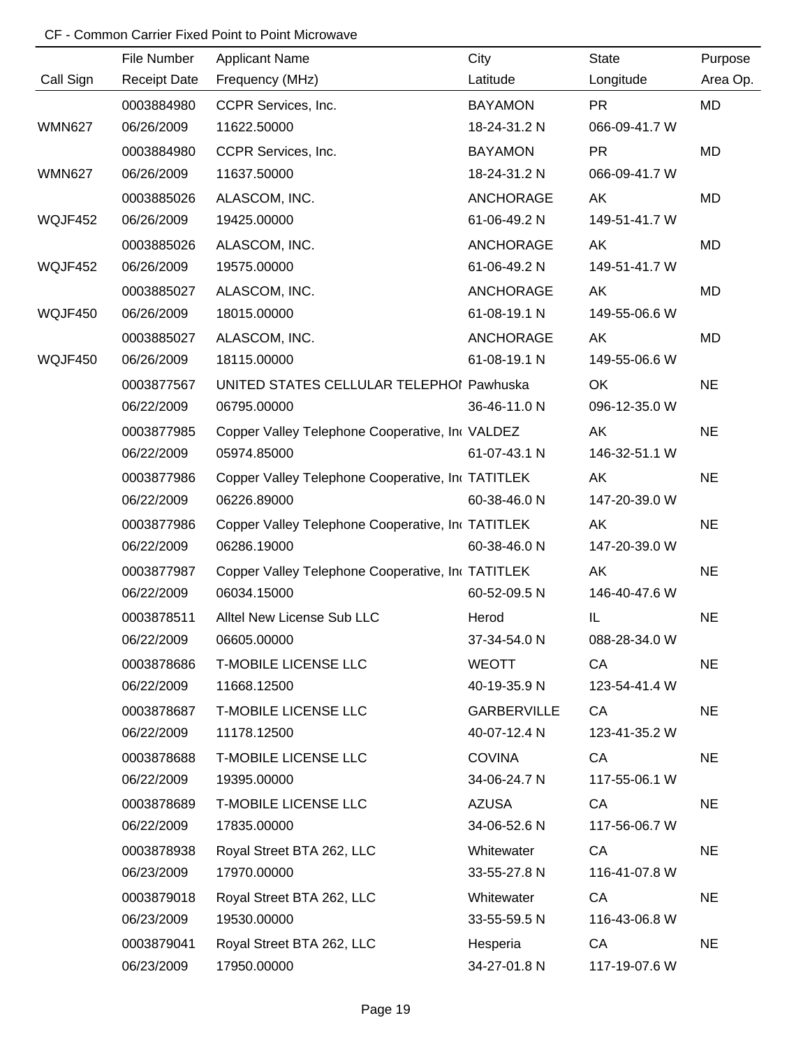CF - Common Carrier Fixed Point to Point Microwave

| Call Sign | File Number / Receipt Date | Applicant Name / Frequency (MHz) | City / Latitude | State / Longitude | Purpose / Area Op. |
|---|---|---|---|---|---|
| | 0003884980 | CCPR Services, Inc. | BAYAMON | PR | MD |
| WMN627 | 06/26/2009 | 11622.50000 | 18-24-31.2 N | 066-09-41.7 W | |
| | 0003884980 | CCPR Services, Inc. | BAYAMON | PR | MD |
| WMN627 | 06/26/2009 | 11637.50000 | 18-24-31.2 N | 066-09-41.7 W | |
| | 0003885026 | ALASCOM, INC. | ANCHORAGE | AK | MD |
| WQJF452 | 06/26/2009 | 19425.00000 | 61-06-49.2 N | 149-51-41.7 W | |
| | 0003885026 | ALASCOM, INC. | ANCHORAGE | AK | MD |
| WQJF452 | 06/26/2009 | 19575.00000 | 61-06-49.2 N | 149-51-41.7 W | |
| | 0003885027 | ALASCOM, INC. | ANCHORAGE | AK | MD |
| WQJF450 | 06/26/2009 | 18015.00000 | 61-08-19.1 N | 149-55-06.6 W | |
| | 0003885027 | ALASCOM, INC. | ANCHORAGE | AK | MD |
| WQJF450 | 06/26/2009 | 18115.00000 | 61-08-19.1 N | 149-55-06.6 W | |
| | 0003877567 | UNITED STATES CELLULAR TELEPHOI | Pawhuska | OK | NE |
| | 06/22/2009 | 06795.00000 | 36-46-11.0 N | 096-12-35.0 W | |
| | 0003877985 | Copper Valley Telephone Cooperative, In | VALDEZ | AK | NE |
| | 06/22/2009 | 05974.85000 | 61-07-43.1 N | 146-32-51.1 W | |
| | 0003877986 | Copper Valley Telephone Cooperative, In | TATITLEK | AK | NE |
| | 06/22/2009 | 06226.89000 | 60-38-46.0 N | 147-20-39.0 W | |
| | 0003877986 | Copper Valley Telephone Cooperative, In | TATITLEK | AK | NE |
| | 06/22/2009 | 06286.19000 | 60-38-46.0 N | 147-20-39.0 W | |
| | 0003877987 | Copper Valley Telephone Cooperative, In | TATITLEK | AK | NE |
| | 06/22/2009 | 06034.15000 | 60-52-09.5 N | 146-40-47.6 W | |
| | 0003878511 | Alltel New License Sub LLC | Herod | IL | NE |
| | 06/22/2009 | 06605.00000 | 37-34-54.0 N | 088-28-34.0 W | |
| | 0003878686 | T-MOBILE LICENSE LLC | WEOTT | CA | NE |
| | 06/22/2009 | 11668.12500 | 40-19-35.9 N | 123-54-41.4 W | |
| | 0003878687 | T-MOBILE LICENSE LLC | GARBERVILLE | CA | NE |
| | 06/22/2009 | 11178.12500 | 40-07-12.4 N | 123-41-35.2 W | |
| | 0003878688 | T-MOBILE LICENSE LLC | COVINA | CA | NE |
| | 06/22/2009 | 19395.00000 | 34-06-24.7 N | 117-55-06.1 W | |
| | 0003878689 | T-MOBILE LICENSE LLC | AZUSA | CA | NE |
| | 06/22/2009 | 17835.00000 | 34-06-52.6 N | 117-56-06.7 W | |
| | 0003878938 | Royal Street BTA 262, LLC | Whitewater | CA | NE |
| | 06/23/2009 | 17970.00000 | 33-55-27.8 N | 116-41-07.8 W | |
| | 0003879018 | Royal Street BTA 262, LLC | Whitewater | CA | NE |
| | 06/23/2009 | 19530.00000 | 33-55-59.5 N | 116-43-06.8 W | |
| | 0003879041 | Royal Street BTA 262, LLC | Hesperia | CA | NE |
| | 06/23/2009 | 17950.00000 | 34-27-01.8 N | 117-19-07.6 W | |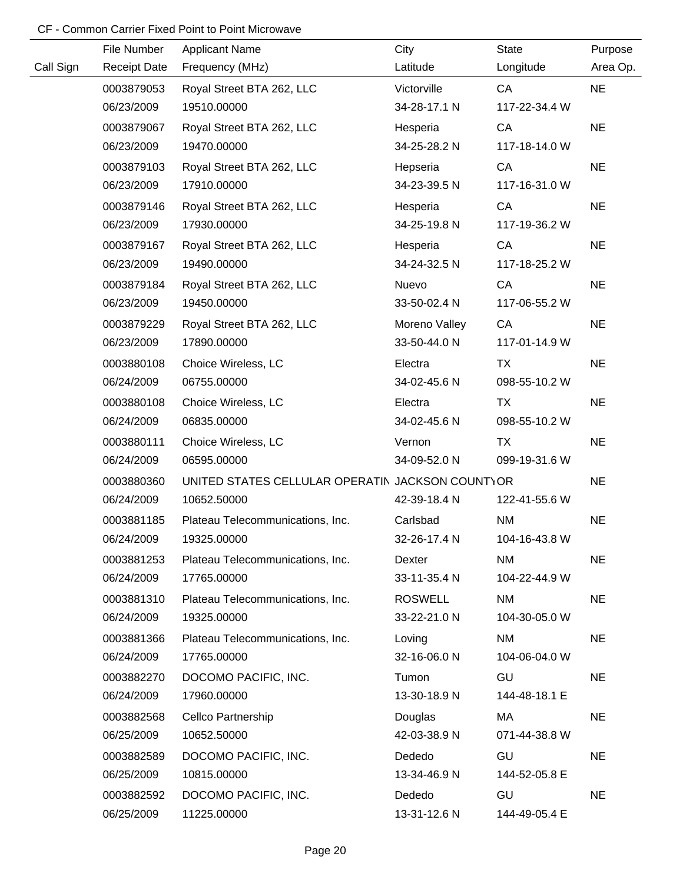CF - Common Carrier Fixed Point to Point Microwave

| Call Sign | File Number / Receipt Date | Applicant Name / Frequency (MHz) | City / Latitude | State / Longitude | Purpose / Area Op. |
|---|---|---|---|---|---|
| | 0003879053<br>06/23/2009 | Royal Street BTA 262, LLC<br>19510.00000 | Victorville<br>34-28-17.1 N | CA<br>117-22-34.4 W | NE |
| | 0003879067<br>06/23/2009 | Royal Street BTA 262, LLC<br>19470.00000 | Hesperia<br>34-25-28.2 N | CA<br>117-18-14.0 W | NE |
| | 0003879103<br>06/23/2009 | Royal Street BTA 262, LLC<br>17910.00000 | Hepseria<br>34-23-39.5 N | CA<br>117-16-31.0 W | NE |
| | 0003879146<br>06/23/2009 | Royal Street BTA 262, LLC<br>17930.00000 | Hesperia<br>34-25-19.8 N | CA<br>117-19-36.2 W | NE |
| | 0003879167<br>06/23/2009 | Royal Street BTA 262, LLC<br>19490.00000 | Hesperia<br>34-24-32.5 N | CA<br>117-18-25.2 W | NE |
| | 0003879184<br>06/23/2009 | Royal Street BTA 262, LLC<br>19450.00000 | Nuevo<br>33-50-02.4 N | CA<br>117-06-55.2 W | NE |
| | 0003879229<br>06/23/2009 | Royal Street BTA 262, LLC<br>17890.00000 | Moreno Valley<br>33-50-44.0 N | CA<br>117-01-14.9 W | NE |
| | 0003880108<br>06/24/2009 | Choice Wireless, LC<br>06755.00000 | Electra<br>34-02-45.6 N | TX<br>098-55-10.2 W | NE |
| | 0003880108<br>06/24/2009 | Choice Wireless, LC<br>06835.00000 | Electra<br>34-02-45.6 N | TX<br>098-55-10.2 W | NE |
| | 0003880111<br>06/24/2009 | Choice Wireless, LC<br>06595.00000 | Vernon<br>34-09-52.0 N | TX<br>099-19-31.6 W | NE |
| | 0003880360<br>06/24/2009 | UNITED STATES CELLULAR OPERATIN<br>10652.50000 | JACKSON COUNTY<br>42-39-18.4 N | OR<br>122-41-55.6 W | NE |
| | 0003881185<br>06/24/2009 | Plateau Telecommunications, Inc.<br>19325.00000 | Carlsbad<br>32-26-17.4 N | NM<br>104-16-43.8 W | NE |
| | 0003881253<br>06/24/2009 | Plateau Telecommunications, Inc.<br>17765.00000 | Dexter<br>33-11-35.4 N | NM<br>104-22-44.9 W | NE |
| | 0003881310<br>06/24/2009 | Plateau Telecommunications, Inc.<br>19325.00000 | ROSWELL<br>33-22-21.0 N | NM<br>104-30-05.0 W | NE |
| | 0003881366<br>06/24/2009 | Plateau Telecommunications, Inc.<br>17765.00000 | Loving<br>32-16-06.0 N | NM<br>104-06-04.0 W | NE |
| | 0003882270<br>06/24/2009 | DOCOMO PACIFIC, INC.<br>17960.00000 | Tumon<br>13-30-18.9 N | GU<br>144-48-18.1 E | NE |
| | 0003882568<br>06/25/2009 | Cellco Partnership<br>10652.50000 | Douglas<br>42-03-38.9 N | MA<br>071-44-38.8 W | NE |
| | 0003882589<br>06/25/2009 | DOCOMO PACIFIC, INC.<br>10815.00000 | Dededo<br>13-34-46.9 N | GU<br>144-52-05.8 E | NE |
| | 0003882592<br>06/25/2009 | DOCOMO PACIFIC, INC.<br>11225.00000 | Dededo<br>13-31-12.6 N | GU<br>144-49-05.4 E | NE |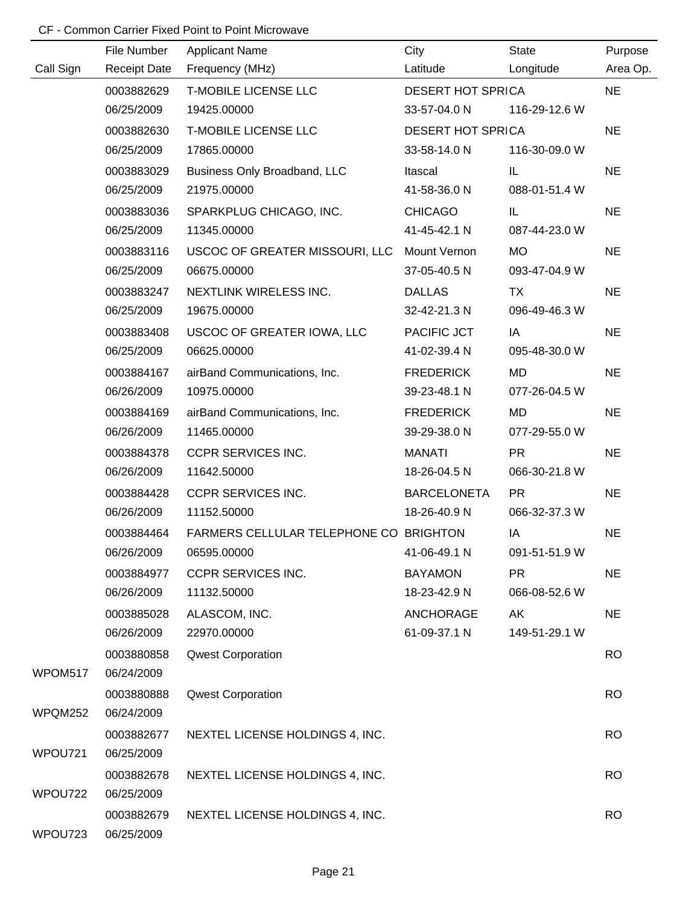CF - Common Carrier Fixed Point to Point Microwave

| Call Sign | File Number<br>Receipt Date | Applicant Name<br>Frequency (MHz) | City<br>Latitude | State<br>Longitude | Purpose<br>Area Op. |
|---|---|---|---|---|---|
| | 0003882629<br>06/25/2009 | T-MOBILE LICENSE LLC<br>19425.00000 | DESERT HOT SPRI<br>33-57-04.0 N | CA<br>116-29-12.6 W | NE |
| | 0003882630<br>06/25/2009 | T-MOBILE LICENSE LLC<br>17865.00000 | DESERT HOT SPRI<br>33-58-14.0 N | CA<br>116-30-09.0 W | NE |
| | 0003883029<br>06/25/2009 | Business Only Broadband, LLC<br>21975.00000 | Itascal<br>41-58-36.0 N | IL<br>088-01-51.4 W | NE |
| | 0003883036<br>06/25/2009 | SPARKPLUG CHICAGO, INC.<br>11345.00000 | CHICAGO<br>41-45-42.1 N | IL<br>087-44-23.0 W | NE |
| | 0003883116<br>06/25/2009 | USCOC OF GREATER MISSOURI, LLC<br>06675.00000 | Mount Vernon<br>37-05-40.5 N | MO<br>093-47-04.9 W | NE |
| | 0003883247<br>06/25/2009 | NEXTLINK WIRELESS INC.<br>19675.00000 | DALLAS<br>32-42-21.3 N | TX<br>096-49-46.3 W | NE |
| | 0003883408<br>06/25/2009 | USCOC OF GREATER IOWA, LLC<br>06625.00000 | PACIFIC JCT<br>41-02-39.4 N | IA<br>095-48-30.0 W | NE |
| | 0003884167<br>06/26/2009 | airBand Communications, Inc.<br>10975.00000 | FREDERICK<br>39-23-48.1 N | MD<br>077-26-04.5 W | NE |
| | 0003884169<br>06/26/2009 | airBand Communications, Inc.<br>11465.00000 | FREDERICK<br>39-29-38.0 N | MD<br>077-29-55.0 W | NE |
| | 0003884378<br>06/26/2009 | CCPR SERVICES INC.<br>11642.50000 | MANATI<br>18-26-04.5 N | PR<br>066-30-21.8 W | NE |
| | 0003884428<br>06/26/2009 | CCPR SERVICES INC.<br>11152.50000 | BARCELONETA<br>18-26-40.9 N | PR<br>066-32-37.3 W | NE |
| | 0003884464<br>06/26/2009 | FARMERS CELLULAR TELEPHONE CO<br>06595.00000 | BRIGHTON<br>41-06-49.1 N | IA<br>091-51-51.9 W | NE |
| | 0003884977<br>06/26/2009 | CCPR SERVICES INC.<br>11132.50000 | BAYAMON<br>18-23-42.9 N | PR<br>066-08-52.6 W | NE |
| | 0003885028<br>06/26/2009 | ALASCOM, INC.<br>22970.00000 | ANCHORAGE<br>61-09-37.1 N | AK<br>149-51-29.1 W | NE |
| WPOM517 | 0003880858<br>06/24/2009 | Qwest Corporation | | | RO |
| WPQM252 | 0003880888<br>06/24/2009 | Qwest Corporation | | | RO |
| WPOU721 | 0003882677<br>06/25/2009 | NEXTEL LICENSE HOLDINGS 4, INC. | | | RO |
| WPOU722 | 0003882678<br>06/25/2009 | NEXTEL LICENSE HOLDINGS 4, INC. | | | RO |
| WPOU723 | 0003882679<br>06/25/2009 | NEXTEL LICENSE HOLDINGS 4, INC. | | | RO |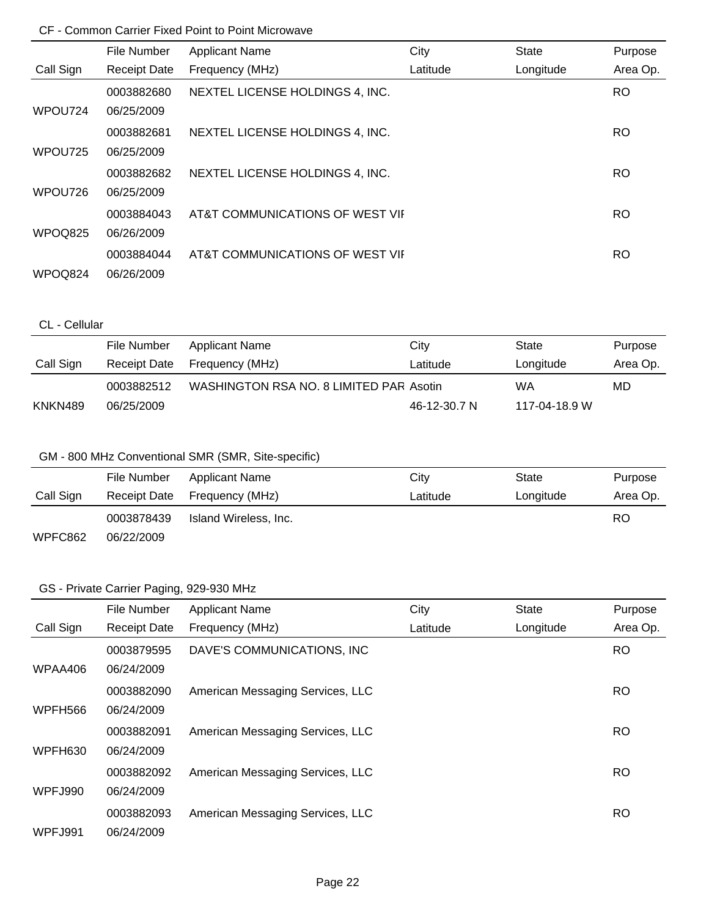CF - Common Carrier Fixed Point to Point Microwave

| Call Sign | File Number<br>Receipt Date | Applicant Name<br>Frequency (MHz) | City<br>Latitude | State<br>Longitude | Purpose<br>Area Op. |
|---|---|---|---|---|---|
| WPOU724 | 0003882680<br>06/25/2009 | NEXTEL LICENSE HOLDINGS 4, INC. | | | RO |
| WPOU725 | 0003882681<br>06/25/2009 | NEXTEL LICENSE HOLDINGS 4, INC. | | | RO |
| WPOU726 | 0003882682<br>06/25/2009 | NEXTEL LICENSE HOLDINGS 4, INC. | | | RO |
| WPOQ825 | 0003884043<br>06/26/2009 | AT&T COMMUNICATIONS OF WEST VIF | | | RO |
| WPOQ824 | 0003884044<br>06/26/2009 | AT&T COMMUNICATIONS OF WEST VIF | | | RO |

CL - Cellular

| Call Sign | File Number<br>Receipt Date | Applicant Name<br>Frequency (MHz) | City<br>Latitude | State<br>Longitude | Purpose<br>Area Op. |
|---|---|---|---|---|---|
| KNKN489 | 0003882512<br>06/25/2009 | WASHINGTON RSA NO. 8 LIMITED PAR | Asotin<br>46-12-30.7 N | WA<br>117-04-18.9 W | MD |

GM - 800 MHz Conventional SMR (SMR, Site-specific)

| Call Sign | File Number<br>Receipt Date | Applicant Name<br>Frequency (MHz) | City<br>Latitude | State<br>Longitude | Purpose<br>Area Op. |
|---|---|---|---|---|---|
| WPFC862 | 0003878439<br>06/22/2009 | Island Wireless, Inc. | | | RO |

GS - Private Carrier Paging, 929-930 MHz

| Call Sign | File Number<br>Receipt Date | Applicant Name<br>Frequency (MHz) | City<br>Latitude | State<br>Longitude | Purpose<br>Area Op. |
|---|---|---|---|---|---|
| WPAA406 | 0003879595<br>06/24/2009 | DAVE'S COMMUNICATIONS, INC | | | RO |
| WPFH566 | 0003882090<br>06/24/2009 | American Messaging Services, LLC | | | RO |
| WPFH630 | 0003882091<br>06/24/2009 | American Messaging Services, LLC | | | RO |
| WPFJ990 | 0003882092<br>06/24/2009 | American Messaging Services, LLC | | | RO |
| WPFJ991 | 0003882093<br>06/24/2009 | American Messaging Services, LLC | | | RO |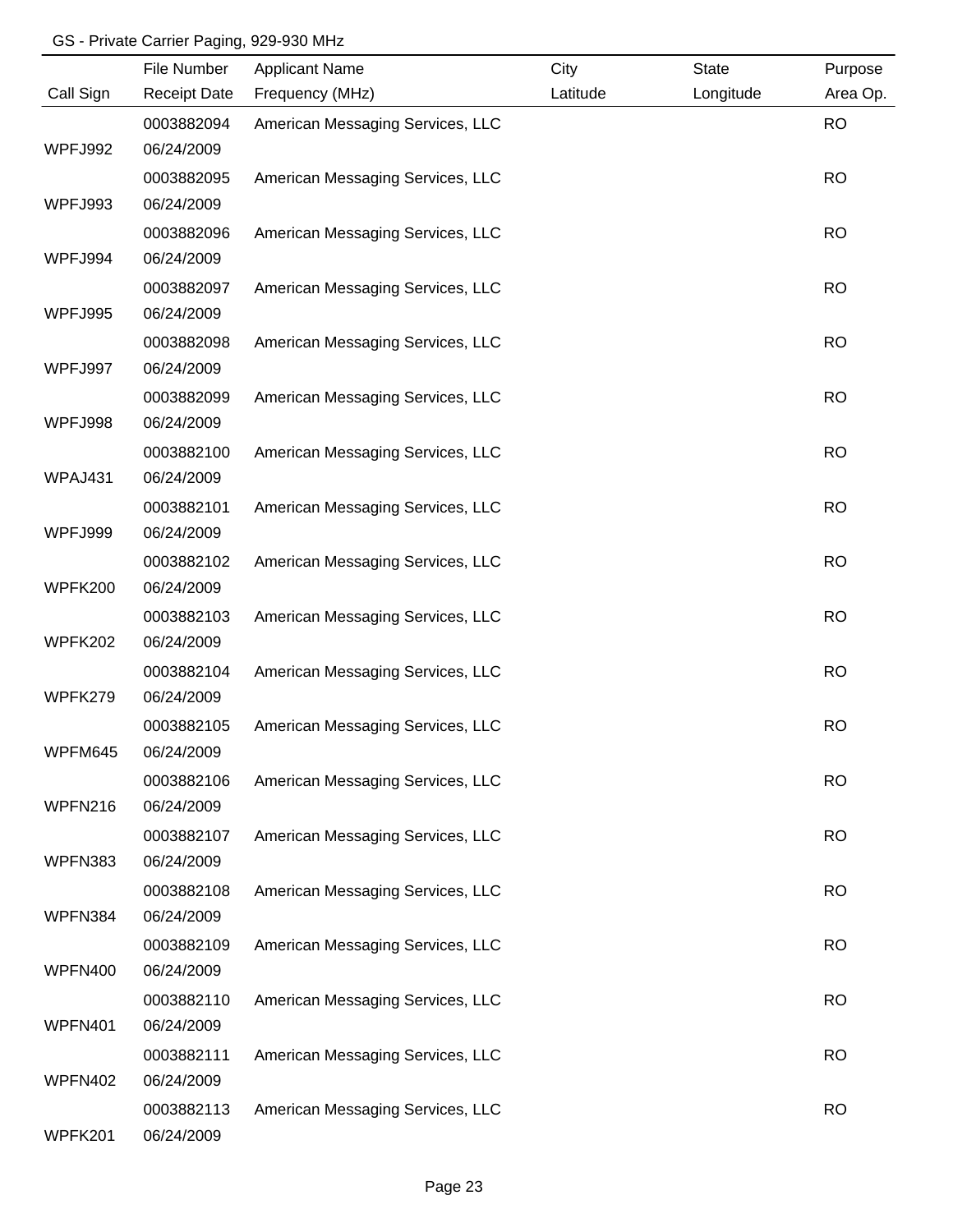GS - Private Carrier Paging, 929-930 MHz

| Call Sign | File Number<br>Receipt Date | Applicant Name<br>Frequency (MHz) | City<br>Latitude | State<br>Longitude | Purpose<br>Area Op. |
|---|---|---|---|---|---|
| WPFJ992 | 0003882094<br>06/24/2009 | American Messaging Services, LLC | | | RO |
| WPFJ993 | 0003882095<br>06/24/2009 | American Messaging Services, LLC | | | RO |
| WPFJ994 | 0003882096<br>06/24/2009 | American Messaging Services, LLC | | | RO |
| WPFJ995 | 0003882097<br>06/24/2009 | American Messaging Services, LLC | | | RO |
| WPFJ997 | 0003882098<br>06/24/2009 | American Messaging Services, LLC | | | RO |
| WPFJ998 | 0003882099<br>06/24/2009 | American Messaging Services, LLC | | | RO |
| WPAJ431 | 0003882100<br>06/24/2009 | American Messaging Services, LLC | | | RO |
| WPFJ999 | 0003882101<br>06/24/2009 | American Messaging Services, LLC | | | RO |
| WPFK200 | 0003882102<br>06/24/2009 | American Messaging Services, LLC | | | RO |
| WPFK202 | 0003882103<br>06/24/2009 | American Messaging Services, LLC | | | RO |
| WPFK279 | 0003882104<br>06/24/2009 | American Messaging Services, LLC | | | RO |
| WPFM645 | 0003882105<br>06/24/2009 | American Messaging Services, LLC | | | RO |
| WPFN216 | 0003882106<br>06/24/2009 | American Messaging Services, LLC | | | RO |
| WPFN383 | 0003882107<br>06/24/2009 | American Messaging Services, LLC | | | RO |
| WPFN384 | 0003882108<br>06/24/2009 | American Messaging Services, LLC | | | RO |
| WPFN400 | 0003882109<br>06/24/2009 | American Messaging Services, LLC | | | RO |
| WPFN401 | 0003882110<br>06/24/2009 | American Messaging Services, LLC | | | RO |
| WPFN402 | 0003882111<br>06/24/2009 | American Messaging Services, LLC | | | RO |
| WPFK201 | 0003882113<br>06/24/2009 | American Messaging Services, LLC | | | RO |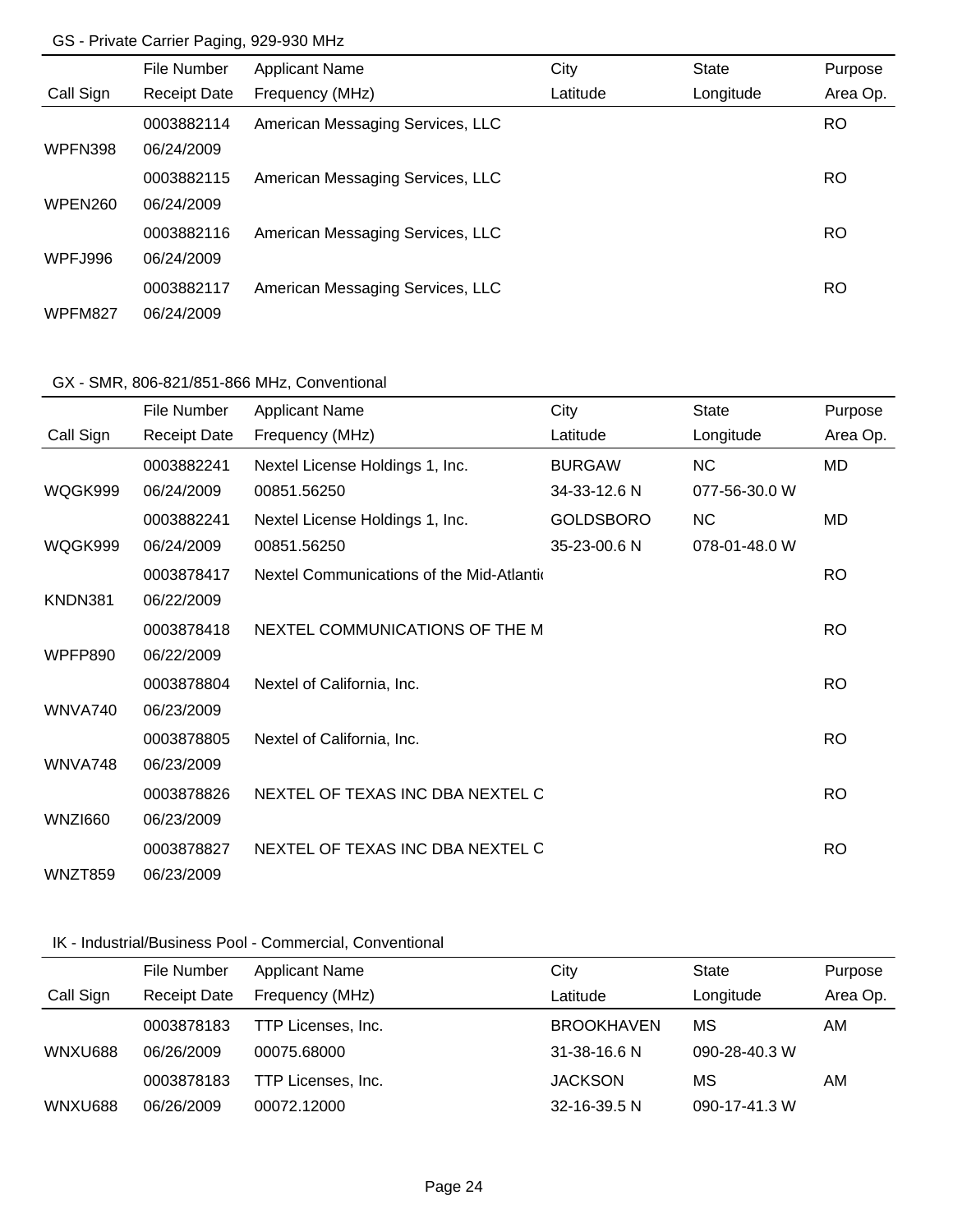GS - Private Carrier Paging, 929-930 MHz

| Call Sign | File Number<br>Receipt Date | Applicant Name<br>Frequency (MHz) | City<br>Latitude | State<br>Longitude | Purpose<br>Area Op. |
|---|---|---|---|---|---|
| WPFN398 | 0003882114<br>06/24/2009 | American Messaging Services, LLC | | | RO |
| WPEN260 | 0003882115<br>06/24/2009 | American Messaging Services, LLC | | | RO |
| WPFJ996 | 0003882116<br>06/24/2009 | American Messaging Services, LLC | | | RO |
| WPFM827 | 0003882117<br>06/24/2009 | American Messaging Services, LLC | | | RO |

GX - SMR, 806-821/851-866 MHz, Conventional

| Call Sign | File Number<br>Receipt Date | Applicant Name<br>Frequency (MHz) | City<br>Latitude | State<br>Longitude | Purpose<br>Area Op. |
|---|---|---|---|---|---|
| WQGK999 | 0003882241<br>06/24/2009 | Nextel License Holdings 1, Inc.<br>00851.56250 | BURGAW<br>34-33-12.6 N | NC<br>077-56-30.0 W | MD |
| WQGK999 | 0003882241<br>06/24/2009 | Nextel License Holdings 1, Inc.<br>00851.56250 | GOLDSBORO<br>35-23-00.6 N | NC<br>078-01-48.0 W | MD |
| KNDN381 | 0003878417<br>06/22/2009 | Nextel Communications of the Mid-Atlanti | | | RO |
| WPFP890 | 0003878418<br>06/22/2009 | NEXTEL COMMUNICATIONS OF THE M | | | RO |
| WNVA740 | 0003878804<br>06/23/2009 | Nextel of California, Inc. | | | RO |
| WNVA748 | 0003878805<br>06/23/2009 | Nextel of California, Inc. | | | RO |
| WNZI660 | 0003878826<br>06/23/2009 | NEXTEL OF TEXAS INC DBA NEXTEL C | | | RO |
| WNZT859 | 0003878827<br>06/23/2009 | NEXTEL OF TEXAS INC DBA NEXTEL C | | | RO |

IK - Industrial/Business Pool - Commercial, Conventional

| Call Sign | File Number<br>Receipt Date | Applicant Name<br>Frequency (MHz) | City<br>Latitude | State<br>Longitude | Purpose<br>Area Op. |
|---|---|---|---|---|---|
| WNXU688 | 0003878183<br>06/26/2009 | TTP Licenses, Inc.<br>00075.68000 | BROOKHAVEN<br>31-38-16.6 N | MS<br>090-28-40.3 W | AM |
| WNXU688 | 0003878183<br>06/26/2009 | TTP Licenses, Inc.<br>00072.12000 | JACKSON<br>32-16-39.5 N | MS<br>090-17-41.3 W | AM |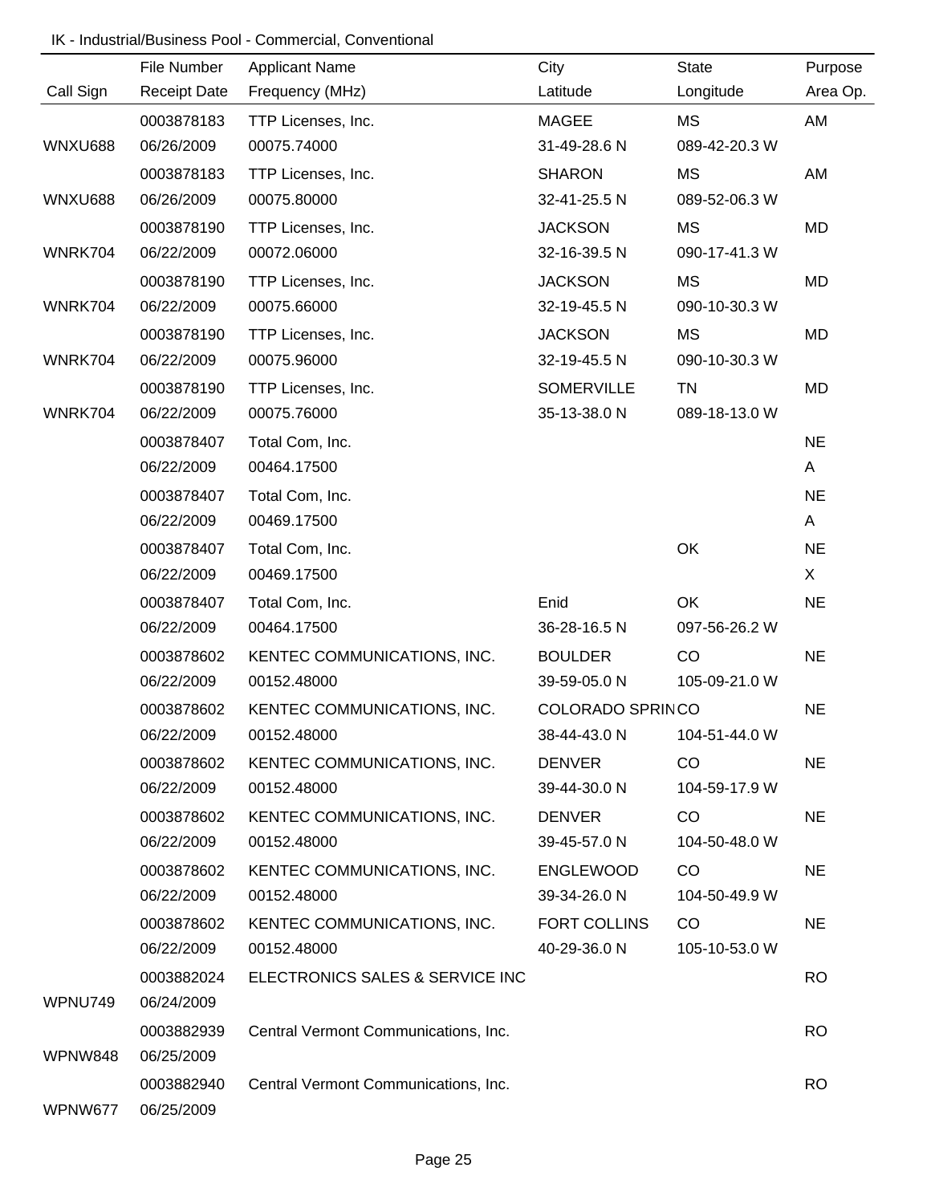IK - Industrial/Business Pool - Commercial, Conventional

| Call Sign | File Number<br>Receipt Date | Applicant Name<br>Frequency (MHz) | City<br>Latitude | State<br>Longitude | Purpose<br>Area Op. |
|---|---|---|---|---|---|
| WNXU688 | 0003878183<br>06/26/2009 | TTP Licenses, Inc.<br>00075.74000 | MAGEE<br>31-49-28.6 N | MS<br>089-42-20.3 W | AM |
| WNXU688 | 0003878183<br>06/26/2009 | TTP Licenses, Inc.<br>00075.80000 | SHARON<br>32-41-25.5 N | MS<br>089-52-06.3 W | AM |
| WNRK704 | 0003878190<br>06/22/2009 | TTP Licenses, Inc.<br>00072.06000 | JACKSON<br>32-16-39.5 N | MS<br>090-17-41.3 W | MD |
| WNRK704 | 0003878190<br>06/22/2009 | TTP Licenses, Inc.<br>00075.66000 | JACKSON<br>32-19-45.5 N | MS<br>090-10-30.3 W | MD |
| WNRK704 | 0003878190<br>06/22/2009 | TTP Licenses, Inc.<br>00075.96000 | JACKSON<br>32-19-45.5 N | MS<br>090-10-30.3 W | MD |
| WNRK704 | 0003878190<br>06/22/2009 | TTP Licenses, Inc.<br>00075.76000 | SOMERVILLE<br>35-13-38.0 N | TN<br>089-18-13.0 W | MD |
| | 0003878407<br>06/22/2009 | Total Com, Inc.<br>00464.17500 | | | NE<br>A |
| | 0003878407<br>06/22/2009 | Total Com, Inc.<br>00469.17500 | | | NE<br>A |
| | 0003878407<br>06/22/2009 | Total Com, Inc.<br>00469.17500 | | OK | NE<br>X |
| | 0003878407<br>06/22/2009 | Total Com, Inc.<br>00464.17500 | Enid<br>36-28-16.5 N | OK<br>097-56-26.2 W | NE |
| | 0003878602<br>06/22/2009 | KENTEC COMMUNICATIONS, INC.<br>00152.48000 | BOULDER<br>39-59-05.0 N | CO<br>105-09-21.0 W | NE |
| | 0003878602<br>06/22/2009 | KENTEC COMMUNICATIONS, INC.<br>00152.48000 | COLORADO SPRIN<br>38-44-43.0 N | CO<br>104-51-44.0 W | NE |
| | 0003878602<br>06/22/2009 | KENTEC COMMUNICATIONS, INC.<br>00152.48000 | DENVER<br>39-44-30.0 N | CO<br>104-59-17.9 W | NE |
| | 0003878602<br>06/22/2009 | KENTEC COMMUNICATIONS, INC.<br>00152.48000 | DENVER<br>39-45-57.0 N | CO<br>104-50-48.0 W | NE |
| | 0003878602<br>06/22/2009 | KENTEC COMMUNICATIONS, INC.<br>00152.48000 | ENGLEWOOD<br>39-34-26.0 N | CO<br>104-50-49.9 W | NE |
| | 0003878602<br>06/22/2009 | KENTEC COMMUNICATIONS, INC.<br>00152.48000 | FORT COLLINS<br>40-29-36.0 N | CO<br>105-10-53.0 W | NE |
| WPNU749 | 0003882024<br>06/24/2009 | ELECTRONICS SALES & SERVICE INC | | | RO |
| WPNW848 | 0003882939<br>06/25/2009 | Central Vermont Communications, Inc. | | | RO |
| WPNW677 | 0003882940<br>06/25/2009 | Central Vermont Communications, Inc. | | | RO |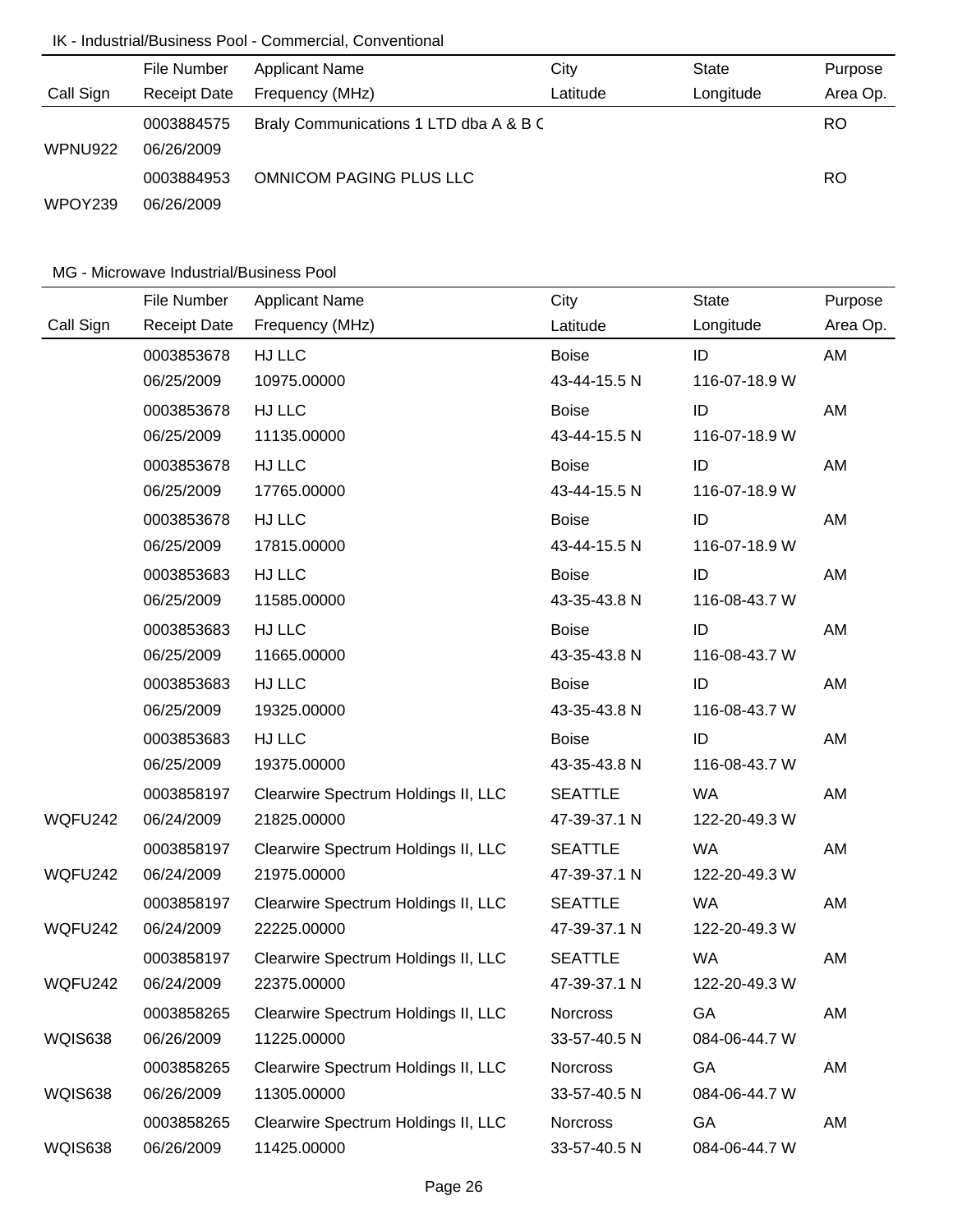## IK - Industrial/Business Pool - Commercial, Conventional

| Call Sign | File Number / Receipt Date | Applicant Name / Frequency (MHz) | City / Latitude | State / Longitude | Purpose / Area Op. |
|---|---|---|---|---|---|
| WPNU922 | 0003884575 06/26/2009 | Braly Communications 1 LTD dba A & B C | | | RO |
| WPOY239 | 0003884953 06/26/2009 | OMNICOM PAGING PLUS LLC | | | RO |

## MG - Microwave Industrial/Business Pool

| Call Sign | File Number / Receipt Date | Applicant Name / Frequency (MHz) | City / Latitude | State / Longitude | Purpose / Area Op. |
|---|---|---|---|---|---|
| | 0003853678 06/25/2009 | HJ LLC 10975.00000 | Boise 43-44-15.5 N | ID 116-07-18.9 W | AM |
| | 0003853678 06/25/2009 | HJ LLC 11135.00000 | Boise 43-44-15.5 N | ID 116-07-18.9 W | AM |
| | 0003853678 06/25/2009 | HJ LLC 17765.00000 | Boise 43-44-15.5 N | ID 116-07-18.9 W | AM |
| | 0003853678 06/25/2009 | HJ LLC 17815.00000 | Boise 43-44-15.5 N | ID 116-07-18.9 W | AM |
| | 0003853683 06/25/2009 | HJ LLC 11585.00000 | Boise 43-35-43.8 N | ID 116-08-43.7 W | AM |
| | 0003853683 06/25/2009 | HJ LLC 11665.00000 | Boise 43-35-43.8 N | ID 116-08-43.7 W | AM |
| | 0003853683 06/25/2009 | HJ LLC 19325.00000 | Boise 43-35-43.8 N | ID 116-08-43.7 W | AM |
| | 0003853683 06/25/2009 | HJ LLC 19375.00000 | Boise 43-35-43.8 N | ID 116-08-43.7 W | AM |
| WQFU242 | 0003858197 06/24/2009 | Clearwire Spectrum Holdings II, LLC 21825.00000 | SEATTLE 47-39-37.1 N | WA 122-20-49.3 W | AM |
| WQFU242 | 0003858197 06/24/2009 | Clearwire Spectrum Holdings II, LLC 21975.00000 | SEATTLE 47-39-37.1 N | WA 122-20-49.3 W | AM |
| WQFU242 | 0003858197 06/24/2009 | Clearwire Spectrum Holdings II, LLC 22225.00000 | SEATTLE 47-39-37.1 N | WA 122-20-49.3 W | AM |
| WQFU242 | 0003858197 06/24/2009 | Clearwire Spectrum Holdings II, LLC 22375.00000 | SEATTLE 47-39-37.1 N | WA 122-20-49.3 W | AM |
| WQIS638 | 0003858265 06/26/2009 | Clearwire Spectrum Holdings II, LLC 11225.00000 | Norcross 33-57-40.5 N | GA 084-06-44.7 W | AM |
| WQIS638 | 0003858265 06/26/2009 | Clearwire Spectrum Holdings II, LLC 11305.00000 | Norcross 33-57-40.5 N | GA 084-06-44.7 W | AM |
| WQIS638 | 0003858265 06/26/2009 | Clearwire Spectrum Holdings II, LLC 11425.00000 | Norcross 33-57-40.5 N | GA 084-06-44.7 W | AM |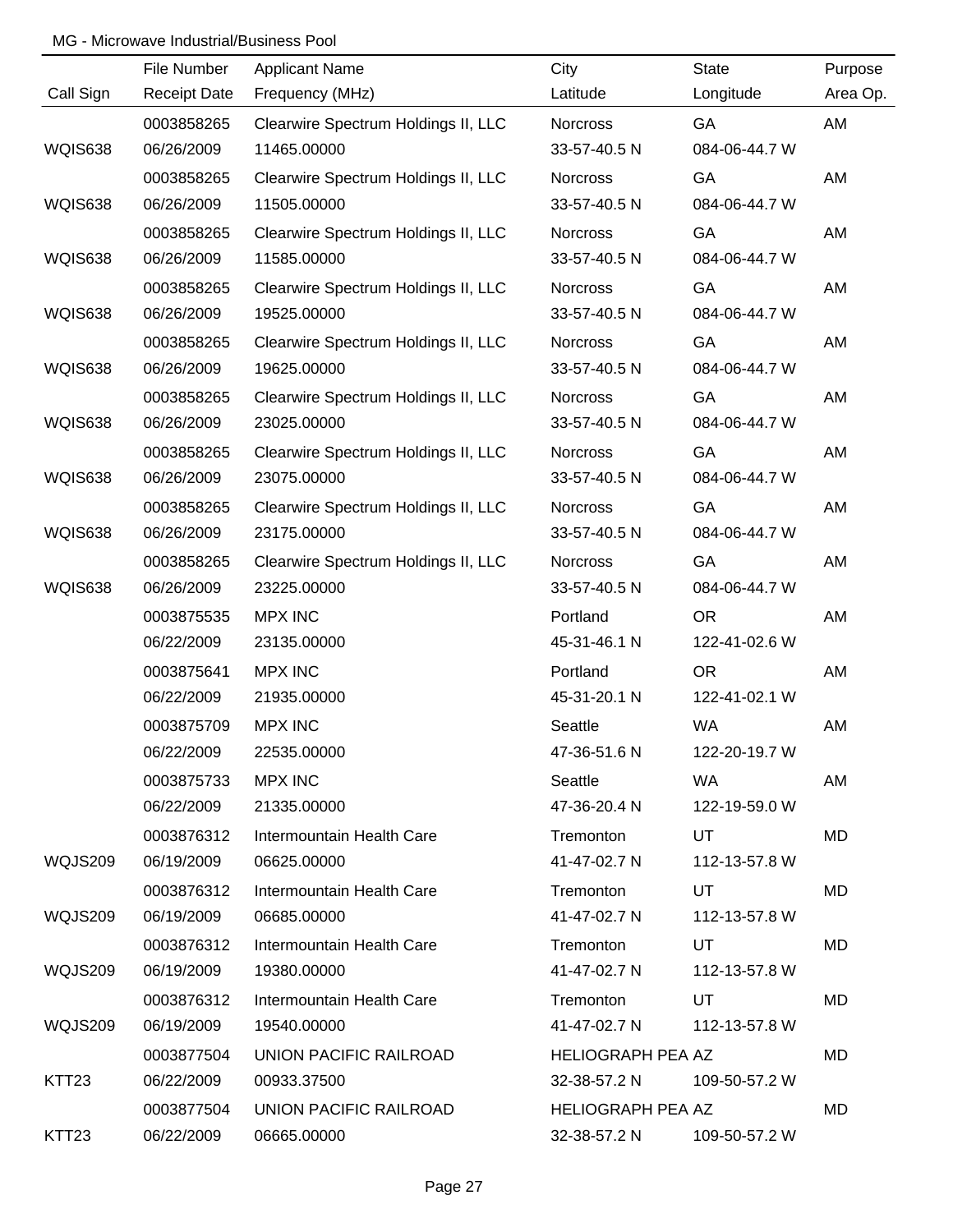MG - Microwave Industrial/Business Pool

| Call Sign | File Number<br>Receipt Date | Applicant Name<br>Frequency (MHz) | City<br>Latitude | State<br>Longitude | Purpose<br>Area Op. |
|---|---|---|---|---|---|
| WQIS638 | 0003858265<br>06/26/2009 | Clearwire Spectrum Holdings II, LLC<br>11465.00000 | Norcross<br>33-57-40.5 N | GA<br>084-06-44.7 W | AM |
| WQIS638 | 0003858265<br>06/26/2009 | Clearwire Spectrum Holdings II, LLC<br>11505.00000 | Norcross<br>33-57-40.5 N | GA<br>084-06-44.7 W | AM |
| WQIS638 | 0003858265<br>06/26/2009 | Clearwire Spectrum Holdings II, LLC<br>11585.00000 | Norcross<br>33-57-40.5 N | GA<br>084-06-44.7 W | AM |
| WQIS638 | 0003858265<br>06/26/2009 | Clearwire Spectrum Holdings II, LLC<br>19525.00000 | Norcross<br>33-57-40.5 N | GA<br>084-06-44.7 W | AM |
| WQIS638 | 0003858265<br>06/26/2009 | Clearwire Spectrum Holdings II, LLC<br>19625.00000 | Norcross<br>33-57-40.5 N | GA<br>084-06-44.7 W | AM |
| WQIS638 | 0003858265<br>06/26/2009 | Clearwire Spectrum Holdings II, LLC<br>23025.00000 | Norcross<br>33-57-40.5 N | GA<br>084-06-44.7 W | AM |
| WQIS638 | 0003858265<br>06/26/2009 | Clearwire Spectrum Holdings II, LLC<br>23075.00000 | Norcross<br>33-57-40.5 N | GA<br>084-06-44.7 W | AM |
| WQIS638 | 0003858265<br>06/26/2009 | Clearwire Spectrum Holdings II, LLC<br>23175.00000 | Norcross<br>33-57-40.5 N | GA<br>084-06-44.7 W | AM |
| WQIS638 | 0003858265<br>06/26/2009 | Clearwire Spectrum Holdings II, LLC<br>23225.00000 | Norcross<br>33-57-40.5 N | GA<br>084-06-44.7 W | AM |
| | 0003875535<br>06/22/2009 | MPX INC<br>23135.00000 | Portland<br>45-31-46.1 N | OR<br>122-41-02.6 W | AM |
| | 0003875641<br>06/22/2009 | MPX INC<br>21935.00000 | Portland<br>45-31-20.1 N | OR<br>122-41-02.1 W | AM |
| | 0003875709<br>06/22/2009 | MPX INC<br>22535.00000 | Seattle<br>47-36-51.6 N | WA<br>122-20-19.7 W | AM |
| | 0003875733<br>06/22/2009 | MPX INC<br>21335.00000 | Seattle<br>47-36-20.4 N | WA<br>122-19-59.0 W | AM |
| WQJS209 | 0003876312<br>06/19/2009 | Intermountain Health Care<br>06625.00000 | Tremonton<br>41-47-02.7 N | UT<br>112-13-57.8 W | MD |
| WQJS209 | 0003876312<br>06/19/2009 | Intermountain Health Care<br>06685.00000 | Tremonton<br>41-47-02.7 N | UT<br>112-13-57.8 W | MD |
| WQJS209 | 0003876312<br>06/19/2009 | Intermountain Health Care<br>19380.00000 | Tremonton<br>41-47-02.7 N | UT<br>112-13-57.8 W | MD |
| WQJS209 | 0003876312<br>06/19/2009 | Intermountain Health Care<br>19540.00000 | Tremonton<br>41-47-02.7 N | UT<br>112-13-57.8 W | MD |
| KTT23 | 0003877504<br>06/22/2009 | UNION PACIFIC RAILROAD<br>00933.37500 | HELIOGRAPH PEA<br>32-38-57.2 N | AZ<br>109-50-57.2 W | MD |
| KTT23 | 0003877504<br>06/22/2009 | UNION PACIFIC RAILROAD<br>06665.00000 | HELIOGRAPH PEA<br>32-38-57.2 N | AZ<br>109-50-57.2 W | MD |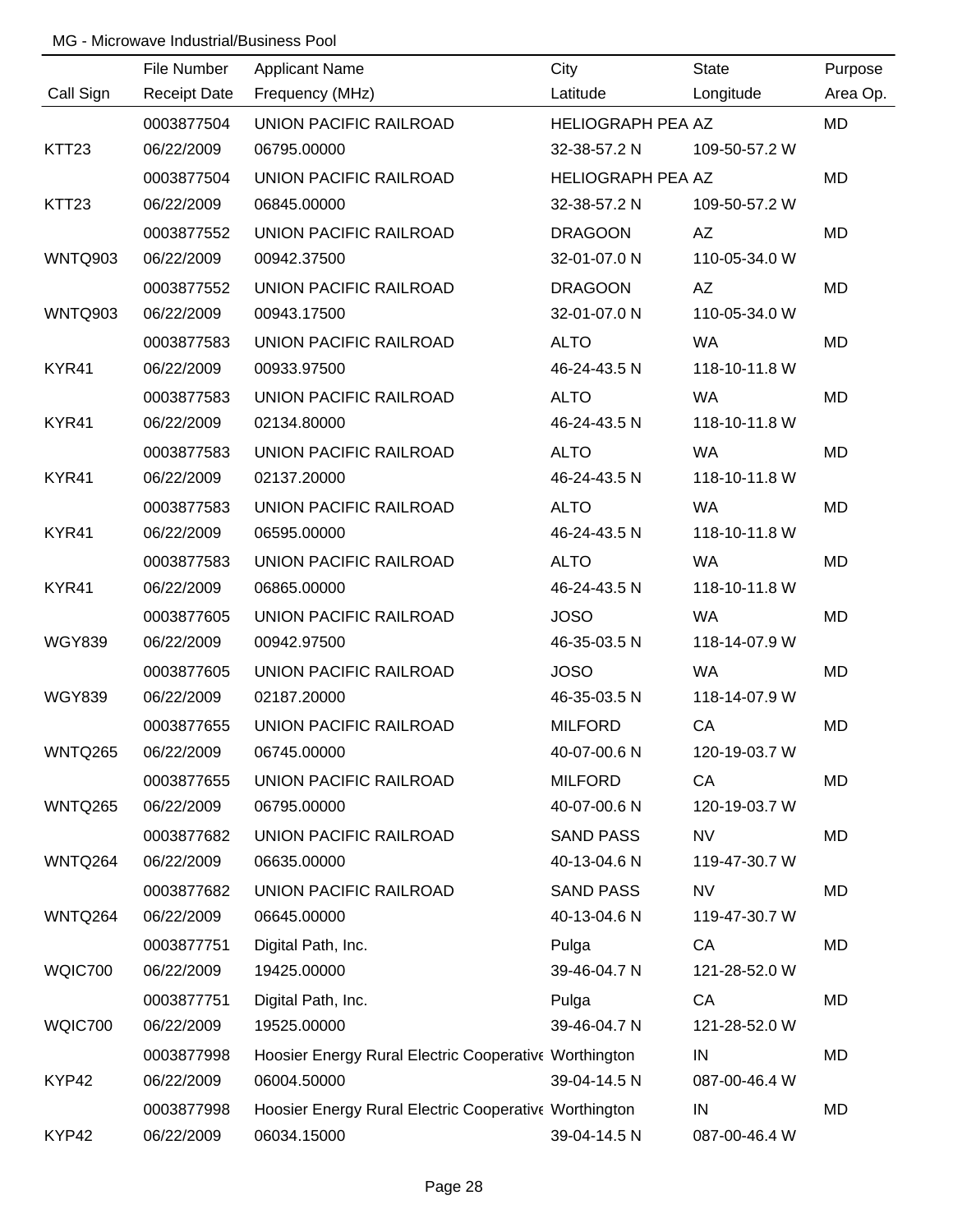MG - Microwave Industrial/Business Pool

| Call Sign | File Number<br>Receipt Date | Applicant Name<br>Frequency (MHz) | City<br>Latitude | State<br>Longitude | Purpose<br>Area Op. |
|---|---|---|---|---|---|
| KTT23 | 0003877504<br>06/22/2009 | UNION PACIFIC RAILROAD<br>06795.00000 | HELIOGRAPH PEA<br>32-38-57.2 N | AZ<br>109-50-57.2 W | MD |
| KTT23 | 0003877504<br>06/22/2009 | UNION PACIFIC RAILROAD<br>06845.00000 | HELIOGRAPH PEA<br>32-38-57.2 N | AZ<br>109-50-57.2 W | MD |
| WNTQ903 | 0003877552<br>06/22/2009 | UNION PACIFIC RAILROAD<br>00942.37500 | DRAGOON<br>32-01-07.0 N | AZ<br>110-05-34.0 W | MD |
| WNTQ903 | 0003877552<br>06/22/2009 | UNION PACIFIC RAILROAD<br>00943.17500 | DRAGOON<br>32-01-07.0 N | AZ<br>110-05-34.0 W | MD |
| KYR41 | 0003877583<br>06/22/2009 | UNION PACIFIC RAILROAD<br>00933.97500 | ALTO<br>46-24-43.5 N | WA<br>118-10-11.8 W | MD |
| KYR41 | 0003877583<br>06/22/2009 | UNION PACIFIC RAILROAD<br>02134.80000 | ALTO<br>46-24-43.5 N | WA<br>118-10-11.8 W | MD |
| KYR41 | 0003877583<br>06/22/2009 | UNION PACIFIC RAILROAD<br>02137.20000 | ALTO<br>46-24-43.5 N | WA<br>118-10-11.8 W | MD |
| KYR41 | 0003877583<br>06/22/2009 | UNION PACIFIC RAILROAD<br>06595.00000 | ALTO<br>46-24-43.5 N | WA<br>118-10-11.8 W | MD |
| KYR41 | 0003877583<br>06/22/2009 | UNION PACIFIC RAILROAD<br>06865.00000 | ALTO<br>46-24-43.5 N | WA<br>118-10-11.8 W | MD |
| WGY839 | 0003877605<br>06/22/2009 | UNION PACIFIC RAILROAD<br>00942.97500 | JOSO<br>46-35-03.5 N | WA<br>118-14-07.9 W | MD |
| WGY839 | 0003877605<br>06/22/2009 | UNION PACIFIC RAILROAD<br>02187.20000 | JOSO<br>46-35-03.5 N | WA<br>118-14-07.9 W | MD |
| WNTQ265 | 0003877655<br>06/22/2009 | UNION PACIFIC RAILROAD<br>06745.00000 | MILFORD<br>40-07-00.6 N | CA<br>120-19-03.7 W | MD |
| WNTQ265 | 0003877655<br>06/22/2009 | UNION PACIFIC RAILROAD<br>06795.00000 | MILFORD<br>40-07-00.6 N | CA<br>120-19-03.7 W | MD |
| WNTQ264 | 0003877682<br>06/22/2009 | UNION PACIFIC RAILROAD<br>06635.00000 | SAND PASS<br>40-13-04.6 N | NV<br>119-47-30.7 W | MD |
| WNTQ264 | 0003877682<br>06/22/2009 | UNION PACIFIC RAILROAD<br>06645.00000 | SAND PASS<br>40-13-04.6 N | NV<br>119-47-30.7 W | MD |
| WQIC700 | 0003877751<br>06/22/2009 | Digital Path, Inc.<br>19425.00000 | Pulga<br>39-46-04.7 N | CA<br>121-28-52.0 W | MD |
| WQIC700 | 0003877751<br>06/22/2009 | Digital Path, Inc.<br>19525.00000 | Pulga<br>39-46-04.7 N | CA<br>121-28-52.0 W | MD |
| KYP42 | 0003877998<br>06/22/2009 | Hoosier Energy Rural Electric Cooperative<br>06004.50000 | Worthington<br>39-04-14.5 N | IN<br>087-00-46.4 W | MD |
| KYP42 | 0003877998<br>06/22/2009 | Hoosier Energy Rural Electric Cooperative<br>06034.15000 | Worthington<br>39-04-14.5 N | IN<br>087-00-46.4 W | MD |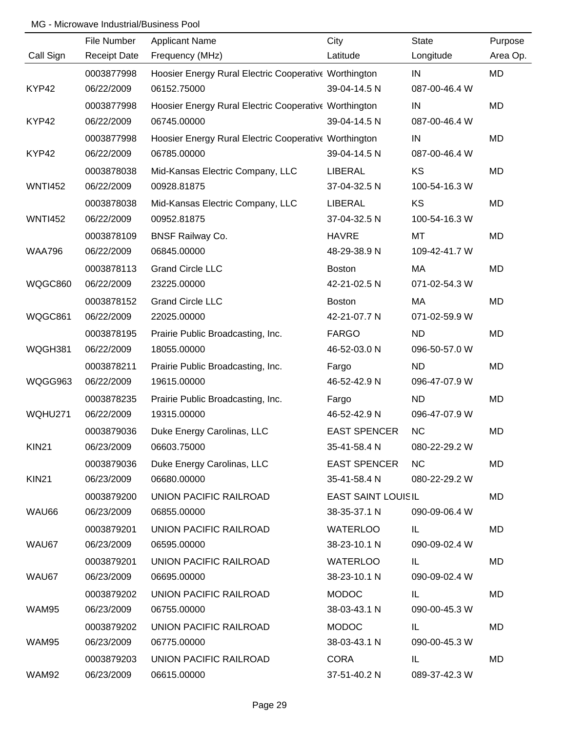MG - Microwave Industrial/Business Pool

| Call Sign | File Number<br>Receipt Date | Applicant Name<br>Frequency (MHz) | City<br>Latitude | State<br>Longitude | Purpose<br>Area Op. |
|---|---|---|---|---|---|
| KYP42 | 0003877998<br>06/22/2009 | Hoosier Energy Rural Electric Cooperative<br>06152.75000 | Worthington<br>39-04-14.5 N | IN<br>087-00-46.4 W | MD |
| KYP42 | 0003877998<br>06/22/2009 | Hoosier Energy Rural Electric Cooperative<br>06745.00000 | Worthington<br>39-04-14.5 N | IN<br>087-00-46.4 W | MD |
| KYP42 | 0003877998<br>06/22/2009 | Hoosier Energy Rural Electric Cooperative<br>06785.00000 | Worthington<br>39-04-14.5 N | IN<br>087-00-46.4 W | MD |
| WNTI452 | 0003878038<br>06/22/2009 | Mid-Kansas Electric Company, LLC<br>00928.81875 | LIBERAL<br>37-04-32.5 N | KS<br>100-54-16.3 W | MD |
| WNTI452 | 0003878038<br>06/22/2009 | Mid-Kansas Electric Company, LLC<br>00952.81875 | LIBERAL<br>37-04-32.5 N | KS<br>100-54-16.3 W | MD |
| WAA796 | 0003878109<br>06/22/2009 | BNSF Railway Co.<br>06845.00000 | HAVRE<br>48-29-38.9 N | MT<br>109-42-41.7 W | MD |
| WQGC860 | 0003878113<br>06/22/2009 | Grand Circle LLC<br>23225.00000 | Boston<br>42-21-02.5 N | MA<br>071-02-54.3 W | MD |
| WQGC861 | 0003878152<br>06/22/2009 | Grand Circle LLC<br>22025.00000 | Boston<br>42-21-07.7 N | MA<br>071-02-59.9 W | MD |
| WQGH381 | 0003878195<br>06/22/2009 | Prairie Public Broadcasting, Inc.<br>18055.00000 | FARGO<br>46-52-03.0 N | ND<br>096-50-57.0 W | MD |
| WQGG963 | 0003878211<br>06/22/2009 | Prairie Public Broadcasting, Inc.<br>19615.00000 | Fargo<br>46-52-42.9 N | ND<br>096-47-07.9 W | MD |
| WQHU271 | 0003878235<br>06/22/2009 | Prairie Public Broadcasting, Inc.<br>19315.00000 | Fargo<br>46-52-42.9 N | ND<br>096-47-07.9 W | MD |
| KIN21 | 0003879036<br>06/23/2009 | Duke Energy Carolinas, LLC<br>06603.75000 | EAST SPENCER<br>35-41-58.4 N | NC<br>080-22-29.2 W | MD |
| KIN21 | 0003879036<br>06/23/2009 | Duke Energy Carolinas, LLC<br>06680.00000 | EAST SPENCER<br>35-41-58.4 N | NC<br>080-22-29.2 W | MD |
| WAU66 | 0003879200<br>06/23/2009 | UNION PACIFIC RAILROAD<br>06855.00000 | EAST SAINT LOUIS<br>38-35-37.1 N | IL<br>090-09-06.4 W | MD |
| WAU67 | 0003879201<br>06/23/2009 | UNION PACIFIC RAILROAD<br>06595.00000 | WATERLOO<br>38-23-10.1 N | IL<br>090-09-02.4 W | MD |
| WAU67 | 0003879201<br>06/23/2009 | UNION PACIFIC RAILROAD<br>06695.00000 | WATERLOO<br>38-23-10.1 N | IL<br>090-09-02.4 W | MD |
| WAM95 | 0003879202<br>06/23/2009 | UNION PACIFIC RAILROAD<br>06755.00000 | MODOC<br>38-03-43.1 N | IL<br>090-00-45.3 W | MD |
| WAM95 | 0003879202<br>06/23/2009 | UNION PACIFIC RAILROAD<br>06775.00000 | MODOC<br>38-03-43.1 N | IL<br>090-00-45.3 W | MD |
| WAM92 | 0003879203<br>06/23/2009 | UNION PACIFIC RAILROAD<br>06615.00000 | CORA<br>37-51-40.2 N | IL<br>089-37-42.3 W | MD |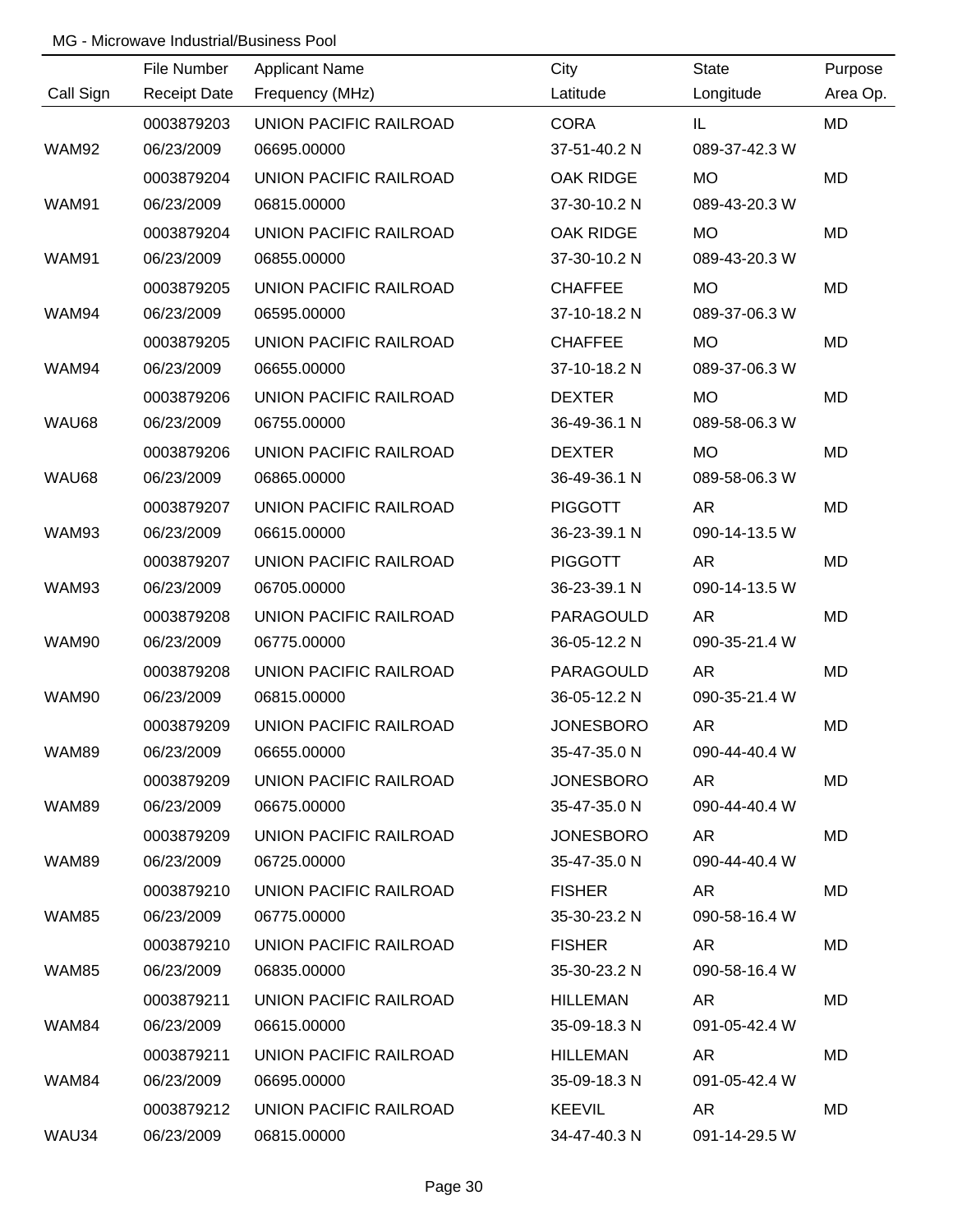MG - Microwave Industrial/Business Pool

| Call Sign | File Number<br>Receipt Date | Applicant Name<br>Frequency (MHz) | City<br>Latitude | State<br>Longitude | Purpose<br>Area Op. |
|---|---|---|---|---|---|
| WAM92 | 0003879203<br>06/23/2009 | UNION PACIFIC RAILROAD<br>06695.00000 | CORA<br>37-51-40.2 N | IL<br>089-37-42.3 W | MD |
| WAM91 | 0003879204<br>06/23/2009 | UNION PACIFIC RAILROAD<br>06815.00000 | OAK RIDGE<br>37-30-10.2 N | MO<br>089-43-20.3 W | MD |
| WAM91 | 0003879204<br>06/23/2009 | UNION PACIFIC RAILROAD<br>06855.00000 | OAK RIDGE<br>37-30-10.2 N | MO<br>089-43-20.3 W | MD |
| WAM94 | 0003879205<br>06/23/2009 | UNION PACIFIC RAILROAD<br>06595.00000 | CHAFFEE<br>37-10-18.2 N | MO<br>089-37-06.3 W | MD |
| WAM94 | 0003879205<br>06/23/2009 | UNION PACIFIC RAILROAD<br>06655.00000 | CHAFFEE<br>37-10-18.2 N | MO<br>089-37-06.3 W | MD |
| WAU68 | 0003879206<br>06/23/2009 | UNION PACIFIC RAILROAD<br>06755.00000 | DEXTER<br>36-49-36.1 N | MO<br>089-58-06.3 W | MD |
| WAU68 | 0003879206<br>06/23/2009 | UNION PACIFIC RAILROAD<br>06865.00000 | DEXTER<br>36-49-36.1 N | MO<br>089-58-06.3 W | MD |
| WAM93 | 0003879207<br>06/23/2009 | UNION PACIFIC RAILROAD<br>06615.00000 | PIGGOTT<br>36-23-39.1 N | AR<br>090-14-13.5 W | MD |
| WAM93 | 0003879207<br>06/23/2009 | UNION PACIFIC RAILROAD<br>06705.00000 | PIGGOTT<br>36-23-39.1 N | AR<br>090-14-13.5 W | MD |
| WAM90 | 0003879208<br>06/23/2009 | UNION PACIFIC RAILROAD<br>06775.00000 | PARAGOULD<br>36-05-12.2 N | AR<br>090-35-21.4 W | MD |
| WAM90 | 0003879208<br>06/23/2009 | UNION PACIFIC RAILROAD<br>06815.00000 | PARAGOULD<br>36-05-12.2 N | AR<br>090-35-21.4 W | MD |
| WAM89 | 0003879209<br>06/23/2009 | UNION PACIFIC RAILROAD<br>06655.00000 | JONESBORO<br>35-47-35.0 N | AR<br>090-44-40.4 W | MD |
| WAM89 | 0003879209<br>06/23/2009 | UNION PACIFIC RAILROAD<br>06675.00000 | JONESBORO<br>35-47-35.0 N | AR<br>090-44-40.4 W | MD |
| WAM89 | 0003879209<br>06/23/2009 | UNION PACIFIC RAILROAD<br>06725.00000 | JONESBORO<br>35-47-35.0 N | AR<br>090-44-40.4 W | MD |
| WAM85 | 0003879210<br>06/23/2009 | UNION PACIFIC RAILROAD<br>06775.00000 | FISHER<br>35-30-23.2 N | AR<br>090-58-16.4 W | MD |
| WAM85 | 0003879210<br>06/23/2009 | UNION PACIFIC RAILROAD<br>06835.00000 | FISHER<br>35-30-23.2 N | AR<br>090-58-16.4 W | MD |
| WAM84 | 0003879211<br>06/23/2009 | UNION PACIFIC RAILROAD<br>06615.00000 | HILLEMAN<br>35-09-18.3 N | AR<br>091-05-42.4 W | MD |
| WAM84 | 0003879211<br>06/23/2009 | UNION PACIFIC RAILROAD<br>06695.00000 | HILLEMAN<br>35-09-18.3 N | AR<br>091-05-42.4 W | MD |
| WAU34 | 0003879212<br>06/23/2009 | UNION PACIFIC RAILROAD<br>06815.00000 | KEEVIL<br>34-47-40.3 N | AR<br>091-14-29.5 W | MD |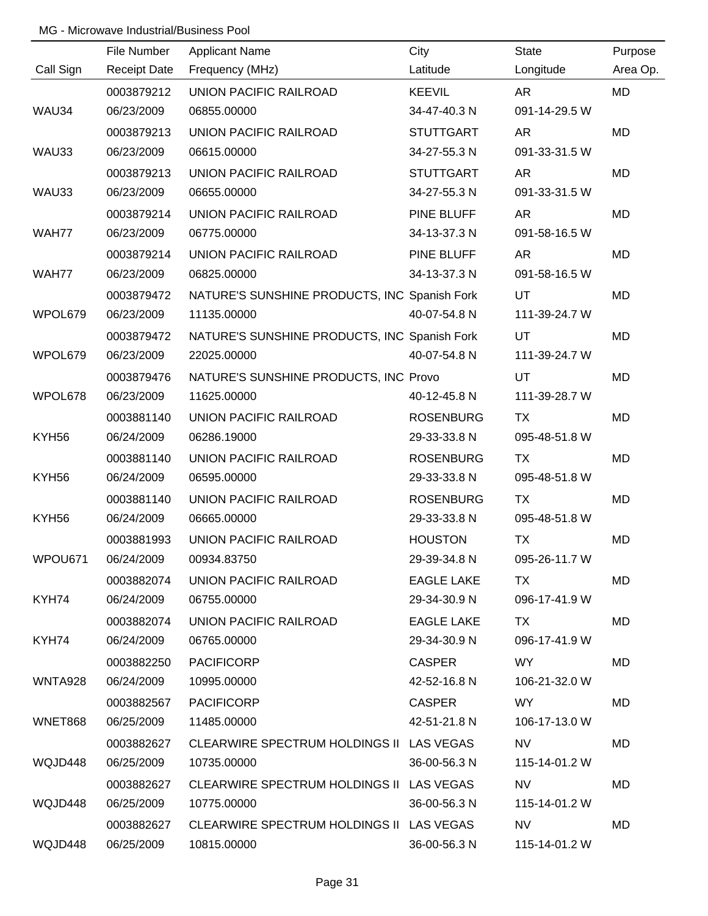MG - Microwave Industrial/Business Pool

| Call Sign | File Number / Receipt Date | Applicant Name / Frequency (MHz) | City / Latitude | State / Longitude | Purpose / Area Op. |
|---|---|---|---|---|---|
| | 0003879212 | UNION PACIFIC RAILROAD | KEEVIL | AR | MD |
| WAU34 | 06/23/2009 | 06855.00000 | 34-47-40.3 N | 091-14-29.5 W | |
| | 0003879213 | UNION PACIFIC RAILROAD | STUTTGART | AR | MD |
| WAU33 | 06/23/2009 | 06615.00000 | 34-27-55.3 N | 091-33-31.5 W | |
| | 0003879213 | UNION PACIFIC RAILROAD | STUTTGART | AR | MD |
| WAU33 | 06/23/2009 | 06655.00000 | 34-27-55.3 N | 091-33-31.5 W | |
| | 0003879214 | UNION PACIFIC RAILROAD | PINE BLUFF | AR | MD |
| WAH77 | 06/23/2009 | 06775.00000 | 34-13-37.3 N | 091-58-16.5 W | |
| | 0003879214 | UNION PACIFIC RAILROAD | PINE BLUFF | AR | MD |
| WAH77 | 06/23/2009 | 06825.00000 | 34-13-37.3 N | 091-58-16.5 W | |
| | 0003879472 | NATURE'S SUNSHINE PRODUCTS, INC | Spanish Fork | UT | MD |
| WPOL679 | 06/23/2009 | 11135.00000 | 40-07-54.8 N | 111-39-24.7 W | |
| | 0003879472 | NATURE'S SUNSHINE PRODUCTS, INC | Spanish Fork | UT | MD |
| WPOL679 | 06/23/2009 | 22025.00000 | 40-07-54.8 N | 111-39-24.7 W | |
| | 0003879476 | NATURE'S SUNSHINE PRODUCTS, INC | Provo | UT | MD |
| WPOL678 | 06/23/2009 | 11625.00000 | 40-12-45.8 N | 111-39-28.7 W | |
| | 0003881140 | UNION PACIFIC RAILROAD | ROSENBURG | TX | MD |
| KYH56 | 06/24/2009 | 06286.19000 | 29-33-33.8 N | 095-48-51.8 W | |
| | 0003881140 | UNION PACIFIC RAILROAD | ROSENBURG | TX | MD |
| KYH56 | 06/24/2009 | 06595.00000 | 29-33-33.8 N | 095-48-51.8 W | |
| | 0003881140 | UNION PACIFIC RAILROAD | ROSENBURG | TX | MD |
| KYH56 | 06/24/2009 | 06665.00000 | 29-33-33.8 N | 095-48-51.8 W | |
| | 0003881993 | UNION PACIFIC RAILROAD | HOUSTON | TX | MD |
| WPOU671 | 06/24/2009 | 00934.83750 | 29-39-34.8 N | 095-26-11.7 W | |
| | 0003882074 | UNION PACIFIC RAILROAD | EAGLE LAKE | TX | MD |
| KYH74 | 06/24/2009 | 06755.00000 | 29-34-30.9 N | 096-17-41.9 W | |
| | 0003882074 | UNION PACIFIC RAILROAD | EAGLE LAKE | TX | MD |
| KYH74 | 06/24/2009 | 06765.00000 | 29-34-30.9 N | 096-17-41.9 W | |
| | 0003882250 | PACIFICORP | CASPER | WY | MD |
| WNTA928 | 06/24/2009 | 10995.00000 | 42-52-16.8 N | 106-21-32.0 W | |
| | 0003882567 | PACIFICORP | CASPER | WY | MD |
| WNET868 | 06/25/2009 | 11485.00000 | 42-51-21.8 N | 106-17-13.0 W | |
| | 0003882627 | CLEARWIRE SPECTRUM HOLDINGS II | LAS VEGAS | NV | MD |
| WQJD448 | 06/25/2009 | 10735.00000 | 36-00-56.3 N | 115-14-01.2 W | |
| | 0003882627 | CLEARWIRE SPECTRUM HOLDINGS II | LAS VEGAS | NV | MD |
| WQJD448 | 06/25/2009 | 10775.00000 | 36-00-56.3 N | 115-14-01.2 W | |
| | 0003882627 | CLEARWIRE SPECTRUM HOLDINGS II | LAS VEGAS | NV | MD |
| WQJD448 | 06/25/2009 | 10815.00000 | 36-00-56.3 N | 115-14-01.2 W | |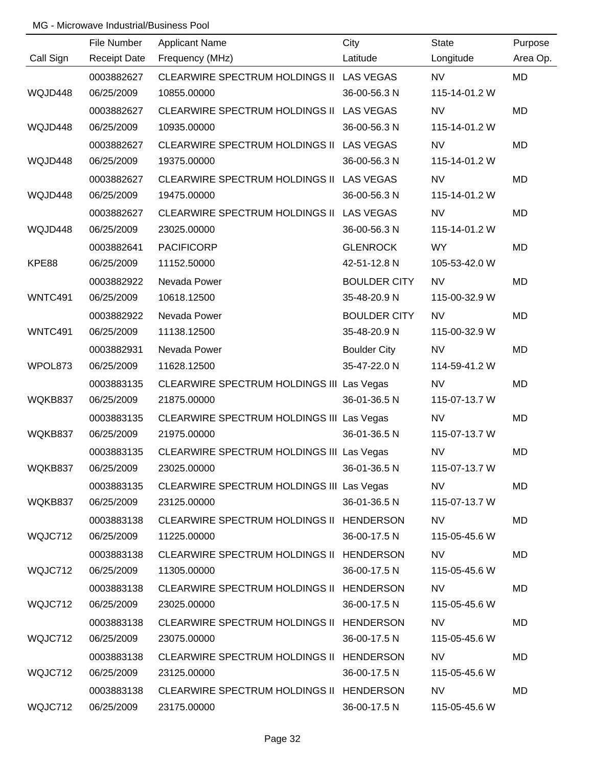MG - Microwave Industrial/Business Pool

| Call Sign | File Number<br>Receipt Date | Applicant Name<br>Frequency (MHz) | City<br>Latitude | State<br>Longitude | Purpose<br>Area Op. |
|---|---|---|---|---|---|
| WQJD448 | 0003882627<br>06/25/2009 | CLEARWIRE SPECTRUM HOLDINGS II<br>10855.00000 | LAS VEGAS<br>36-00-56.3 N | NV<br>115-14-01.2 W | MD |
| WQJD448 | 0003882627<br>06/25/2009 | CLEARWIRE SPECTRUM HOLDINGS II<br>10935.00000 | LAS VEGAS<br>36-00-56.3 N | NV<br>115-14-01.2 W | MD |
| WQJD448 | 0003882627<br>06/25/2009 | CLEARWIRE SPECTRUM HOLDINGS II<br>19375.00000 | LAS VEGAS<br>36-00-56.3 N | NV<br>115-14-01.2 W | MD |
| WQJD448 | 0003882627<br>06/25/2009 | CLEARWIRE SPECTRUM HOLDINGS II<br>19475.00000 | LAS VEGAS<br>36-00-56.3 N | NV<br>115-14-01.2 W | MD |
| WQJD448 | 0003882627<br>06/25/2009 | CLEARWIRE SPECTRUM HOLDINGS II<br>23025.00000 | LAS VEGAS<br>36-00-56.3 N | NV<br>115-14-01.2 W | MD |
| KPE88 | 0003882641<br>06/25/2009 | PACIFICORP<br>11152.50000 | GLENROCK<br>42-51-12.8 N | WY<br>105-53-42.0 W | MD |
| WNTC491 | 0003882922<br>06/25/2009 | Nevada Power<br>10618.12500 | BOULDER CITY<br>35-48-20.9 N | NV<br>115-00-32.9 W | MD |
| WNTC491 | 0003882922<br>06/25/2009 | Nevada Power<br>11138.12500 | BOULDER CITY<br>35-48-20.9 N | NV<br>115-00-32.9 W | MD |
| WPOL873 | 0003882931<br>06/25/2009 | Nevada Power<br>11628.12500 | Boulder City<br>35-47-22.0 N | NV<br>114-59-41.2 W | MD |
| WQKB837 | 0003883135<br>06/25/2009 | CLEARWIRE SPECTRUM HOLDINGS III<br>21875.00000 | Las Vegas<br>36-01-36.5 N | NV<br>115-07-13.7 W | MD |
| WQKB837 | 0003883135<br>06/25/2009 | CLEARWIRE SPECTRUM HOLDINGS III<br>21975.00000 | Las Vegas<br>36-01-36.5 N | NV<br>115-07-13.7 W | MD |
| WQKB837 | 0003883135<br>06/25/2009 | CLEARWIRE SPECTRUM HOLDINGS III<br>23025.00000 | Las Vegas<br>36-01-36.5 N | NV<br>115-07-13.7 W | MD |
| WQKB837 | 0003883135<br>06/25/2009 | CLEARWIRE SPECTRUM HOLDINGS III<br>23125.00000 | Las Vegas<br>36-01-36.5 N | NV<br>115-07-13.7 W | MD |
| WQJC712 | 0003883138<br>06/25/2009 | CLEARWIRE SPECTRUM HOLDINGS II<br>11225.00000 | HENDERSON<br>36-00-17.5 N | NV<br>115-05-45.6 W | MD |
| WQJC712 | 0003883138<br>06/25/2009 | CLEARWIRE SPECTRUM HOLDINGS II<br>11305.00000 | HENDERSON<br>36-00-17.5 N | NV<br>115-05-45.6 W | MD |
| WQJC712 | 0003883138<br>06/25/2009 | CLEARWIRE SPECTRUM HOLDINGS II<br>23025.00000 | HENDERSON<br>36-00-17.5 N | NV<br>115-05-45.6 W | MD |
| WQJC712 | 0003883138<br>06/25/2009 | CLEARWIRE SPECTRUM HOLDINGS II<br>23075.00000 | HENDERSON<br>36-00-17.5 N | NV<br>115-05-45.6 W | MD |
| WQJC712 | 0003883138<br>06/25/2009 | CLEARWIRE SPECTRUM HOLDINGS II<br>23125.00000 | HENDERSON<br>36-00-17.5 N | NV<br>115-05-45.6 W | MD |
| WQJC712 | 0003883138<br>06/25/2009 | CLEARWIRE SPECTRUM HOLDINGS II<br>23175.00000 | HENDERSON<br>36-00-17.5 N | NV<br>115-05-45.6 W | MD |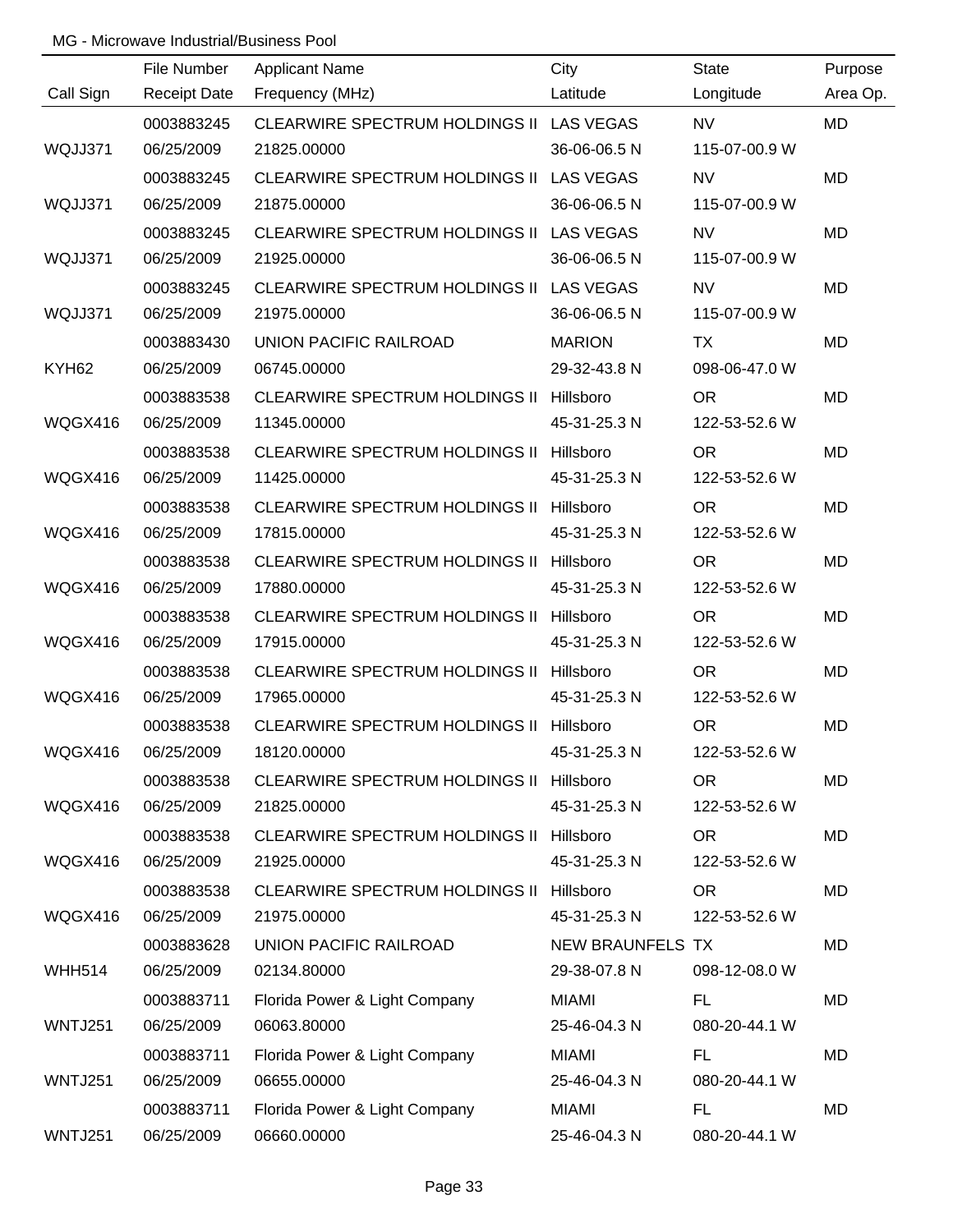MG - Microwave Industrial/Business Pool

| Call Sign | File Number<br>Receipt Date | Applicant Name<br>Frequency (MHz) | City<br>Latitude | State<br>Longitude | Purpose<br>Area Op. |
|---|---|---|---|---|---|
| WQJJ371 | 0003883245<br>06/25/2009 | CLEARWIRE SPECTRUM HOLDINGS II<br>21825.00000 | LAS VEGAS<br>36-06-06.5 N | NV<br>115-07-00.9 W | MD |
| WQJJ371 | 0003883245<br>06/25/2009 | CLEARWIRE SPECTRUM HOLDINGS II<br>21875.00000 | LAS VEGAS<br>36-06-06.5 N | NV<br>115-07-00.9 W | MD |
| WQJJ371 | 0003883245<br>06/25/2009 | CLEARWIRE SPECTRUM HOLDINGS II<br>21925.00000 | LAS VEGAS<br>36-06-06.5 N | NV<br>115-07-00.9 W | MD |
| WQJJ371 | 0003883245<br>06/25/2009 | CLEARWIRE SPECTRUM HOLDINGS II<br>21975.00000 | LAS VEGAS<br>36-06-06.5 N | NV<br>115-07-00.9 W | MD |
| KYH62 | 0003883430<br>06/25/2009 | UNION PACIFIC RAILROAD<br>06745.00000 | MARION<br>29-32-43.8 N | TX<br>098-06-47.0 W | MD |
| WQGX416 | 0003883538<br>06/25/2009 | CLEARWIRE SPECTRUM HOLDINGS II<br>11345.00000 | Hillsboro<br>45-31-25.3 N | OR<br>122-53-52.6 W | MD |
| WQGX416 | 0003883538<br>06/25/2009 | CLEARWIRE SPECTRUM HOLDINGS II<br>11425.00000 | Hillsboro<br>45-31-25.3 N | OR<br>122-53-52.6 W | MD |
| WQGX416 | 0003883538<br>06/25/2009 | CLEARWIRE SPECTRUM HOLDINGS II<br>17815.00000 | Hillsboro<br>45-31-25.3 N | OR<br>122-53-52.6 W | MD |
| WQGX416 | 0003883538<br>06/25/2009 | CLEARWIRE SPECTRUM HOLDINGS II<br>17880.00000 | Hillsboro<br>45-31-25.3 N | OR<br>122-53-52.6 W | MD |
| WQGX416 | 0003883538<br>06/25/2009 | CLEARWIRE SPECTRUM HOLDINGS II<br>17915.00000 | Hillsboro<br>45-31-25.3 N | OR<br>122-53-52.6 W | MD |
| WQGX416 | 0003883538<br>06/25/2009 | CLEARWIRE SPECTRUM HOLDINGS II<br>17965.00000 | Hillsboro<br>45-31-25.3 N | OR<br>122-53-52.6 W | MD |
| WQGX416 | 0003883538<br>06/25/2009 | CLEARWIRE SPECTRUM HOLDINGS II<br>18120.00000 | Hillsboro<br>45-31-25.3 N | OR<br>122-53-52.6 W | MD |
| WQGX416 | 0003883538<br>06/25/2009 | CLEARWIRE SPECTRUM HOLDINGS II<br>21825.00000 | Hillsboro<br>45-31-25.3 N | OR<br>122-53-52.6 W | MD |
| WQGX416 | 0003883538<br>06/25/2009 | CLEARWIRE SPECTRUM HOLDINGS II<br>21925.00000 | Hillsboro<br>45-31-25.3 N | OR<br>122-53-52.6 W | MD |
| WQGX416 | 0003883538<br>06/25/2009 | CLEARWIRE SPECTRUM HOLDINGS II<br>21975.00000 | Hillsboro<br>45-31-25.3 N | OR<br>122-53-52.6 W | MD |
| WHH514 | 0003883628<br>06/25/2009 | UNION PACIFIC RAILROAD<br>02134.80000 | NEW BRAUNFELS<br>29-38-07.8 N | TX<br>098-12-08.0 W | MD |
| WNTJ251 | 0003883711<br>06/25/2009 | Florida Power & Light Company<br>06063.80000 | MIAMI<br>25-46-04.3 N | FL<br>080-20-44.1 W | MD |
| WNTJ251 | 0003883711<br>06/25/2009 | Florida Power & Light Company<br>06655.00000 | MIAMI<br>25-46-04.3 N | FL<br>080-20-44.1 W | MD |
| WNTJ251 | 0003883711<br>06/25/2009 | Florida Power & Light Company<br>06660.00000 | MIAMI<br>25-46-04.3 N | FL<br>080-20-44.1 W | MD |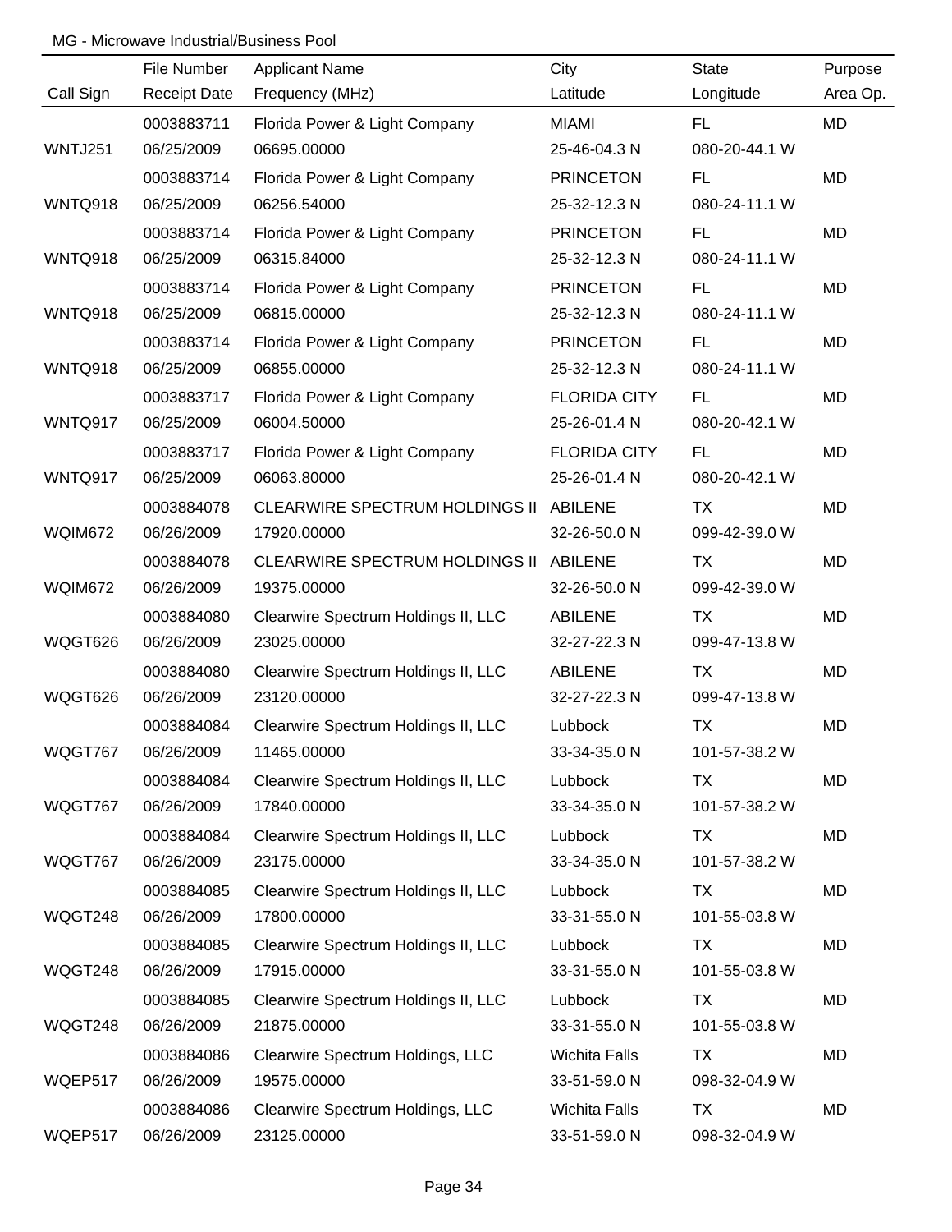MG - Microwave Industrial/Business Pool

| Call Sign | File Number<br>Receipt Date | Applicant Name<br>Frequency (MHz) | City<br>Latitude | State<br>Longitude | Purpose<br>Area Op. |
|---|---|---|---|---|---|
| WNTJ251 | 0003883711<br>06/25/2009 | Florida Power & Light Company<br>06695.00000 | MIAMI<br>25-46-04.3 N | FL<br>080-20-44.1 W | MD |
| WNTQ918 | 0003883714<br>06/25/2009 | Florida Power & Light Company<br>06256.54000 | PRINCETON<br>25-32-12.3 N | FL<br>080-24-11.1 W | MD |
| WNTQ918 | 0003883714<br>06/25/2009 | Florida Power & Light Company<br>06315.84000 | PRINCETON<br>25-32-12.3 N | FL<br>080-24-11.1 W | MD |
| WNTQ918 | 0003883714<br>06/25/2009 | Florida Power & Light Company<br>06815.00000 | PRINCETON<br>25-32-12.3 N | FL<br>080-24-11.1 W | MD |
| WNTQ918 | 0003883714<br>06/25/2009 | Florida Power & Light Company<br>06855.00000 | PRINCETON<br>25-32-12.3 N | FL<br>080-24-11.1 W | MD |
| WNTQ917 | 0003883717<br>06/25/2009 | Florida Power & Light Company<br>06004.50000 | FLORIDA CITY<br>25-26-01.4 N | FL<br>080-20-42.1 W | MD |
| WNTQ917 | 0003883717<br>06/25/2009 | Florida Power & Light Company<br>06063.80000 | FLORIDA CITY<br>25-26-01.4 N | FL<br>080-20-42.1 W | MD |
| WQIM672 | 0003884078<br>06/26/2009 | CLEARWIRE SPECTRUM HOLDINGS II<br>17920.00000 | ABILENE<br>32-26-50.0 N | TX<br>099-42-39.0 W | MD |
| WQIM672 | 0003884078<br>06/26/2009 | CLEARWIRE SPECTRUM HOLDINGS II<br>19375.00000 | ABILENE<br>32-26-50.0 N | TX<br>099-42-39.0 W | MD |
| WQGT626 | 0003884080<br>06/26/2009 | Clearwire Spectrum Holdings II, LLC<br>23025.00000 | ABILENE<br>32-27-22.3 N | TX<br>099-47-13.8 W | MD |
| WQGT626 | 0003884080<br>06/26/2009 | Clearwire Spectrum Holdings II, LLC<br>23120.00000 | ABILENE<br>32-27-22.3 N | TX<br>099-47-13.8 W | MD |
| WQGT767 | 0003884084<br>06/26/2009 | Clearwire Spectrum Holdings II, LLC<br>11465.00000 | Lubbock<br>33-34-35.0 N | TX<br>101-57-38.2 W | MD |
| WQGT767 | 0003884084<br>06/26/2009 | Clearwire Spectrum Holdings II, LLC<br>17840.00000 | Lubbock<br>33-34-35.0 N | TX<br>101-57-38.2 W | MD |
| WQGT767 | 0003884084<br>06/26/2009 | Clearwire Spectrum Holdings II, LLC<br>23175.00000 | Lubbock<br>33-34-35.0 N | TX<br>101-57-38.2 W | MD |
| WQGT248 | 0003884085<br>06/26/2009 | Clearwire Spectrum Holdings II, LLC<br>17800.00000 | Lubbock<br>33-31-55.0 N | TX<br>101-55-03.8 W | MD |
| WQGT248 | 0003884085<br>06/26/2009 | Clearwire Spectrum Holdings II, LLC<br>17915.00000 | Lubbock<br>33-31-55.0 N | TX<br>101-55-03.8 W | MD |
| WQGT248 | 0003884085<br>06/26/2009 | Clearwire Spectrum Holdings II, LLC<br>21875.00000 | Lubbock<br>33-31-55.0 N | TX<br>101-55-03.8 W | MD |
| WQEP517 | 0003884086<br>06/26/2009 | Clearwire Spectrum Holdings, LLC<br>19575.00000 | Wichita Falls<br>33-51-59.0 N | TX<br>098-32-04.9 W | MD |
| WQEP517 | 0003884086<br>06/26/2009 | Clearwire Spectrum Holdings, LLC<br>23125.00000 | Wichita Falls<br>33-51-59.0 N | TX<br>098-32-04.9 W | MD |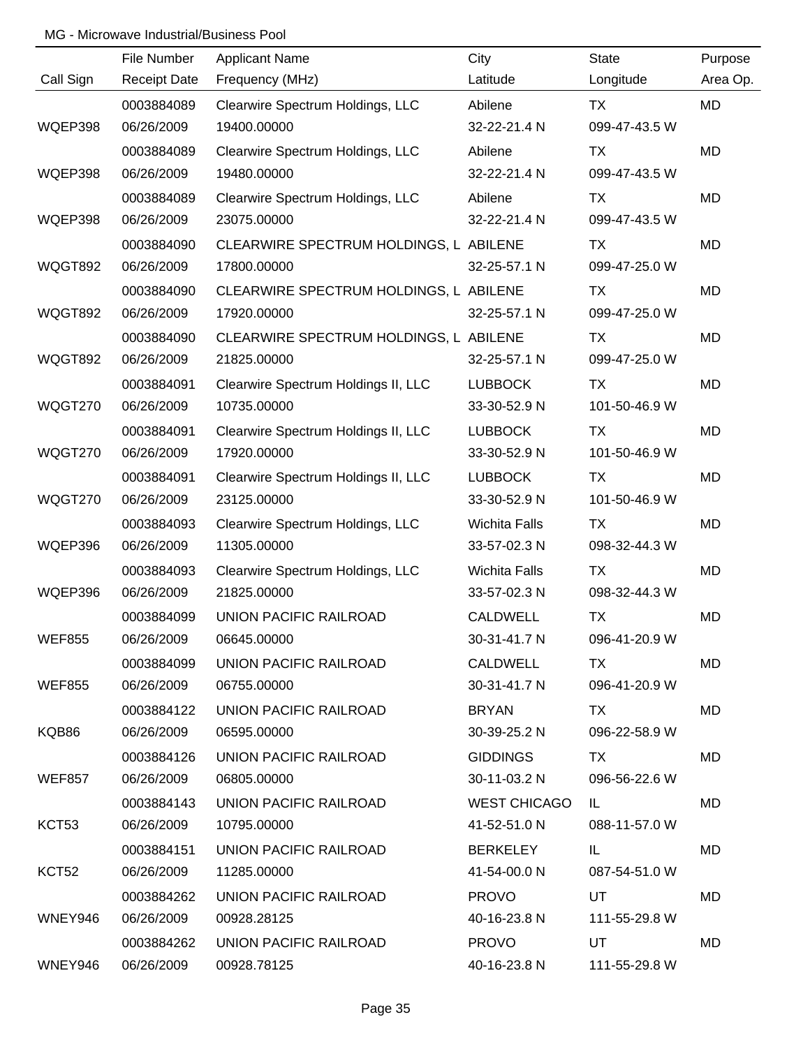MG - Microwave Industrial/Business Pool

| Call Sign | File Number<br>Receipt Date | Applicant Name<br>Frequency (MHz) | City<br>Latitude | State<br>Longitude | Purpose<br>Area Op. |
|---|---|---|---|---|---|
| WQEP398 | 0003884089<br>06/26/2009 | Clearwire Spectrum Holdings, LLC<br>19400.00000 | Abilene<br>32-22-21.4 N | TX<br>099-47-43.5 W | MD |
| WQEP398 | 0003884089<br>06/26/2009 | Clearwire Spectrum Holdings, LLC<br>19480.00000 | Abilene<br>32-22-21.4 N | TX<br>099-47-43.5 W | MD |
| WQEP398 | 0003884089<br>06/26/2009 | Clearwire Spectrum Holdings, LLC<br>23075.00000 | Abilene<br>32-22-21.4 N | TX<br>099-47-43.5 W | MD |
| WQGT892 | 0003884090<br>06/26/2009 | CLEARWIRE SPECTRUM HOLDINGS, L<br>17800.00000 | ABILENE<br>32-25-57.1 N | TX<br>099-47-25.0 W | MD |
| WQGT892 | 0003884090<br>06/26/2009 | CLEARWIRE SPECTRUM HOLDINGS, L<br>17920.00000 | ABILENE<br>32-25-57.1 N | TX<br>099-47-25.0 W | MD |
| WQGT892 | 0003884090<br>06/26/2009 | CLEARWIRE SPECTRUM HOLDINGS, L<br>21825.00000 | ABILENE<br>32-25-57.1 N | TX<br>099-47-25.0 W | MD |
| WQGT270 | 0003884091<br>06/26/2009 | Clearwire Spectrum Holdings II, LLC<br>10735.00000 | LUBBOCK<br>33-30-52.9 N | TX<br>101-50-46.9 W | MD |
| WQGT270 | 0003884091<br>06/26/2009 | Clearwire Spectrum Holdings II, LLC<br>17920.00000 | LUBBOCK<br>33-30-52.9 N | TX<br>101-50-46.9 W | MD |
| WQGT270 | 0003884091<br>06/26/2009 | Clearwire Spectrum Holdings II, LLC<br>23125.00000 | LUBBOCK<br>33-30-52.9 N | TX<br>101-50-46.9 W | MD |
| WQEP396 | 0003884093<br>06/26/2009 | Clearwire Spectrum Holdings, LLC<br>11305.00000 | Wichita Falls<br>33-57-02.3 N | TX<br>098-32-44.3 W | MD |
| WQEP396 | 0003884093<br>06/26/2009 | Clearwire Spectrum Holdings, LLC<br>21825.00000 | Wichita Falls<br>33-57-02.3 N | TX<br>098-32-44.3 W | MD |
| WEF855 | 0003884099<br>06/26/2009 | UNION PACIFIC RAILROAD<br>06645.00000 | CALDWELL<br>30-31-41.7 N | TX<br>096-41-20.9 W | MD |
| WEF855 | 0003884099<br>06/26/2009 | UNION PACIFIC RAILROAD<br>06755.00000 | CALDWELL<br>30-31-41.7 N | TX<br>096-41-20.9 W | MD |
| KQB86 | 0003884122<br>06/26/2009 | UNION PACIFIC RAILROAD<br>06595.00000 | BRYAN<br>30-39-25.2 N | TX<br>096-22-58.9 W | MD |
| WEF857 | 0003884126<br>06/26/2009 | UNION PACIFIC RAILROAD<br>06805.00000 | GIDDINGS<br>30-11-03.2 N | TX<br>096-56-22.6 W | MD |
| KCT53 | 0003884143<br>06/26/2009 | UNION PACIFIC RAILROAD<br>10795.00000 | WEST CHICAGO<br>41-52-51.0 N | IL<br>088-11-57.0 W | MD |
| KCT52 | 0003884151<br>06/26/2009 | UNION PACIFIC RAILROAD<br>11285.00000 | BERKELEY<br>41-54-00.0 N | IL<br>087-54-51.0 W | MD |
| WNEY946 | 0003884262<br>06/26/2009 | UNION PACIFIC RAILROAD<br>00928.28125 | PROVO<br>40-16-23.8 N | UT<br>111-55-29.8 W | MD |
| WNEY946 | 0003884262<br>06/26/2009 | UNION PACIFIC RAILROAD<br>00928.78125 | PROVO<br>40-16-23.8 N | UT<br>111-55-29.8 W | MD |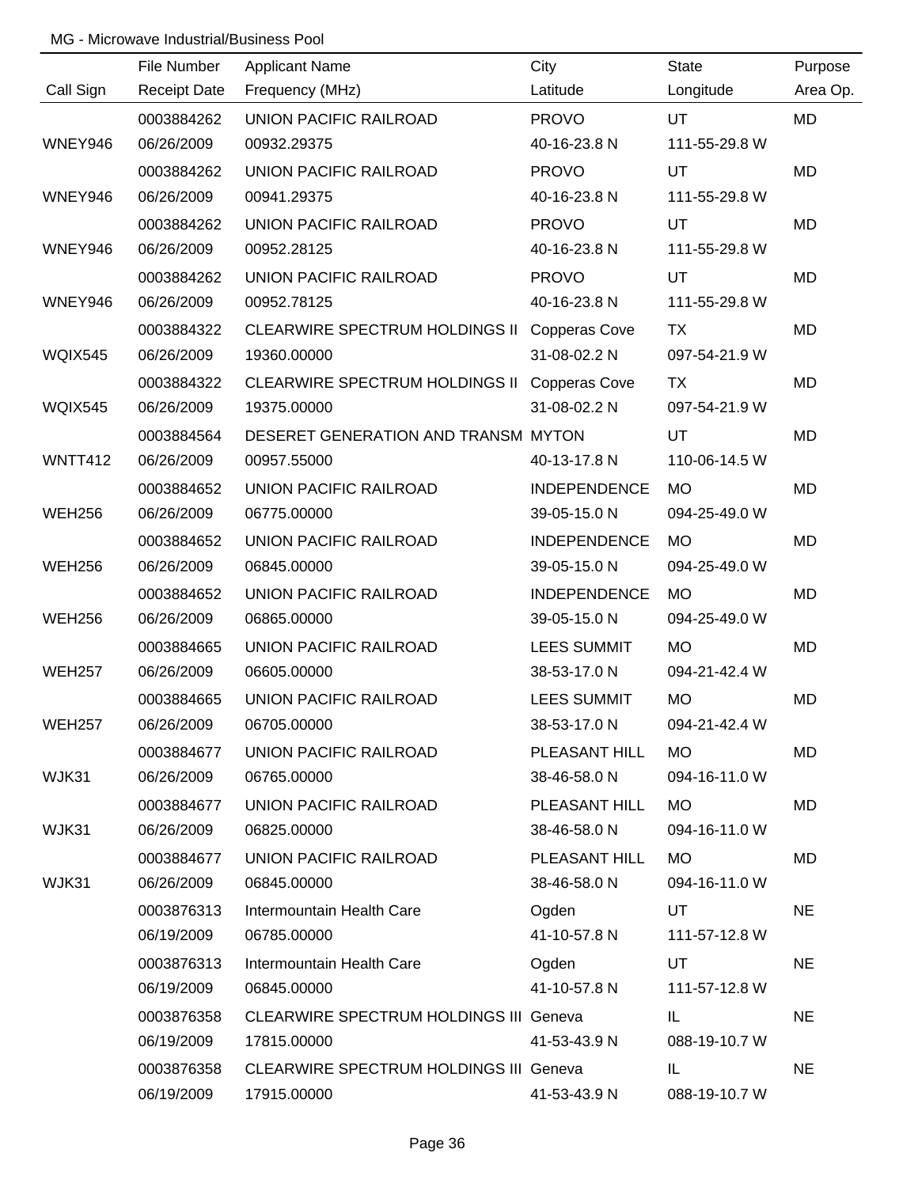MG - Microwave Industrial/Business Pool

| Call Sign | File Number<br>Receipt Date | Applicant Name<br>Frequency (MHz) | City<br>Latitude | State<br>Longitude | Purpose<br>Area Op. |
|---|---|---|---|---|---|
| WNEY946 | 0003884262<br>06/26/2009 | UNION PACIFIC RAILROAD<br>00932.29375 | PROVO<br>40-16-23.8 N | UT<br>111-55-29.8 W | MD |
| WNEY946 | 0003884262<br>06/26/2009 | UNION PACIFIC RAILROAD<br>00941.29375 | PROVO<br>40-16-23.8 N | UT<br>111-55-29.8 W | MD |
| WNEY946 | 0003884262<br>06/26/2009 | UNION PACIFIC RAILROAD<br>00952.28125 | PROVO<br>40-16-23.8 N | UT<br>111-55-29.8 W | MD |
| WNEY946 | 0003884262<br>06/26/2009 | UNION PACIFIC RAILROAD<br>00952.78125 | PROVO<br>40-16-23.8 N | UT<br>111-55-29.8 W | MD |
| WQIX545 | 0003884322<br>06/26/2009 | CLEARWIRE SPECTRUM HOLDINGS II<br>19360.00000 | Copperas Cove<br>31-08-02.2 N | TX<br>097-54-21.9 W | MD |
| WQIX545 | 0003884322<br>06/26/2009 | CLEARWIRE SPECTRUM HOLDINGS II<br>19375.00000 | Copperas Cove<br>31-08-02.2 N | TX<br>097-54-21.9 W | MD |
| WNTT412 | 0003884564<br>06/26/2009 | DESERET GENERATION AND TRANSM<br>00957.55000 | MYTON<br>40-13-17.8 N | UT<br>110-06-14.5 W | MD |
| WEH256 | 0003884652<br>06/26/2009 | UNION PACIFIC RAILROAD<br>06775.00000 | INDEPENDENCE<br>39-05-15.0 N | MO<br>094-25-49.0 W | MD |
| WEH256 | 0003884652<br>06/26/2009 | UNION PACIFIC RAILROAD<br>06845.00000 | INDEPENDENCE<br>39-05-15.0 N | MO<br>094-25-49.0 W | MD |
| WEH256 | 0003884652<br>06/26/2009 | UNION PACIFIC RAILROAD<br>06865.00000 | INDEPENDENCE<br>39-05-15.0 N | MO<br>094-25-49.0 W | MD |
| WEH257 | 0003884665<br>06/26/2009 | UNION PACIFIC RAILROAD<br>06605.00000 | LEES SUMMIT<br>38-53-17.0 N | MO<br>094-21-42.4 W | MD |
| WEH257 | 0003884665<br>06/26/2009 | UNION PACIFIC RAILROAD<br>06705.00000 | LEES SUMMIT<br>38-53-17.0 N | MO<br>094-21-42.4 W | MD |
| WJK31 | 0003884677<br>06/26/2009 | UNION PACIFIC RAILROAD<br>06765.00000 | PLEASANT HILL<br>38-46-58.0 N | MO<br>094-16-11.0 W | MD |
| WJK31 | 0003884677<br>06/26/2009 | UNION PACIFIC RAILROAD<br>06825.00000 | PLEASANT HILL<br>38-46-58.0 N | MO<br>094-16-11.0 W | MD |
| WJK31 | 0003884677<br>06/26/2009 | UNION PACIFIC RAILROAD<br>06845.00000 | PLEASANT HILL<br>38-46-58.0 N | MO<br>094-16-11.0 W | MD |
| | 0003876313<br>06/19/2009 | Intermountain Health Care<br>06785.00000 | Ogden<br>41-10-57.8 N | UT<br>111-57-12.8 W | NE |
| | 0003876313<br>06/19/2009 | Intermountain Health Care<br>06845.00000 | Ogden<br>41-10-57.8 N | UT<br>111-57-12.8 W | NE |
| | 0003876358<br>06/19/2009 | CLEARWIRE SPECTRUM HOLDINGS III<br>17815.00000 | Geneva<br>41-53-43.9 N | IL<br>088-19-10.7 W | NE |
| | 0003876358<br>06/19/2009 | CLEARWIRE SPECTRUM HOLDINGS III<br>17915.00000 | Geneva<br>41-53-43.9 N | IL<br>088-19-10.7 W | NE |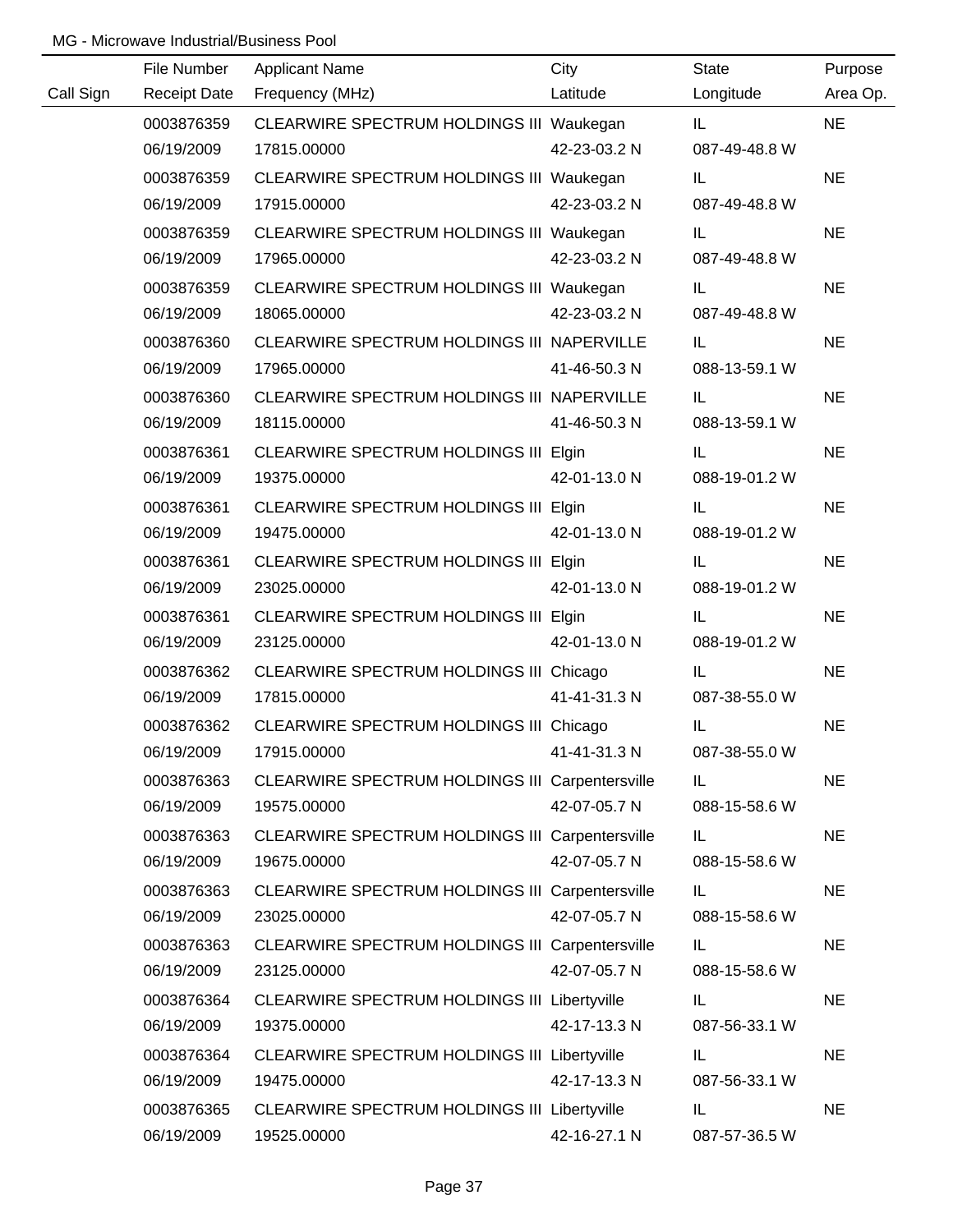MG - Microwave Industrial/Business Pool

| Call Sign | File Number<br>Receipt Date | Applicant Name<br>Frequency (MHz) | City<br>Latitude | State<br>Longitude | Purpose<br>Area Op. |
|---|---|---|---|---|---|
| | 0003876359<br>06/19/2009 | CLEARWIRE SPECTRUM HOLDINGS III<br>17815.00000 | Waukegan<br>42-23-03.2 N | IL<br>087-49-48.8 W | NE |
| | 0003876359<br>06/19/2009 | CLEARWIRE SPECTRUM HOLDINGS III<br>17915.00000 | Waukegan<br>42-23-03.2 N | IL<br>087-49-48.8 W | NE |
| | 0003876359<br>06/19/2009 | CLEARWIRE SPECTRUM HOLDINGS III<br>17965.00000 | Waukegan<br>42-23-03.2 N | IL<br>087-49-48.8 W | NE |
| | 0003876359<br>06/19/2009 | CLEARWIRE SPECTRUM HOLDINGS III<br>18065.00000 | Waukegan<br>42-23-03.2 N | IL<br>087-49-48.8 W | NE |
| | 0003876360<br>06/19/2009 | CLEARWIRE SPECTRUM HOLDINGS III<br>17965.00000 | NAPERVILLE<br>41-46-50.3 N | IL<br>088-13-59.1 W | NE |
| | 0003876360<br>06/19/2009 | CLEARWIRE SPECTRUM HOLDINGS III<br>18115.00000 | NAPERVILLE<br>41-46-50.3 N | IL<br>088-13-59.1 W | NE |
| | 0003876361<br>06/19/2009 | CLEARWIRE SPECTRUM HOLDINGS III<br>19375.00000 | Elgin<br>42-01-13.0 N | IL<br>088-19-01.2 W | NE |
| | 0003876361<br>06/19/2009 | CLEARWIRE SPECTRUM HOLDINGS III<br>19475.00000 | Elgin<br>42-01-13.0 N | IL<br>088-19-01.2 W | NE |
| | 0003876361<br>06/19/2009 | CLEARWIRE SPECTRUM HOLDINGS III<br>23025.00000 | Elgin<br>42-01-13.0 N | IL<br>088-19-01.2 W | NE |
| | 0003876361<br>06/19/2009 | CLEARWIRE SPECTRUM HOLDINGS III<br>23125.00000 | Elgin<br>42-01-13.0 N | IL<br>088-19-01.2 W | NE |
| | 0003876362<br>06/19/2009 | CLEARWIRE SPECTRUM HOLDINGS III<br>17815.00000 | Chicago<br>41-41-31.3 N | IL<br>087-38-55.0 W | NE |
| | 0003876362<br>06/19/2009 | CLEARWIRE SPECTRUM HOLDINGS III<br>17915.00000 | Chicago<br>41-41-31.3 N | IL<br>087-38-55.0 W | NE |
| | 0003876363<br>06/19/2009 | CLEARWIRE SPECTRUM HOLDINGS III<br>19575.00000 | Carpentersville<br>42-07-05.7 N | IL<br>088-15-58.6 W | NE |
| | 0003876363<br>06/19/2009 | CLEARWIRE SPECTRUM HOLDINGS III<br>19675.00000 | Carpentersville<br>42-07-05.7 N | IL<br>088-15-58.6 W | NE |
| | 0003876363<br>06/19/2009 | CLEARWIRE SPECTRUM HOLDINGS III<br>23025.00000 | Carpentersville<br>42-07-05.7 N | IL<br>088-15-58.6 W | NE |
| | 0003876363<br>06/19/2009 | CLEARWIRE SPECTRUM HOLDINGS III<br>23125.00000 | Carpentersville<br>42-07-05.7 N | IL<br>088-15-58.6 W | NE |
| | 0003876364<br>06/19/2009 | CLEARWIRE SPECTRUM HOLDINGS III<br>19375.00000 | Libertyville<br>42-17-13.3 N | IL<br>087-56-33.1 W | NE |
| | 0003876364<br>06/19/2009 | CLEARWIRE SPECTRUM HOLDINGS III<br>19475.00000 | Libertyville<br>42-17-13.3 N | IL<br>087-56-33.1 W | NE |
| | 0003876365<br>06/19/2009 | CLEARWIRE SPECTRUM HOLDINGS III<br>19525.00000 | Libertyville<br>42-16-27.1 N | IL<br>087-57-36.5 W | NE |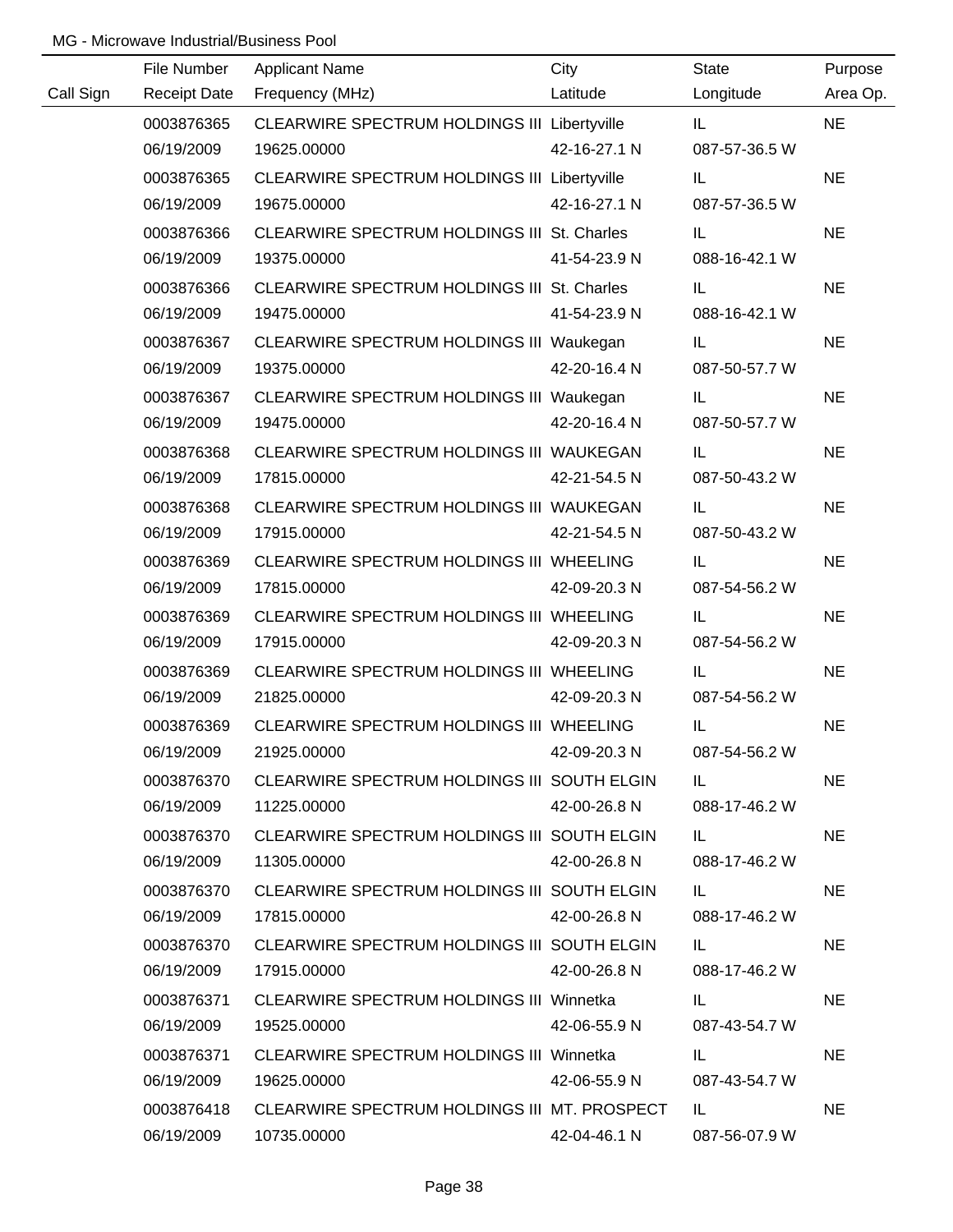MG - Microwave Industrial/Business Pool

| Call Sign | File Number<br>Receipt Date | Applicant Name<br>Frequency (MHz) | City<br>Latitude | State<br>Longitude | Purpose<br>Area Op. |
|---|---|---|---|---|---|
| | 0003876365<br>06/19/2009 | CLEARWIRE SPECTRUM HOLDINGS III<br>19625.00000 | Libertyville<br>42-16-27.1 N | IL<br>087-57-36.5 W | NE |
| | 0003876365<br>06/19/2009 | CLEARWIRE SPECTRUM HOLDINGS III<br>19675.00000 | Libertyville<br>42-16-27.1 N | IL<br>087-57-36.5 W | NE |
| | 0003876366<br>06/19/2009 | CLEARWIRE SPECTRUM HOLDINGS III<br>19375.00000 | St. Charles<br>41-54-23.9 N | IL<br>088-16-42.1 W | NE |
| | 0003876366<br>06/19/2009 | CLEARWIRE SPECTRUM HOLDINGS III<br>19475.00000 | St. Charles<br>41-54-23.9 N | IL<br>088-16-42.1 W | NE |
| | 0003876367<br>06/19/2009 | CLEARWIRE SPECTRUM HOLDINGS III<br>19375.00000 | Waukegan<br>42-20-16.4 N | IL<br>087-50-57.7 W | NE |
| | 0003876367<br>06/19/2009 | CLEARWIRE SPECTRUM HOLDINGS III<br>19475.00000 | Waukegan<br>42-20-16.4 N | IL<br>087-50-57.7 W | NE |
| | 0003876368<br>06/19/2009 | CLEARWIRE SPECTRUM HOLDINGS III<br>17815.00000 | WAUKEGAN<br>42-21-54.5 N | IL<br>087-50-43.2 W | NE |
| | 0003876368<br>06/19/2009 | CLEARWIRE SPECTRUM HOLDINGS III<br>17915.00000 | WAUKEGAN<br>42-21-54.5 N | IL<br>087-50-43.2 W | NE |
| | 0003876369<br>06/19/2009 | CLEARWIRE SPECTRUM HOLDINGS III<br>17815.00000 | WHEELING<br>42-09-20.3 N | IL<br>087-54-56.2 W | NE |
| | 0003876369<br>06/19/2009 | CLEARWIRE SPECTRUM HOLDINGS III<br>17915.00000 | WHEELING<br>42-09-20.3 N | IL<br>087-54-56.2 W | NE |
| | 0003876369<br>06/19/2009 | CLEARWIRE SPECTRUM HOLDINGS III<br>21825.00000 | WHEELING<br>42-09-20.3 N | IL<br>087-54-56.2 W | NE |
| | 0003876369<br>06/19/2009 | CLEARWIRE SPECTRUM HOLDINGS III<br>21925.00000 | WHEELING<br>42-09-20.3 N | IL<br>087-54-56.2 W | NE |
| | 0003876370<br>06/19/2009 | CLEARWIRE SPECTRUM HOLDINGS III<br>11225.00000 | SOUTH ELGIN<br>42-00-26.8 N | IL<br>088-17-46.2 W | NE |
| | 0003876370<br>06/19/2009 | CLEARWIRE SPECTRUM HOLDINGS III<br>11305.00000 | SOUTH ELGIN<br>42-00-26.8 N | IL<br>088-17-46.2 W | NE |
| | 0003876370<br>06/19/2009 | CLEARWIRE SPECTRUM HOLDINGS III<br>17815.00000 | SOUTH ELGIN<br>42-00-26.8 N | IL<br>088-17-46.2 W | NE |
| | 0003876370<br>06/19/2009 | CLEARWIRE SPECTRUM HOLDINGS III<br>17915.00000 | SOUTH ELGIN<br>42-00-26.8 N | IL<br>088-17-46.2 W | NE |
| | 0003876371<br>06/19/2009 | CLEARWIRE SPECTRUM HOLDINGS III<br>19525.00000 | Winnetka<br>42-06-55.9 N | IL<br>087-43-54.7 W | NE |
| | 0003876371<br>06/19/2009 | CLEARWIRE SPECTRUM HOLDINGS III<br>19625.00000 | Winnetka<br>42-06-55.9 N | IL<br>087-43-54.7 W | NE |
| | 0003876418<br>06/19/2009 | CLEARWIRE SPECTRUM HOLDINGS III<br>10735.00000 | MT. PROSPECT<br>42-04-46.1 N | IL<br>087-56-07.9 W | NE |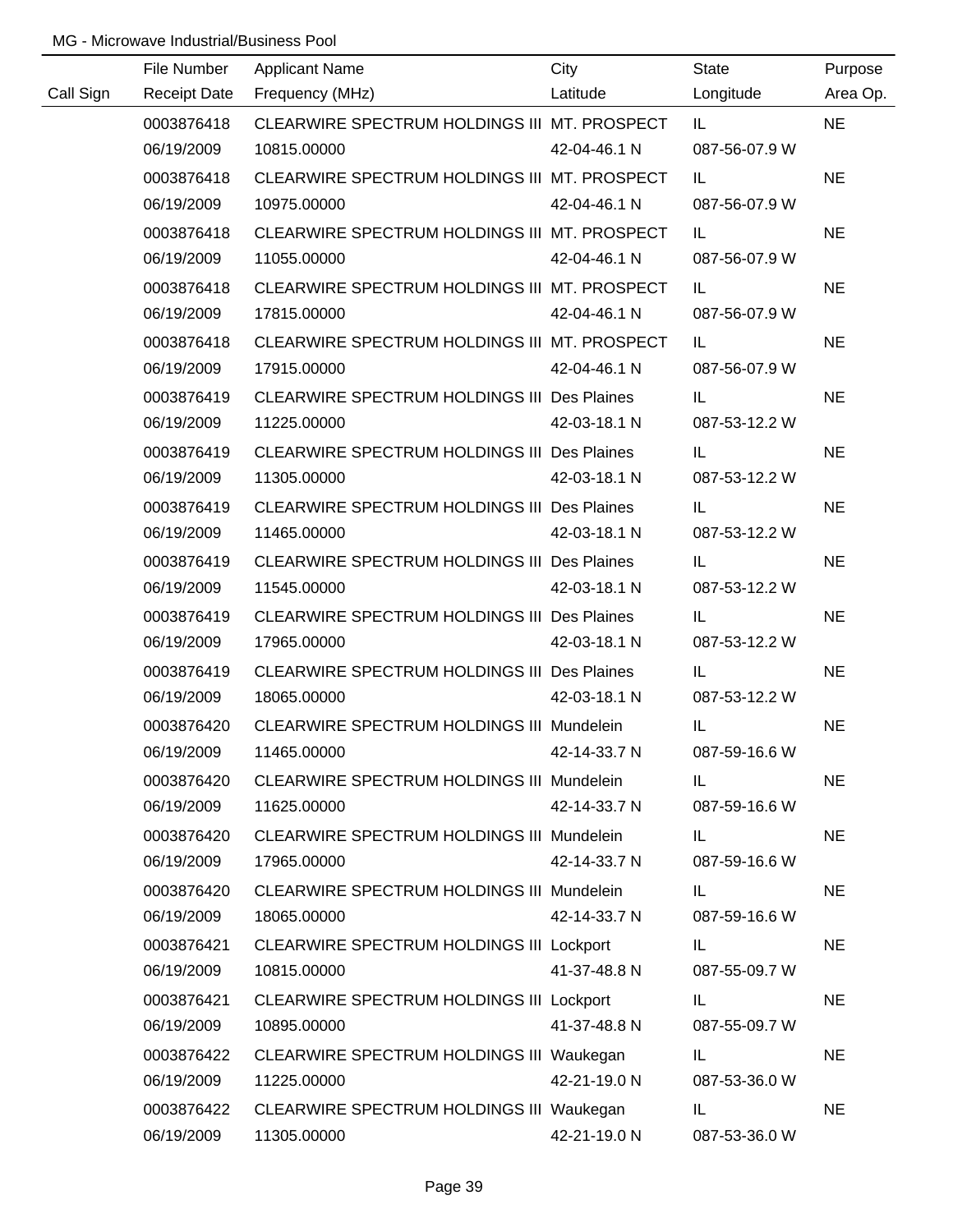MG - Microwave Industrial/Business Pool

| Call Sign | File Number<br>Receipt Date | Applicant Name<br>Frequency (MHz) | City<br>Latitude | State<br>Longitude | Purpose<br>Area Op. |
|---|---|---|---|---|---|
| | 0003876418<br>06/19/2009 | CLEARWIRE SPECTRUM HOLDINGS III<br>10815.00000 | MT. PROSPECT<br>42-04-46.1 N | IL<br>087-56-07.9 W | NE |
| | 0003876418<br>06/19/2009 | CLEARWIRE SPECTRUM HOLDINGS III<br>10975.00000 | MT. PROSPECT<br>42-04-46.1 N | IL<br>087-56-07.9 W | NE |
| | 0003876418<br>06/19/2009 | CLEARWIRE SPECTRUM HOLDINGS III<br>11055.00000 | MT. PROSPECT<br>42-04-46.1 N | IL<br>087-56-07.9 W | NE |
| | 0003876418<br>06/19/2009 | CLEARWIRE SPECTRUM HOLDINGS III<br>17815.00000 | MT. PROSPECT<br>42-04-46.1 N | IL<br>087-56-07.9 W | NE |
| | 0003876418<br>06/19/2009 | CLEARWIRE SPECTRUM HOLDINGS III<br>17915.00000 | MT. PROSPECT<br>42-04-46.1 N | IL<br>087-56-07.9 W | NE |
| | 0003876419<br>06/19/2009 | CLEARWIRE SPECTRUM HOLDINGS III<br>11225.00000 | Des Plaines<br>42-03-18.1 N | IL<br>087-53-12.2 W | NE |
| | 0003876419<br>06/19/2009 | CLEARWIRE SPECTRUM HOLDINGS III<br>11305.00000 | Des Plaines<br>42-03-18.1 N | IL<br>087-53-12.2 W | NE |
| | 0003876419<br>06/19/2009 | CLEARWIRE SPECTRUM HOLDINGS III<br>11465.00000 | Des Plaines<br>42-03-18.1 N | IL<br>087-53-12.2 W | NE |
| | 0003876419<br>06/19/2009 | CLEARWIRE SPECTRUM HOLDINGS III<br>11545.00000 | Des Plaines<br>42-03-18.1 N | IL<br>087-53-12.2 W | NE |
| | 0003876419<br>06/19/2009 | CLEARWIRE SPECTRUM HOLDINGS III<br>17965.00000 | Des Plaines<br>42-03-18.1 N | IL<br>087-53-12.2 W | NE |
| | 0003876419<br>06/19/2009 | CLEARWIRE SPECTRUM HOLDINGS III<br>18065.00000 | Des Plaines<br>42-03-18.1 N | IL<br>087-53-12.2 W | NE |
| | 0003876420<br>06/19/2009 | CLEARWIRE SPECTRUM HOLDINGS III<br>11465.00000 | Mundelein<br>42-14-33.7 N | IL<br>087-59-16.6 W | NE |
| | 0003876420<br>06/19/2009 | CLEARWIRE SPECTRUM HOLDINGS III<br>11625.00000 | Mundelein<br>42-14-33.7 N | IL<br>087-59-16.6 W | NE |
| | 0003876420<br>06/19/2009 | CLEARWIRE SPECTRUM HOLDINGS III<br>17965.00000 | Mundelein<br>42-14-33.7 N | IL<br>087-59-16.6 W | NE |
| | 0003876420<br>06/19/2009 | CLEARWIRE SPECTRUM HOLDINGS III<br>18065.00000 | Mundelein<br>42-14-33.7 N | IL<br>087-59-16.6 W | NE |
| | 0003876421<br>06/19/2009 | CLEARWIRE SPECTRUM HOLDINGS III<br>10815.00000 | Lockport<br>41-37-48.8 N | IL<br>087-55-09.7 W | NE |
| | 0003876421<br>06/19/2009 | CLEARWIRE SPECTRUM HOLDINGS III<br>10895.00000 | Lockport<br>41-37-48.8 N | IL<br>087-55-09.7 W | NE |
| | 0003876422<br>06/19/2009 | CLEARWIRE SPECTRUM HOLDINGS III<br>11225.00000 | Waukegan<br>42-21-19.0 N | IL<br>087-53-36.0 W | NE |
| | 0003876422<br>06/19/2009 | CLEARWIRE SPECTRUM HOLDINGS III<br>11305.00000 | Waukegan<br>42-21-19.0 N | IL<br>087-53-36.0 W | NE |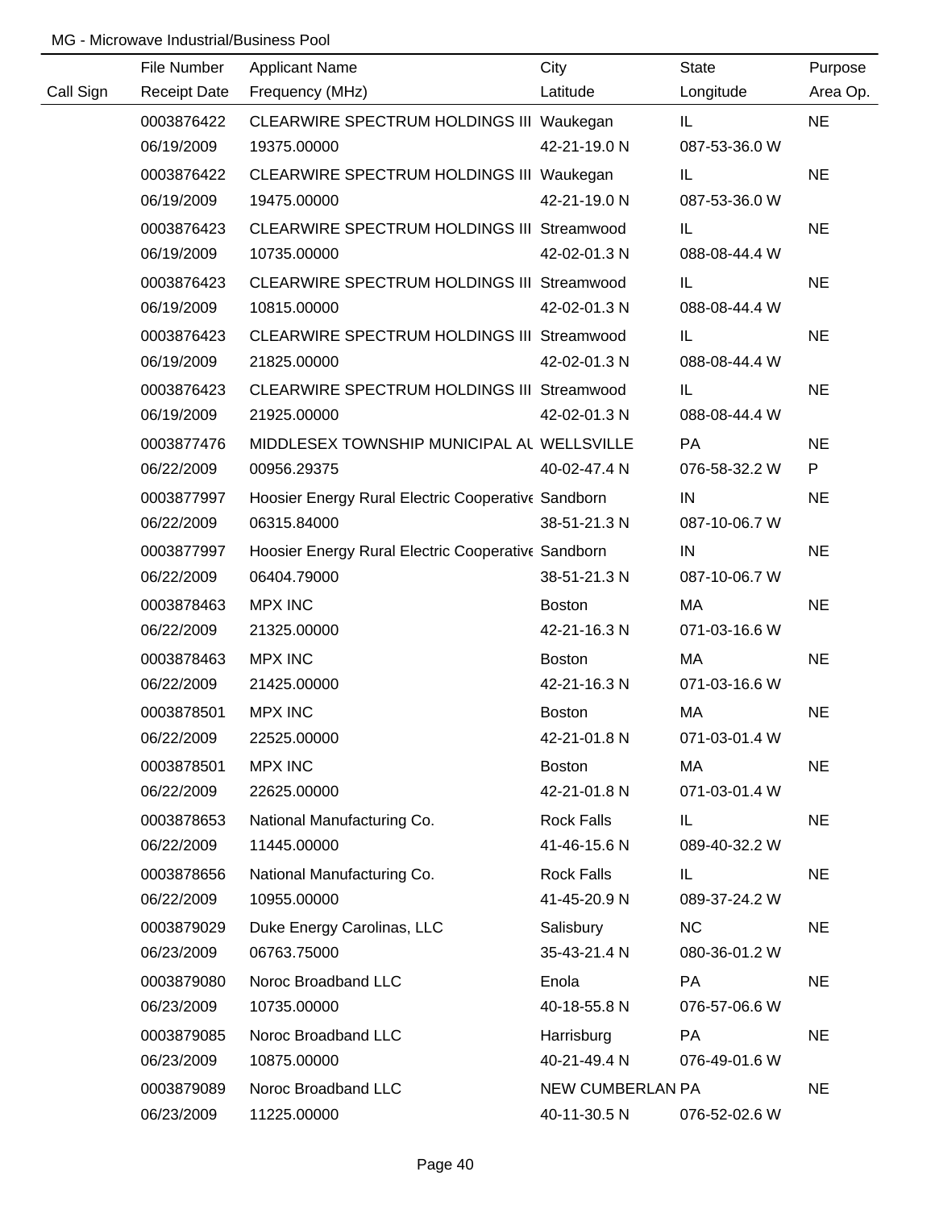MG - Microwave Industrial/Business Pool

| Call Sign | File Number<br>Receipt Date | Applicant Name<br>Frequency (MHz) | City<br>Latitude | State<br>Longitude | Purpose<br>Area Op. |
|---|---|---|---|---|---|
| | 0003876422<br>06/19/2009 | CLEARWIRE SPECTRUM HOLDINGS III<br>19375.00000 | Waukegan<br>42-21-19.0 N | IL<br>087-53-36.0 W | NE |
| | 0003876422<br>06/19/2009 | CLEARWIRE SPECTRUM HOLDINGS III<br>19475.00000 | Waukegan<br>42-21-19.0 N | IL<br>087-53-36.0 W | NE |
| | 0003876423<br>06/19/2009 | CLEARWIRE SPECTRUM HOLDINGS III<br>10735.00000 | Streamwood<br>42-02-01.3 N | IL<br>088-08-44.4 W | NE |
| | 0003876423<br>06/19/2009 | CLEARWIRE SPECTRUM HOLDINGS III<br>10815.00000 | Streamwood<br>42-02-01.3 N | IL<br>088-08-44.4 W | NE |
| | 0003876423<br>06/19/2009 | CLEARWIRE SPECTRUM HOLDINGS III<br>21825.00000 | Streamwood<br>42-02-01.3 N | IL<br>088-08-44.4 W | NE |
| | 0003876423<br>06/19/2009 | CLEARWIRE SPECTRUM HOLDINGS III<br>21925.00000 | Streamwood<br>42-02-01.3 N | IL<br>088-08-44.4 W | NE |
| | 0003877476<br>06/22/2009 | MIDDLESEX TOWNSHIP MUNICIPAL AU<br>00956.29375 | WELLSVILLE<br>40-02-47.4 N | PA<br>076-58-32.2 W | NE<br>P |
| | 0003877997<br>06/22/2009 | Hoosier Energy Rural Electric Cooperative<br>06315.84000 | Sandborn<br>38-51-21.3 N | IN<br>087-10-06.7 W | NE |
| | 0003877997<br>06/22/2009 | Hoosier Energy Rural Electric Cooperative<br>06404.79000 | Sandborn<br>38-51-21.3 N | IN<br>087-10-06.7 W | NE |
| | 0003878463<br>06/22/2009 | MPX INC<br>21325.00000 | Boston<br>42-21-16.3 N | MA<br>071-03-16.6 W | NE |
| | 0003878463<br>06/22/2009 | MPX INC<br>21425.00000 | Boston<br>42-21-16.3 N | MA<br>071-03-16.6 W | NE |
| | 0003878501<br>06/22/2009 | MPX INC<br>22525.00000 | Boston<br>42-21-01.8 N | MA<br>071-03-01.4 W | NE |
| | 0003878501<br>06/22/2009 | MPX INC<br>22625.00000 | Boston<br>42-21-01.8 N | MA<br>071-03-01.4 W | NE |
| | 0003878653<br>06/22/2009 | National Manufacturing Co.<br>11445.00000 | Rock Falls<br>41-46-15.6 N | IL<br>089-40-32.2 W | NE |
| | 0003878656<br>06/22/2009 | National Manufacturing Co.<br>10955.00000 | Rock Falls<br>41-45-20.9 N | IL<br>089-37-24.2 W | NE |
| | 0003879029<br>06/23/2009 | Duke Energy Carolinas, LLC<br>06763.75000 | Salisbury<br>35-43-21.4 N | NC<br>080-36-01.2 W | NE |
| | 0003879080<br>06/23/2009 | Noroc Broadband LLC<br>10735.00000 | Enola<br>40-18-55.8 N | PA<br>076-57-06.6 W | NE |
| | 0003879085<br>06/23/2009 | Noroc Broadband LLC<br>10875.00000 | Harrisburg<br>40-21-49.4 N | PA<br>076-49-01.6 W | NE |
| | 0003879089<br>06/23/2009 | Noroc Broadband LLC<br>11225.00000 | NEW CUMBERLAN<br>40-11-30.5 N | PA<br>076-52-02.6 W | NE |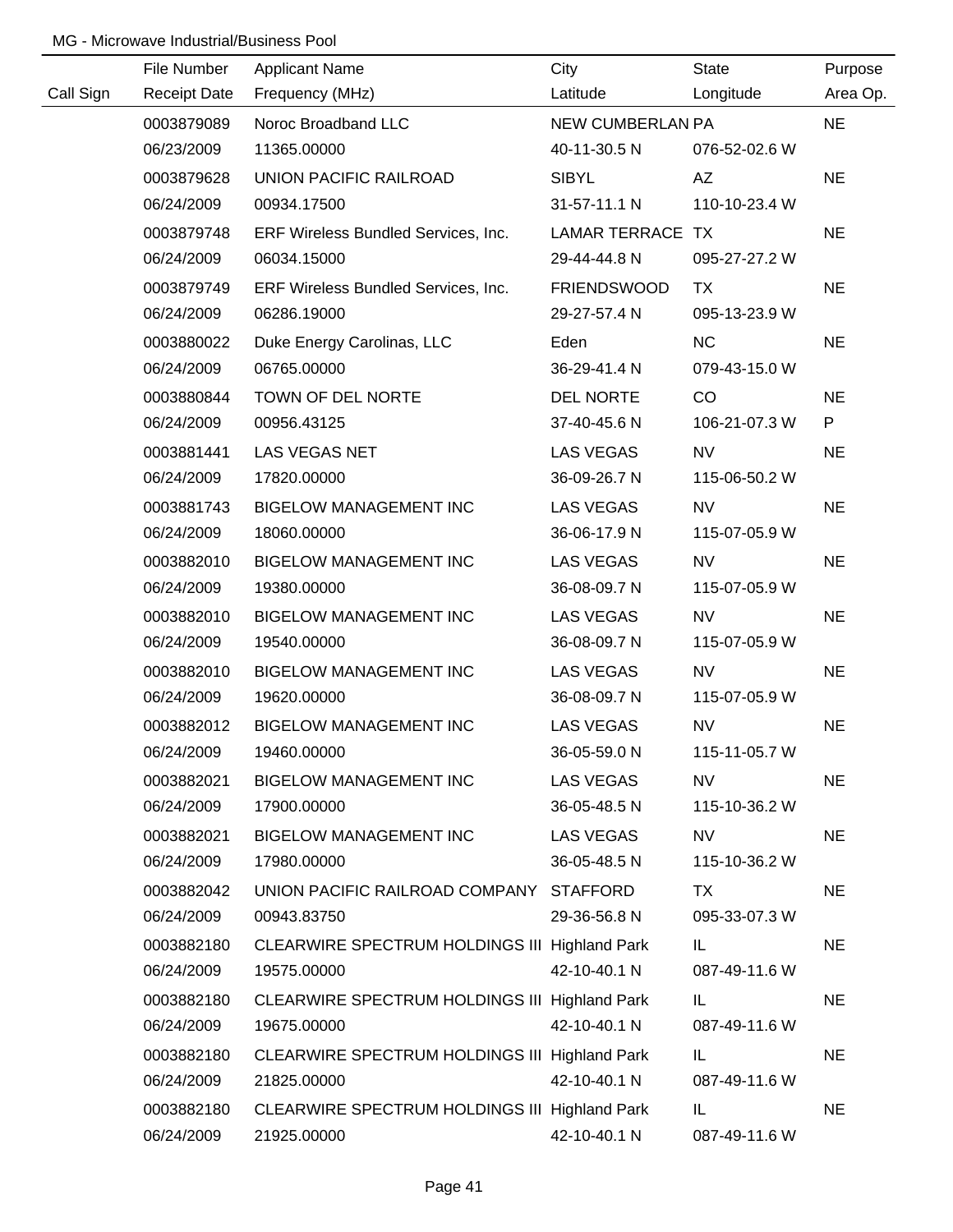MG - Microwave Industrial/Business Pool

| Call Sign | File Number<br>Receipt Date | Applicant Name<br>Frequency (MHz) | City<br>Latitude | State<br>Longitude | Purpose<br>Area Op. |
|---|---|---|---|---|---|
| | 0003879089<br>06/23/2009 | Noroc Broadband LLC<br>11365.00000 | NEW CUMBERLAN<br>40-11-30.5 N | PA<br>076-52-02.6 W | NE |
| | 0003879628<br>06/24/2009 | UNION PACIFIC RAILROAD<br>00934.17500 | SIBYL<br>31-57-11.1 N | AZ<br>110-10-23.4 W | NE |
| | 0003879748<br>06/24/2009 | ERF Wireless Bundled Services, Inc.<br>06034.15000 | LAMAR TERRACE<br>29-44-44.8 N | TX<br>095-27-27.2 W | NE |
| | 0003879749<br>06/24/2009 | ERF Wireless Bundled Services, Inc.<br>06286.19000 | FRIENDSWOOD<br>29-27-57.4 N | TX<br>095-13-23.9 W | NE |
| | 0003880022<br>06/24/2009 | Duke Energy Carolinas, LLC<br>06765.00000 | Eden<br>36-29-41.4 N | NC<br>079-43-15.0 W | NE |
| | 0003880844<br>06/24/2009 | TOWN OF DEL NORTE<br>00956.43125 | DEL NORTE<br>37-40-45.6 N | CO<br>106-21-07.3 W | NE<br>P |
| | 0003881441<br>06/24/2009 | LAS VEGAS NET<br>17820.00000 | LAS VEGAS<br>36-09-26.7 N | NV<br>115-06-50.2 W | NE |
| | 0003881743<br>06/24/2009 | BIGELOW MANAGEMENT INC<br>18060.00000 | LAS VEGAS<br>36-06-17.9 N | NV<br>115-07-05.9 W | NE |
| | 0003882010<br>06/24/2009 | BIGELOW MANAGEMENT INC<br>19380.00000 | LAS VEGAS<br>36-08-09.7 N | NV<br>115-07-05.9 W | NE |
| | 0003882010<br>06/24/2009 | BIGELOW MANAGEMENT INC<br>19540.00000 | LAS VEGAS<br>36-08-09.7 N | NV<br>115-07-05.9 W | NE |
| | 0003882010<br>06/24/2009 | BIGELOW MANAGEMENT INC<br>19620.00000 | LAS VEGAS<br>36-08-09.7 N | NV<br>115-07-05.9 W | NE |
| | 0003882012<br>06/24/2009 | BIGELOW MANAGEMENT INC<br>19460.00000 | LAS VEGAS<br>36-05-59.0 N | NV<br>115-11-05.7 W | NE |
| | 0003882021<br>06/24/2009 | BIGELOW MANAGEMENT INC<br>17900.00000 | LAS VEGAS<br>36-05-48.5 N | NV<br>115-10-36.2 W | NE |
| | 0003882021<br>06/24/2009 | BIGELOW MANAGEMENT INC<br>17980.00000 | LAS VEGAS<br>36-05-48.5 N | NV<br>115-10-36.2 W | NE |
| | 0003882042<br>06/24/2009 | UNION PACIFIC RAILROAD COMPANY<br>00943.83750 | STAFFORD<br>29-36-56.8 N | TX<br>095-33-07.3 W | NE |
| | 0003882180<br>06/24/2009 | CLEARWIRE SPECTRUM HOLDINGS III<br>19575.00000 | Highland Park<br>42-10-40.1 N | IL<br>087-49-11.6 W | NE |
| | 0003882180<br>06/24/2009 | CLEARWIRE SPECTRUM HOLDINGS III<br>19675.00000 | Highland Park<br>42-10-40.1 N | IL<br>087-49-11.6 W | NE |
| | 0003882180<br>06/24/2009 | CLEARWIRE SPECTRUM HOLDINGS III<br>21825.00000 | Highland Park<br>42-10-40.1 N | IL<br>087-49-11.6 W | NE |
| | 0003882180<br>06/24/2009 | CLEARWIRE SPECTRUM HOLDINGS III<br>21925.00000 | Highland Park<br>42-10-40.1 N | IL<br>087-49-11.6 W | NE |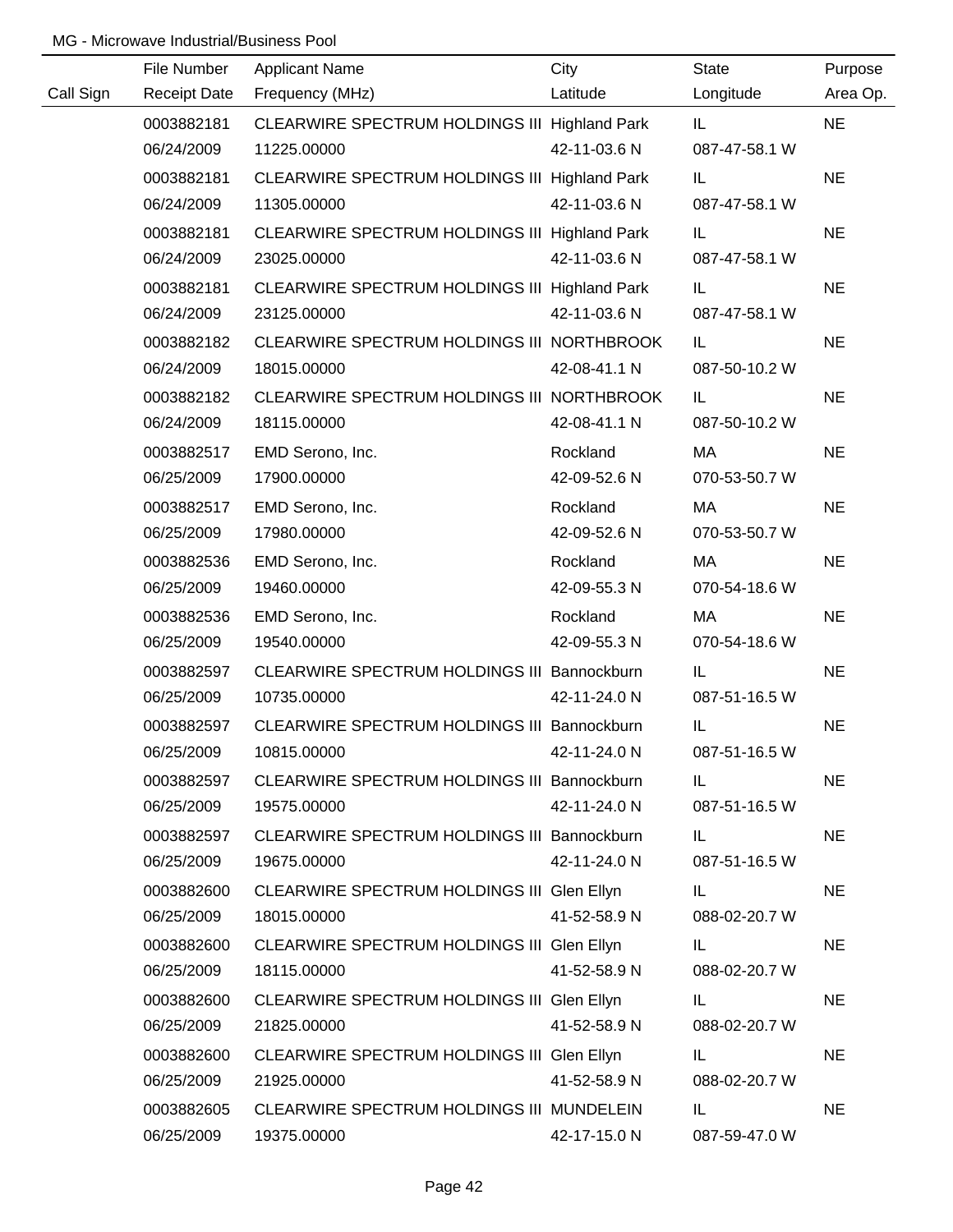MG - Microwave Industrial/Business Pool

| Call Sign | File Number<br>Receipt Date | Applicant Name<br>Frequency (MHz) | City<br>Latitude | State<br>Longitude | Purpose<br>Area Op. |
|---|---|---|---|---|---|
| | 0003882181<br>06/24/2009 | CLEARWIRE SPECTRUM HOLDINGS III<br>11225.00000 | Highland Park<br>42-11-03.6 N | IL<br>087-47-58.1 W | NE |
| | 0003882181<br>06/24/2009 | CLEARWIRE SPECTRUM HOLDINGS III<br>11305.00000 | Highland Park<br>42-11-03.6 N | IL<br>087-47-58.1 W | NE |
| | 0003882181<br>06/24/2009 | CLEARWIRE SPECTRUM HOLDINGS III<br>23025.00000 | Highland Park<br>42-11-03.6 N | IL<br>087-47-58.1 W | NE |
| | 0003882181<br>06/24/2009 | CLEARWIRE SPECTRUM HOLDINGS III<br>23125.00000 | Highland Park<br>42-11-03.6 N | IL<br>087-47-58.1 W | NE |
| | 0003882182<br>06/24/2009 | CLEARWIRE SPECTRUM HOLDINGS III<br>18015.00000 | NORTHBROOK<br>42-08-41.1 N | IL<br>087-50-10.2 W | NE |
| | 0003882182<br>06/24/2009 | CLEARWIRE SPECTRUM HOLDINGS III<br>18115.00000 | NORTHBROOK<br>42-08-41.1 N | IL<br>087-50-10.2 W | NE |
| | 0003882517<br>06/25/2009 | EMD Serono, Inc.<br>17900.00000 | Rockland<br>42-09-52.6 N | MA<br>070-53-50.7 W | NE |
| | 0003882517<br>06/25/2009 | EMD Serono, Inc.<br>17980.00000 | Rockland<br>42-09-52.6 N | MA<br>070-53-50.7 W | NE |
| | 0003882536<br>06/25/2009 | EMD Serono, Inc.<br>19460.00000 | Rockland<br>42-09-55.3 N | MA<br>070-54-18.6 W | NE |
| | 0003882536<br>06/25/2009 | EMD Serono, Inc.<br>19540.00000 | Rockland<br>42-09-55.3 N | MA<br>070-54-18.6 W | NE |
| | 0003882597<br>06/25/2009 | CLEARWIRE SPECTRUM HOLDINGS III<br>10735.00000 | Bannockburn<br>42-11-24.0 N | IL<br>087-51-16.5 W | NE |
| | 0003882597<br>06/25/2009 | CLEARWIRE SPECTRUM HOLDINGS III<br>10815.00000 | Bannockburn<br>42-11-24.0 N | IL<br>087-51-16.5 W | NE |
| | 0003882597<br>06/25/2009 | CLEARWIRE SPECTRUM HOLDINGS III<br>19575.00000 | Bannockburn<br>42-11-24.0 N | IL<br>087-51-16.5 W | NE |
| | 0003882597<br>06/25/2009 | CLEARWIRE SPECTRUM HOLDINGS III<br>19675.00000 | Bannockburn<br>42-11-24.0 N | IL<br>087-51-16.5 W | NE |
| | 0003882600<br>06/25/2009 | CLEARWIRE SPECTRUM HOLDINGS III<br>18015.00000 | Glen Ellyn<br>41-52-58.9 N | IL<br>088-02-20.7 W | NE |
| | 0003882600<br>06/25/2009 | CLEARWIRE SPECTRUM HOLDINGS III<br>18115.00000 | Glen Ellyn<br>41-52-58.9 N | IL<br>088-02-20.7 W | NE |
| | 0003882600<br>06/25/2009 | CLEARWIRE SPECTRUM HOLDINGS III<br>21825.00000 | Glen Ellyn<br>41-52-58.9 N | IL<br>088-02-20.7 W | NE |
| | 0003882600<br>06/25/2009 | CLEARWIRE SPECTRUM HOLDINGS III<br>21925.00000 | Glen Ellyn<br>41-52-58.9 N | IL<br>088-02-20.7 W | NE |
| | 0003882605<br>06/25/2009 | CLEARWIRE SPECTRUM HOLDINGS III<br>19375.00000 | MUNDELEIN<br>42-17-15.0 N | IL<br>087-59-47.0 W | NE |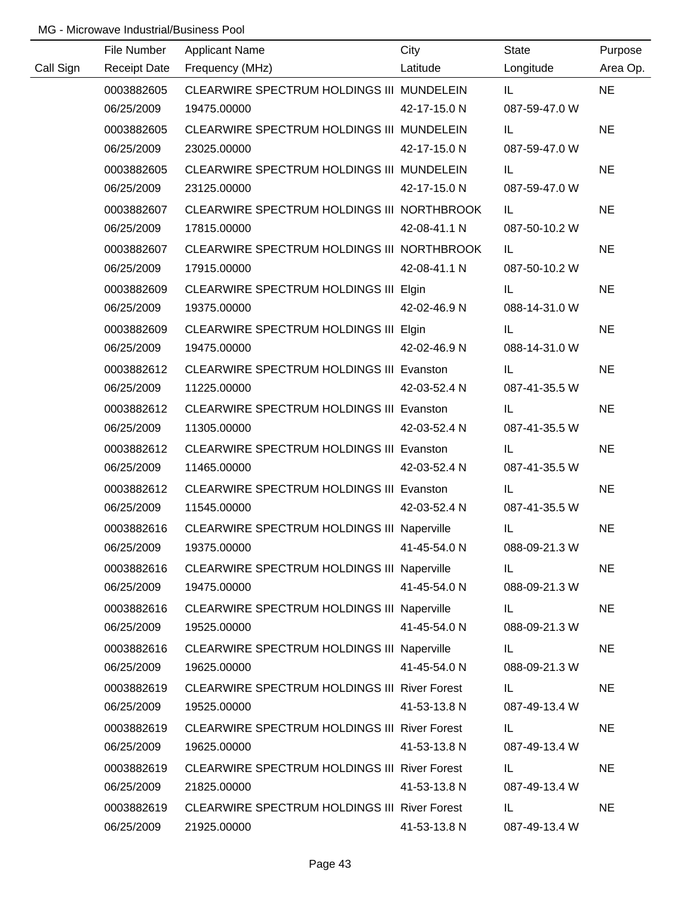MG - Microwave Industrial/Business Pool

| Call Sign | File Number<br>Receipt Date | Applicant Name<br>Frequency (MHz) | City<br>Latitude | State<br>Longitude | Purpose<br>Area Op. |
|---|---|---|---|---|---|
| | 0003882605<br>06/25/2009 | CLEARWIRE SPECTRUM HOLDINGS III<br>19475.00000 | MUNDELEIN<br>42-17-15.0 N | IL<br>087-59-47.0 W | NE |
| | 0003882605<br>06/25/2009 | CLEARWIRE SPECTRUM HOLDINGS III<br>23025.00000 | MUNDELEIN<br>42-17-15.0 N | IL<br>087-59-47.0 W | NE |
| | 0003882605<br>06/25/2009 | CLEARWIRE SPECTRUM HOLDINGS III<br>23125.00000 | MUNDELEIN<br>42-17-15.0 N | IL<br>087-59-47.0 W | NE |
| | 0003882607<br>06/25/2009 | CLEARWIRE SPECTRUM HOLDINGS III<br>17815.00000 | NORTHBROOK<br>42-08-41.1 N | IL<br>087-50-10.2 W | NE |
| | 0003882607<br>06/25/2009 | CLEARWIRE SPECTRUM HOLDINGS III<br>17915.00000 | NORTHBROOK<br>42-08-41.1 N | IL<br>087-50-10.2 W | NE |
| | 0003882609<br>06/25/2009 | CLEARWIRE SPECTRUM HOLDINGS III<br>19375.00000 | Elgin<br>42-02-46.9 N | IL<br>088-14-31.0 W | NE |
| | 0003882609<br>06/25/2009 | CLEARWIRE SPECTRUM HOLDINGS III<br>19475.00000 | Elgin<br>42-02-46.9 N | IL<br>088-14-31.0 W | NE |
| | 0003882612<br>06/25/2009 | CLEARWIRE SPECTRUM HOLDINGS III<br>11225.00000 | Evanston<br>42-03-52.4 N | IL<br>087-41-35.5 W | NE |
| | 0003882612<br>06/25/2009 | CLEARWIRE SPECTRUM HOLDINGS III<br>11305.00000 | Evanston<br>42-03-52.4 N | IL<br>087-41-35.5 W | NE |
| | 0003882612<br>06/25/2009 | CLEARWIRE SPECTRUM HOLDINGS III<br>11465.00000 | Evanston<br>42-03-52.4 N | IL<br>087-41-35.5 W | NE |
| | 0003882612<br>06/25/2009 | CLEARWIRE SPECTRUM HOLDINGS III<br>11545.00000 | Evanston<br>42-03-52.4 N | IL<br>087-41-35.5 W | NE |
| | 0003882616<br>06/25/2009 | CLEARWIRE SPECTRUM HOLDINGS III<br>19375.00000 | Naperville<br>41-45-54.0 N | IL<br>088-09-21.3 W | NE |
| | 0003882616<br>06/25/2009 | CLEARWIRE SPECTRUM HOLDINGS III<br>19475.00000 | Naperville<br>41-45-54.0 N | IL<br>088-09-21.3 W | NE |
| | 0003882616<br>06/25/2009 | CLEARWIRE SPECTRUM HOLDINGS III<br>19525.00000 | Naperville<br>41-45-54.0 N | IL<br>088-09-21.3 W | NE |
| | 0003882616<br>06/25/2009 | CLEARWIRE SPECTRUM HOLDINGS III<br>19625.00000 | Naperville<br>41-45-54.0 N | IL<br>088-09-21.3 W | NE |
| | 0003882619<br>06/25/2009 | CLEARWIRE SPECTRUM HOLDINGS III<br>19525.00000 | River Forest<br>41-53-13.8 N | IL<br>087-49-13.4 W | NE |
| | 0003882619<br>06/25/2009 | CLEARWIRE SPECTRUM HOLDINGS III<br>19625.00000 | River Forest<br>41-53-13.8 N | IL<br>087-49-13.4 W | NE |
| | 0003882619<br>06/25/2009 | CLEARWIRE SPECTRUM HOLDINGS III<br>21825.00000 | River Forest<br>41-53-13.8 N | IL<br>087-49-13.4 W | NE |
| | 0003882619<br>06/25/2009 | CLEARWIRE SPECTRUM HOLDINGS III<br>21925.00000 | River Forest<br>41-53-13.8 N | IL<br>087-49-13.4 W | NE |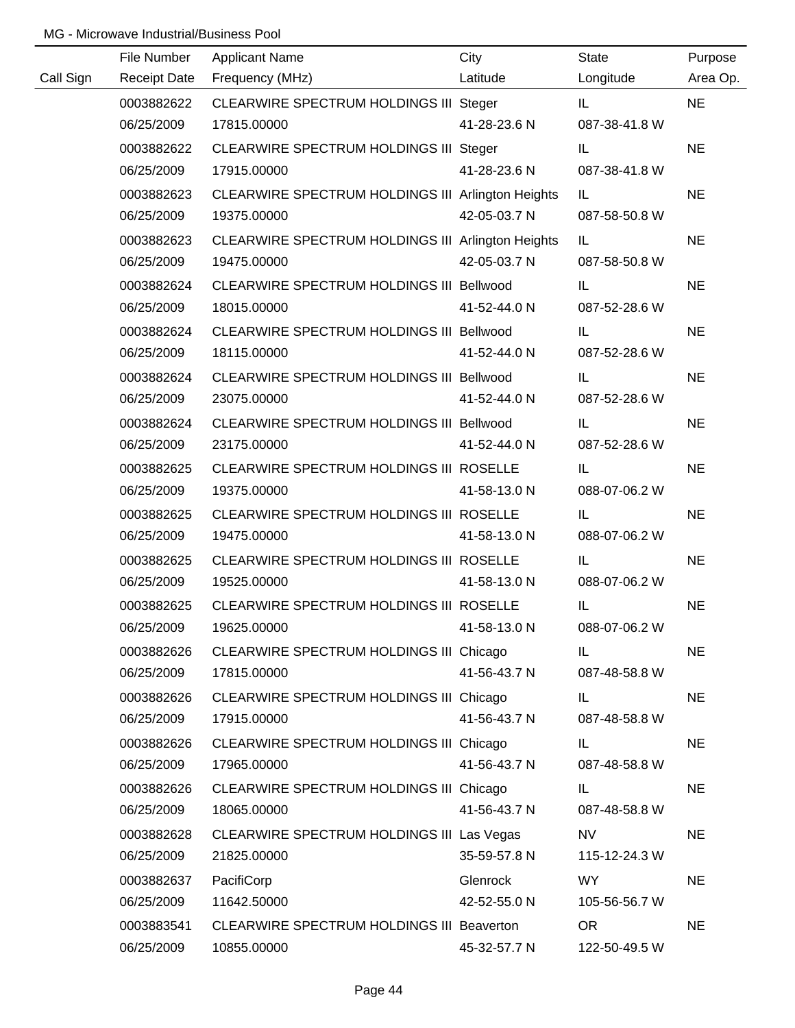MG - Microwave Industrial/Business Pool

| Call Sign | File Number<br>Receipt Date | Applicant Name<br>Frequency (MHz) | City<br>Latitude | State<br>Longitude | Purpose<br>Area Op. |
|---|---|---|---|---|---|
| | 0003882622<br>06/25/2009 | CLEARWIRE SPECTRUM HOLDINGS III<br>17815.00000 | Steger<br>41-28-23.6 N | IL<br>087-38-41.8 W | NE |
| | 0003882622<br>06/25/2009 | CLEARWIRE SPECTRUM HOLDINGS III<br>17915.00000 | Steger<br>41-28-23.6 N | IL<br>087-38-41.8 W | NE |
| | 0003882623<br>06/25/2009 | CLEARWIRE SPECTRUM HOLDINGS III<br>19375.00000 | Arlington Heights<br>42-05-03.7 N | IL<br>087-58-50.8 W | NE |
| | 0003882623<br>06/25/2009 | CLEARWIRE SPECTRUM HOLDINGS III<br>19475.00000 | Arlington Heights<br>42-05-03.7 N | IL<br>087-58-50.8 W | NE |
| | 0003882624<br>06/25/2009 | CLEARWIRE SPECTRUM HOLDINGS III<br>18015.00000 | Bellwood<br>41-52-44.0 N | IL<br>087-52-28.6 W | NE |
| | 0003882624<br>06/25/2009 | CLEARWIRE SPECTRUM HOLDINGS III<br>18115.00000 | Bellwood<br>41-52-44.0 N | IL<br>087-52-28.6 W | NE |
| | 0003882624<br>06/25/2009 | CLEARWIRE SPECTRUM HOLDINGS III<br>23075.00000 | Bellwood<br>41-52-44.0 N | IL<br>087-52-28.6 W | NE |
| | 0003882624<br>06/25/2009 | CLEARWIRE SPECTRUM HOLDINGS III<br>23175.00000 | Bellwood<br>41-52-44.0 N | IL<br>087-52-28.6 W | NE |
| | 0003882625<br>06/25/2009 | CLEARWIRE SPECTRUM HOLDINGS III<br>19375.00000 | ROSELLE<br>41-58-13.0 N | IL<br>088-07-06.2 W | NE |
| | 0003882625<br>06/25/2009 | CLEARWIRE SPECTRUM HOLDINGS III<br>19475.00000 | ROSELLE<br>41-58-13.0 N | IL<br>088-07-06.2 W | NE |
| | 0003882625<br>06/25/2009 | CLEARWIRE SPECTRUM HOLDINGS III<br>19525.00000 | ROSELLE<br>41-58-13.0 N | IL<br>088-07-06.2 W | NE |
| | 0003882625<br>06/25/2009 | CLEARWIRE SPECTRUM HOLDINGS III<br>19625.00000 | ROSELLE<br>41-58-13.0 N | IL<br>088-07-06.2 W | NE |
| | 0003882626<br>06/25/2009 | CLEARWIRE SPECTRUM HOLDINGS III<br>17815.00000 | Chicago<br>41-56-43.7 N | IL<br>087-48-58.8 W | NE |
| | 0003882626<br>06/25/2009 | CLEARWIRE SPECTRUM HOLDINGS III<br>17915.00000 | Chicago<br>41-56-43.7 N | IL<br>087-48-58.8 W | NE |
| | 0003882626<br>06/25/2009 | CLEARWIRE SPECTRUM HOLDINGS III<br>17965.00000 | Chicago<br>41-56-43.7 N | IL<br>087-48-58.8 W | NE |
| | 0003882626<br>06/25/2009 | CLEARWIRE SPECTRUM HOLDINGS III<br>18065.00000 | Chicago<br>41-56-43.7 N | IL<br>087-48-58.8 W | NE |
| | 0003882628<br>06/25/2009 | CLEARWIRE SPECTRUM HOLDINGS III<br>21825.00000 | Las Vegas<br>35-59-57.8 N | NV<br>115-12-24.3 W | NE |
| | 0003882637<br>06/25/2009 | PacifiCorp<br>11642.50000 | Glenrock<br>42-52-55.0 N | WY<br>105-56-56.7 W | NE |
| | 0003883541<br>06/25/2009 | CLEARWIRE SPECTRUM HOLDINGS III<br>10855.00000 | Beaverton<br>45-32-57.7 N | OR<br>122-50-49.5 W | NE |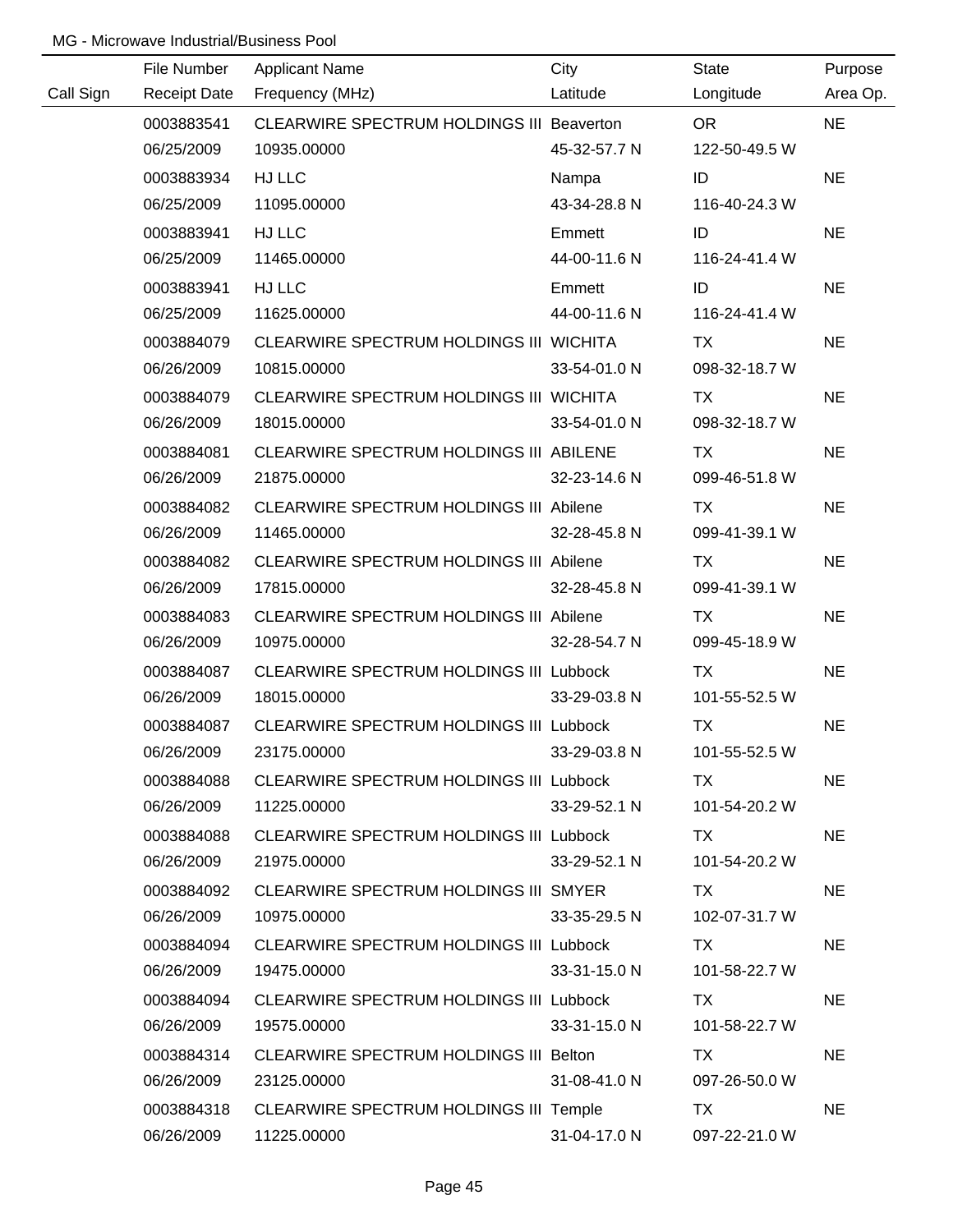MG - Microwave Industrial/Business Pool

| Call Sign | File Number<br>Receipt Date | Applicant Name<br>Frequency (MHz) | City<br>Latitude | State<br>Longitude | Purpose<br>Area Op. |
|---|---|---|---|---|---|
| | 0003883541<br>06/25/2009 | CLEARWIRE SPECTRUM HOLDINGS III<br>10935.00000 | Beaverton<br>45-32-57.7 N | OR<br>122-50-49.5 W | NE |
| | 0003883934<br>06/25/2009 | HJ LLC<br>11095.00000 | Nampa<br>43-34-28.8 N | ID<br>116-40-24.3 W | NE |
| | 0003883941<br>06/25/2009 | HJ LLC<br>11465.00000 | Emmett<br>44-00-11.6 N | ID<br>116-24-41.4 W | NE |
| | 0003883941<br>06/25/2009 | HJ LLC<br>11625.00000 | Emmett<br>44-00-11.6 N | ID<br>116-24-41.4 W | NE |
| | 0003884079<br>06/26/2009 | CLEARWIRE SPECTRUM HOLDINGS III<br>10815.00000 | WICHITA<br>33-54-01.0 N | TX<br>098-32-18.7 W | NE |
| | 0003884079<br>06/26/2009 | CLEARWIRE SPECTRUM HOLDINGS III<br>18015.00000 | WICHITA<br>33-54-01.0 N | TX<br>098-32-18.7 W | NE |
| | 0003884081<br>06/26/2009 | CLEARWIRE SPECTRUM HOLDINGS III<br>21875.00000 | ABILENE<br>32-23-14.6 N | TX<br>099-46-51.8 W | NE |
| | 0003884082<br>06/26/2009 | CLEARWIRE SPECTRUM HOLDINGS III<br>11465.00000 | Abilene<br>32-28-45.8 N | TX<br>099-41-39.1 W | NE |
| | 0003884082<br>06/26/2009 | CLEARWIRE SPECTRUM HOLDINGS III<br>17815.00000 | Abilene<br>32-28-45.8 N | TX<br>099-41-39.1 W | NE |
| | 0003884083<br>06/26/2009 | CLEARWIRE SPECTRUM HOLDINGS III<br>10975.00000 | Abilene<br>32-28-54.7 N | TX<br>099-45-18.9 W | NE |
| | 0003884087<br>06/26/2009 | CLEARWIRE SPECTRUM HOLDINGS III<br>18015.00000 | Lubbock<br>33-29-03.8 N | TX<br>101-55-52.5 W | NE |
| | 0003884087<br>06/26/2009 | CLEARWIRE SPECTRUM HOLDINGS III<br>23175.00000 | Lubbock<br>33-29-03.8 N | TX<br>101-55-52.5 W | NE |
| | 0003884088<br>06/26/2009 | CLEARWIRE SPECTRUM HOLDINGS III<br>11225.00000 | Lubbock<br>33-29-52.1 N | TX<br>101-54-20.2 W | NE |
| | 0003884088<br>06/26/2009 | CLEARWIRE SPECTRUM HOLDINGS III<br>21975.00000 | Lubbock<br>33-29-52.1 N | TX<br>101-54-20.2 W | NE |
| | 0003884092<br>06/26/2009 | CLEARWIRE SPECTRUM HOLDINGS III<br>10975.00000 | SMYER<br>33-35-29.5 N | TX<br>102-07-31.7 W | NE |
| | 0003884094<br>06/26/2009 | CLEARWIRE SPECTRUM HOLDINGS III<br>19475.00000 | Lubbock<br>33-31-15.0 N | TX<br>101-58-22.7 W | NE |
| | 0003884094<br>06/26/2009 | CLEARWIRE SPECTRUM HOLDINGS III<br>19575.00000 | Lubbock<br>33-31-15.0 N | TX<br>101-58-22.7 W | NE |
| | 0003884314<br>06/26/2009 | CLEARWIRE SPECTRUM HOLDINGS III<br>23125.00000 | Belton<br>31-08-41.0 N | TX<br>097-26-50.0 W | NE |
| | 0003884318<br>06/26/2009 | CLEARWIRE SPECTRUM HOLDINGS III<br>11225.00000 | Temple<br>31-04-17.0 N | TX<br>097-22-21.0 W | NE |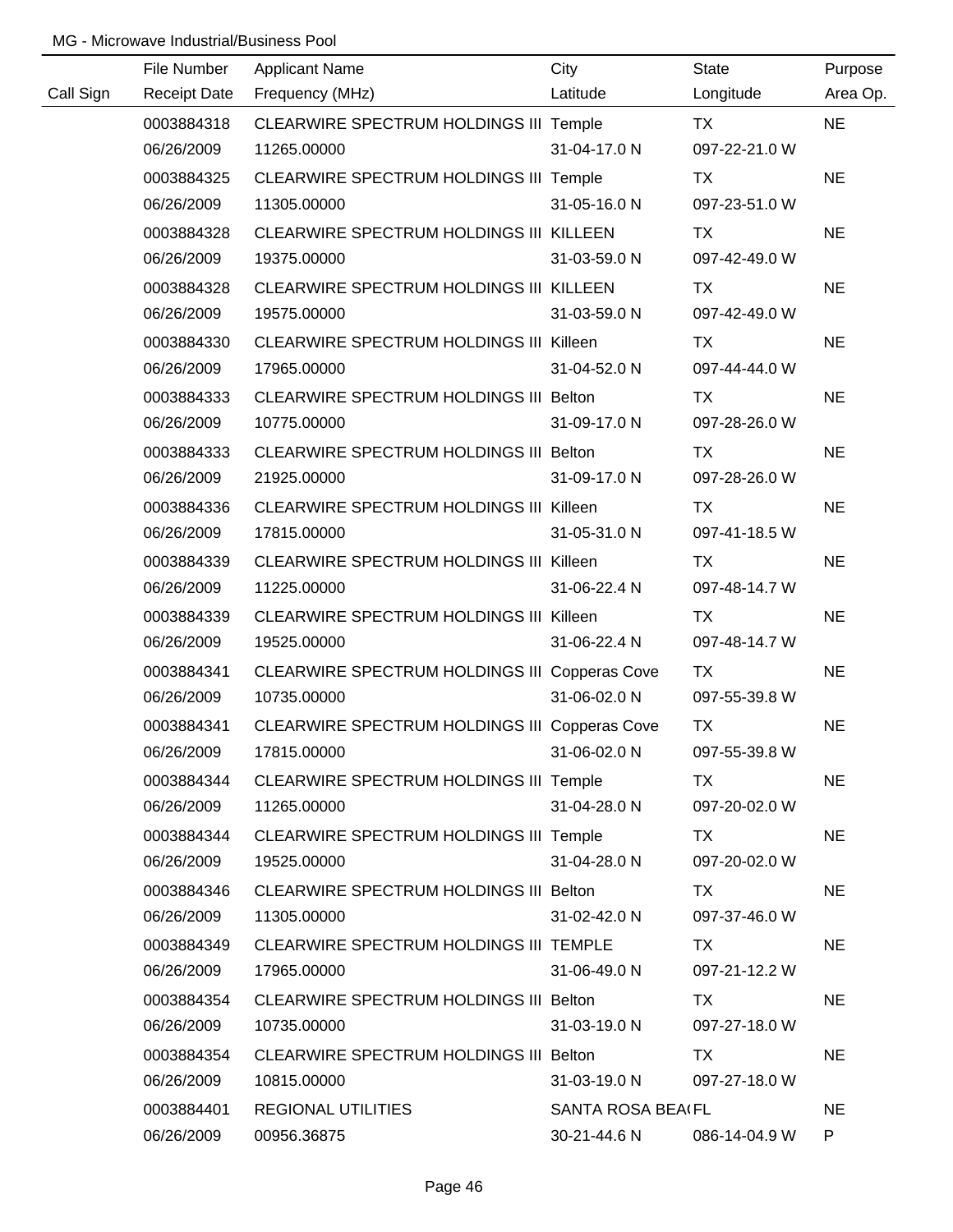MG - Microwave Industrial/Business Pool

| Call Sign | File Number<br>Receipt Date | Applicant Name<br>Frequency (MHz) | City<br>Latitude | State<br>Longitude | Purpose<br>Area Op. |
|---|---|---|---|---|---|
| | 0003884318<br>06/26/2009 | CLEARWIRE SPECTRUM HOLDINGS III<br>11265.00000 | Temple<br>31-04-17.0 N | TX<br>097-22-21.0 W | NE |
| | 0003884325<br>06/26/2009 | CLEARWIRE SPECTRUM HOLDINGS III<br>11305.00000 | Temple<br>31-05-16.0 N | TX<br>097-23-51.0 W | NE |
| | 0003884328<br>06/26/2009 | CLEARWIRE SPECTRUM HOLDINGS III<br>19375.00000 | KILLEEN<br>31-03-59.0 N | TX<br>097-42-49.0 W | NE |
| | 0003884328<br>06/26/2009 | CLEARWIRE SPECTRUM HOLDINGS III<br>19575.00000 | KILLEEN<br>31-03-59.0 N | TX<br>097-42-49.0 W | NE |
| | 0003884330<br>06/26/2009 | CLEARWIRE SPECTRUM HOLDINGS III<br>17965.00000 | Killeen<br>31-04-52.0 N | TX<br>097-44-44.0 W | NE |
| | 0003884333<br>06/26/2009 | CLEARWIRE SPECTRUM HOLDINGS III<br>10775.00000 | Belton<br>31-09-17.0 N | TX<br>097-28-26.0 W | NE |
| | 0003884333<br>06/26/2009 | CLEARWIRE SPECTRUM HOLDINGS III<br>21925.00000 | Belton<br>31-09-17.0 N | TX<br>097-28-26.0 W | NE |
| | 0003884336<br>06/26/2009 | CLEARWIRE SPECTRUM HOLDINGS III<br>17815.00000 | Killeen<br>31-05-31.0 N | TX<br>097-41-18.5 W | NE |
| | 0003884339<br>06/26/2009 | CLEARWIRE SPECTRUM HOLDINGS III<br>11225.00000 | Killeen<br>31-06-22.4 N | TX<br>097-48-14.7 W | NE |
| | 0003884339<br>06/26/2009 | CLEARWIRE SPECTRUM HOLDINGS III<br>19525.00000 | Killeen<br>31-06-22.4 N | TX<br>097-48-14.7 W | NE |
| | 0003884341<br>06/26/2009 | CLEARWIRE SPECTRUM HOLDINGS III<br>10735.00000 | Copperas Cove<br>31-06-02.0 N | TX<br>097-55-39.8 W | NE |
| | 0003884341<br>06/26/2009 | CLEARWIRE SPECTRUM HOLDINGS III<br>17815.00000 | Copperas Cove<br>31-06-02.0 N | TX<br>097-55-39.8 W | NE |
| | 0003884344<br>06/26/2009 | CLEARWIRE SPECTRUM HOLDINGS III<br>11265.00000 | Temple<br>31-04-28.0 N | TX<br>097-20-02.0 W | NE |
| | 0003884344<br>06/26/2009 | CLEARWIRE SPECTRUM HOLDINGS III<br>19525.00000 | Temple<br>31-04-28.0 N | TX<br>097-20-02.0 W | NE |
| | 0003884346<br>06/26/2009 | CLEARWIRE SPECTRUM HOLDINGS III<br>11305.00000 | Belton<br>31-02-42.0 N | TX<br>097-37-46.0 W | NE |
| | 0003884349<br>06/26/2009 | CLEARWIRE SPECTRUM HOLDINGS III<br>17965.00000 | TEMPLE<br>31-06-49.0 N | TX<br>097-21-12.2 W | NE |
| | 0003884354<br>06/26/2009 | CLEARWIRE SPECTRUM HOLDINGS III<br>10735.00000 | Belton<br>31-03-19.0 N | TX<br>097-27-18.0 W | NE |
| | 0003884354<br>06/26/2009 | CLEARWIRE SPECTRUM HOLDINGS III<br>10815.00000 | Belton<br>31-03-19.0 N | TX<br>097-27-18.0 W | NE |
| | 0003884401<br>06/26/2009 | REGIONAL UTILITIES<br>00956.36875 | SANTA ROSA BEA(<br>30-21-44.6 N | FL<br>086-14-04.9 W | NE<br>P |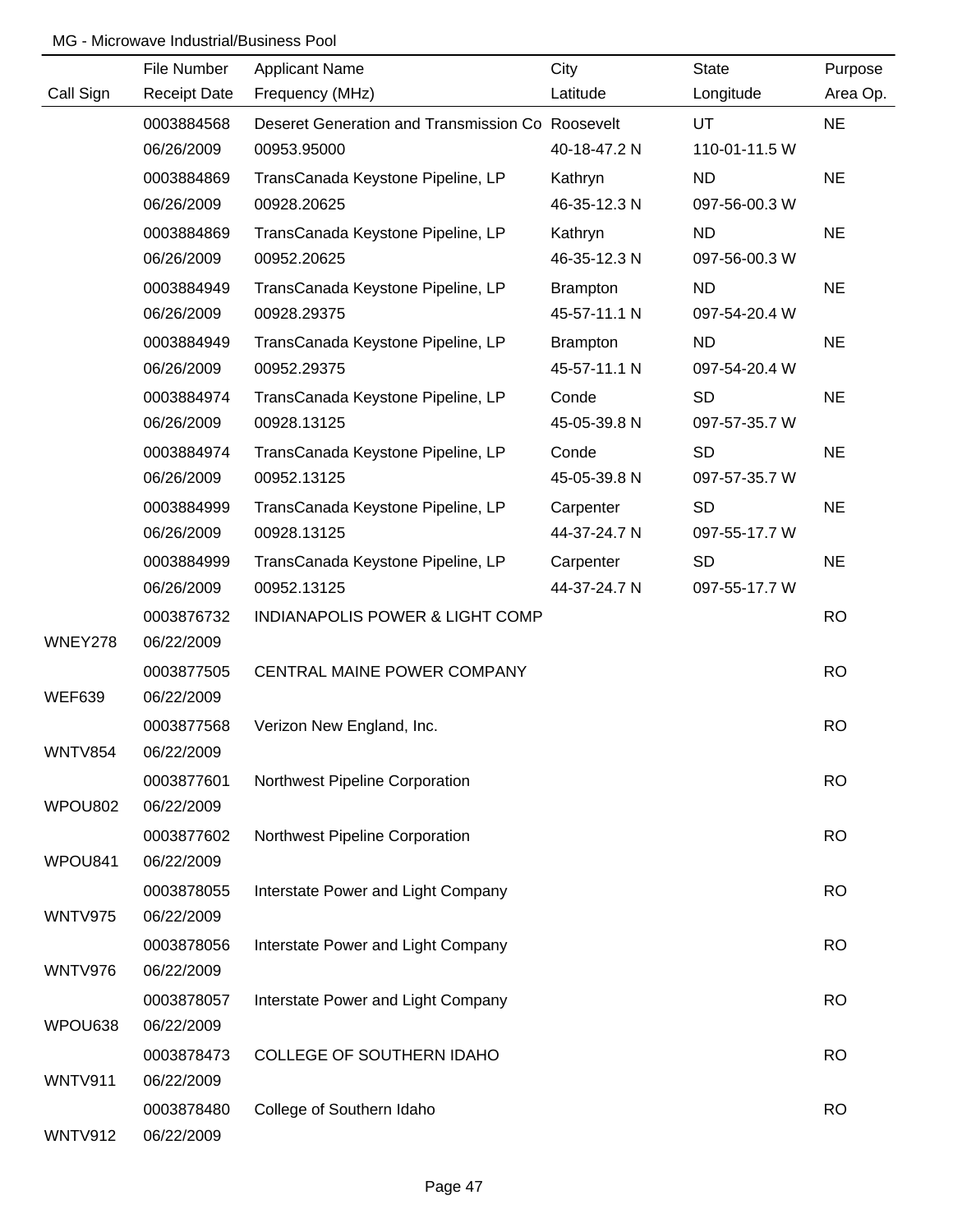MG - Microwave Industrial/Business Pool

| Call Sign | File Number<br>Receipt Date | Applicant Name<br>Frequency (MHz) | City<br>Latitude | State<br>Longitude | Purpose<br>Area Op. |
|---|---|---|---|---|---|
| | 0003884568<br>06/26/2009 | Deseret Generation and Transmission Co<br>00953.95000 | Roosevelt<br>40-18-47.2 N | UT<br>110-01-11.5 W | NE |
| | 0003884869<br>06/26/2009 | TransCanada Keystone Pipeline, LP<br>00928.20625 | Kathryn<br>46-35-12.3 N | ND<br>097-56-00.3 W | NE |
| | 0003884869<br>06/26/2009 | TransCanada Keystone Pipeline, LP<br>00952.20625 | Kathryn<br>46-35-12.3 N | ND<br>097-56-00.3 W | NE |
| | 0003884949<br>06/26/2009 | TransCanada Keystone Pipeline, LP<br>00928.29375 | Brampton<br>45-57-11.1 N | ND<br>097-54-20.4 W | NE |
| | 0003884949<br>06/26/2009 | TransCanada Keystone Pipeline, LP<br>00952.29375 | Brampton<br>45-57-11.1 N | ND<br>097-54-20.4 W | NE |
| | 0003884974<br>06/26/2009 | TransCanada Keystone Pipeline, LP<br>00928.13125 | Conde<br>45-05-39.8 N | SD<br>097-57-35.7 W | NE |
| | 0003884974<br>06/26/2009 | TransCanada Keystone Pipeline, LP<br>00952.13125 | Conde<br>45-05-39.8 N | SD<br>097-57-35.7 W | NE |
| | 0003884999<br>06/26/2009 | TransCanada Keystone Pipeline, LP<br>00928.13125 | Carpenter<br>44-37-24.7 N | SD<br>097-55-17.7 W | NE |
| | 0003884999<br>06/26/2009 | TransCanada Keystone Pipeline, LP<br>00952.13125 | Carpenter<br>44-37-24.7 N | SD<br>097-55-17.7 W | NE |
| WNEY278 | 0003876732<br>06/22/2009 | INDIANAPOLIS POWER & LIGHT COMP | | | RO |
| WEF639 | 0003877505<br>06/22/2009 | CENTRAL MAINE POWER COMPANY | | | RO |
| WNTV854 | 0003877568<br>06/22/2009 | Verizon New England, Inc. | | | RO |
| WPOU802 | 0003877601<br>06/22/2009 | Northwest Pipeline Corporation | | | RO |
| WPOU841 | 0003877602<br>06/22/2009 | Northwest Pipeline Corporation | | | RO |
| WNTV975 | 0003878055<br>06/22/2009 | Interstate Power and Light Company | | | RO |
| WNTV976 | 0003878056<br>06/22/2009 | Interstate Power and Light Company | | | RO |
| WPOU638 | 0003878057<br>06/22/2009 | Interstate Power and Light Company | | | RO |
| WNTV911 | 0003878473<br>06/22/2009 | COLLEGE OF SOUTHERN IDAHO | | | RO |
| WNTV912 | 0003878480<br>06/22/2009 | College of Southern Idaho | | | RO |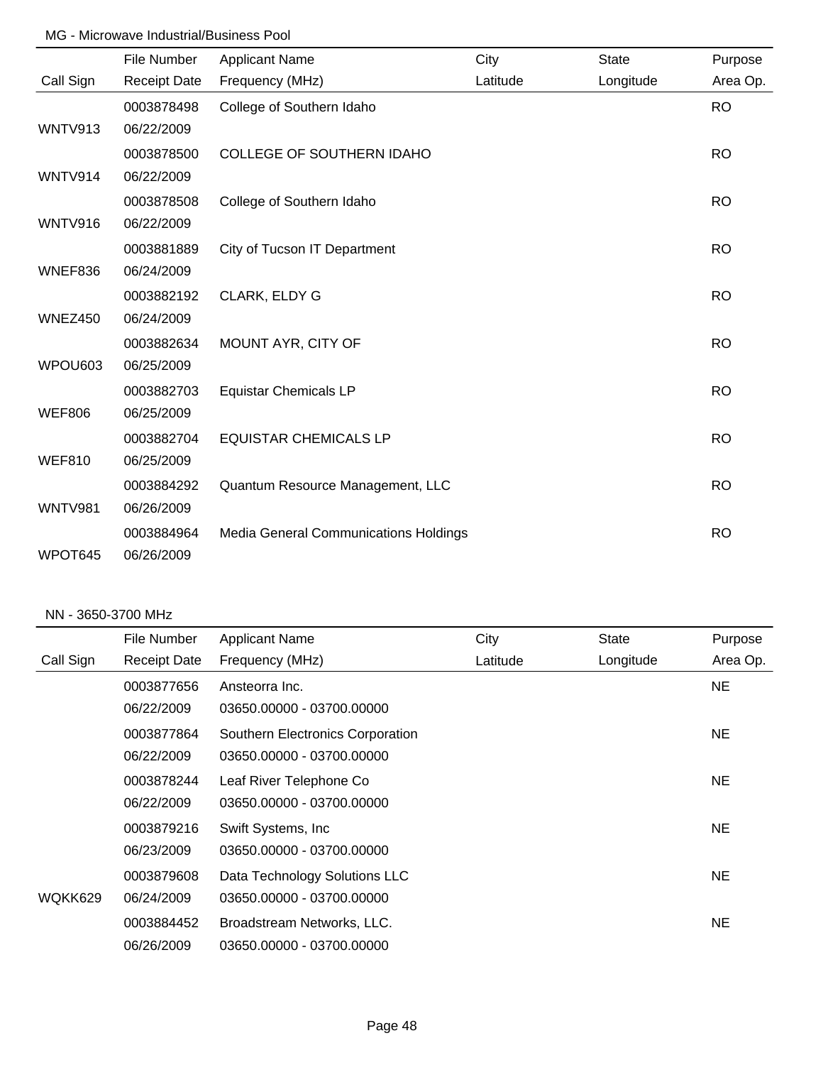## MG - Microwave Industrial/Business Pool

| Call Sign | File Number<br>Receipt Date | Applicant Name<br>Frequency (MHz) | City<br>Latitude | State<br>Longitude | Purpose<br>Area Op. |
|---|---|---|---|---|---|
| WNTV913 | 0003878498<br>06/22/2009 | College of Southern Idaho | | | RO |
| WNTV914 | 0003878500<br>06/22/2009 | COLLEGE OF SOUTHERN IDAHO | | | RO |
| WNTV916 | 0003878508<br>06/22/2009 | College of Southern Idaho | | | RO |
| WNEF836 | 0003881889<br>06/24/2009 | City of Tucson IT Department | | | RO |
| WNEZ450 | 0003882192<br>06/24/2009 | CLARK, ELDY G | | | RO |
| WPOU603 | 0003882634<br>06/25/2009 | MOUNT AYR, CITY OF | | | RO |
| WEF806 | 0003882703<br>06/25/2009 | Equistar Chemicals LP | | | RO |
| WEF810 | 0003882704<br>06/25/2009 | EQUISTAR CHEMICALS LP | | | RO |
| WNTV981 | 0003884292<br>06/26/2009 | Quantum Resource Management, LLC | | | RO |
| WPOT645 | 0003884964<br>06/26/2009 | Media General Communications Holdings | | | RO |

## NN - 3650-3700 MHz

| Call Sign | File Number<br>Receipt Date | Applicant Name<br>Frequency (MHz) | City<br>Latitude | State<br>Longitude | Purpose<br>Area Op. |
|---|---|---|---|---|---|
| | 0003877656<br>06/22/2009 | Ansteorra Inc.<br>03650.00000 - 03700.00000 | | | NE |
| | 0003877864<br>06/22/2009 | Southern Electronics Corporation<br>03650.00000 - 03700.00000 | | | NE |
| | 0003878244<br>06/22/2009 | Leaf River Telephone Co<br>03650.00000 - 03700.00000 | | | NE |
| | 0003879216<br>06/23/2009 | Swift Systems, Inc<br>03650.00000 - 03700.00000 | | | NE |
| WQKK629 | 0003879608<br>06/24/2009 | Data Technology Solutions LLC<br>03650.00000 - 03700.00000 | | | NE |
| | 0003884452<br>06/26/2009 | Broadstream Networks, LLC.<br>03650.00000 - 03700.00000 | | | NE |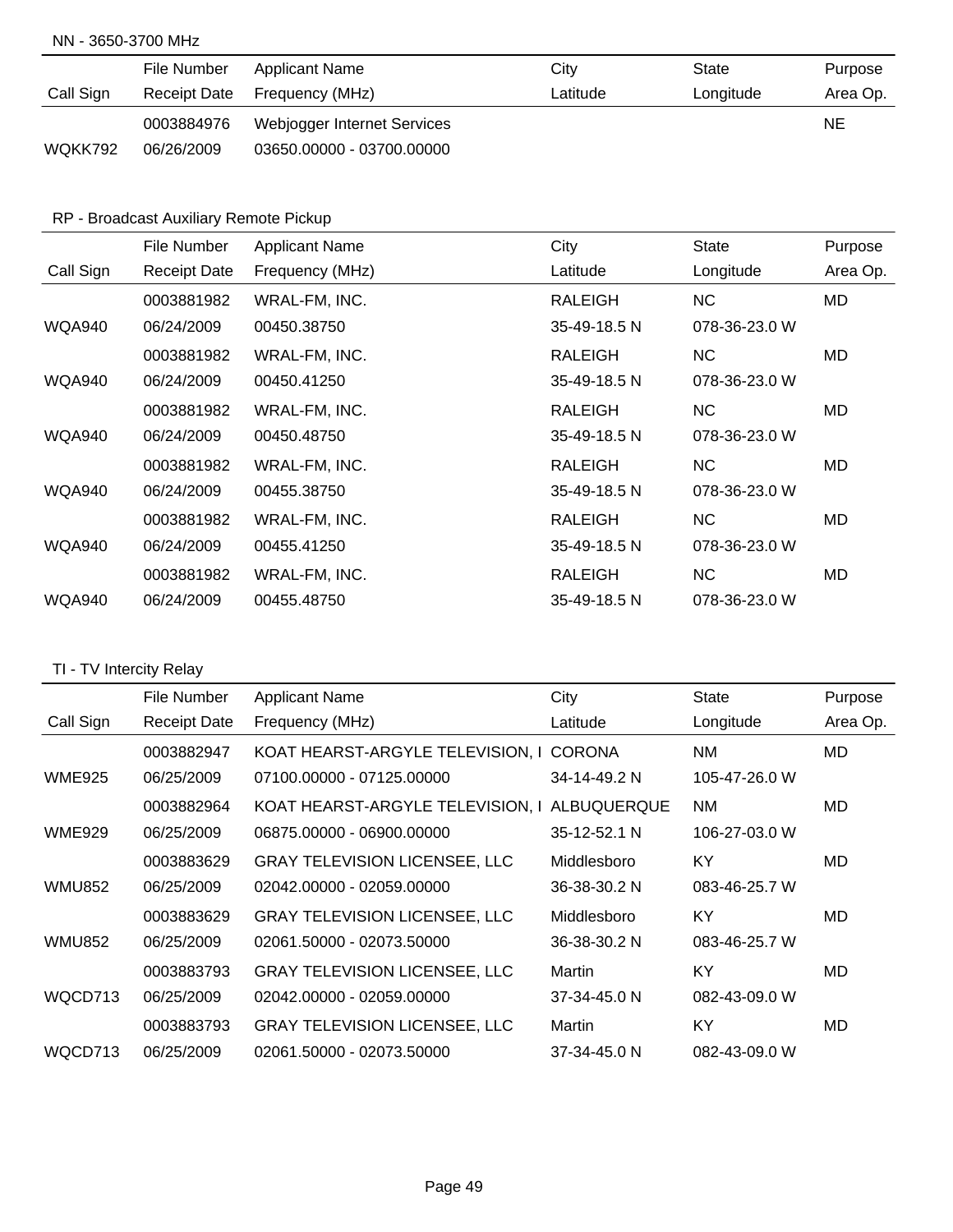## NN - 3650-3700 MHz

| Call Sign | File Number<br>Receipt Date | Applicant Name<br>Frequency (MHz) | City<br>Latitude | State<br>Longitude | Purpose<br>Area Op. |
|---|---|---|---|---|---|
| WQKK792 | 0003884976<br>06/26/2009 | Webjogger Internet Services<br>03650.00000 - 03700.00000 | | | NE |

## RP - Broadcast Auxiliary Remote Pickup

| Call Sign | File Number<br>Receipt Date | Applicant Name<br>Frequency (MHz) | City<br>Latitude | State<br>Longitude | Purpose<br>Area Op. |
|---|---|---|---|---|---|
| WQA940 | 0003881982<br>06/24/2009 | WRAL-FM, INC.<br>00450.38750 | RALEIGH<br>35-49-18.5 N | NC<br>078-36-23.0 W | MD |
| WQA940 | 0003881982<br>06/24/2009 | WRAL-FM, INC.<br>00450.41250 | RALEIGH<br>35-49-18.5 N | NC<br>078-36-23.0 W | MD |
| WQA940 | 0003881982<br>06/24/2009 | WRAL-FM, INC.<br>00450.48750 | RALEIGH<br>35-49-18.5 N | NC<br>078-36-23.0 W | MD |
| WQA940 | 0003881982<br>06/24/2009 | WRAL-FM, INC.<br>00455.38750 | RALEIGH<br>35-49-18.5 N | NC<br>078-36-23.0 W | MD |
| WQA940 | 0003881982<br>06/24/2009 | WRAL-FM, INC.<br>00455.41250 | RALEIGH<br>35-49-18.5 N | NC<br>078-36-23.0 W | MD |
| WQA940 | 0003881982<br>06/24/2009 | WRAL-FM, INC.<br>00455.48750 | RALEIGH<br>35-49-18.5 N | NC<br>078-36-23.0 W | MD |

## TI - TV Intercity Relay

| Call Sign | File Number<br>Receipt Date | Applicant Name<br>Frequency (MHz) | City<br>Latitude | State<br>Longitude | Purpose<br>Area Op. |
|---|---|---|---|---|---|
| WME925 | 0003882947<br>06/25/2009 | KOAT HEARST-ARGYLE TELEVISION, I<br>07100.00000 - 07125.00000 | CORONA<br>34-14-49.2 N | NM<br>105-47-26.0 W | MD |
| WME929 | 0003882964<br>06/25/2009 | KOAT HEARST-ARGYLE TELEVISION, I<br>06875.00000 - 06900.00000 | ALBUQUERQUE<br>35-12-52.1 N | NM<br>106-27-03.0 W | MD |
| WMU852 | 0003883629<br>06/25/2009 | GRAY TELEVISION LICENSEE, LLC<br>02042.00000 - 02059.00000 | Middlesboro<br>36-38-30.2 N | KY<br>083-46-25.7 W | MD |
| WMU852 | 0003883629<br>06/25/2009 | GRAY TELEVISION LICENSEE, LLC<br>02061.50000 - 02073.50000 | Middlesboro<br>36-38-30.2 N | KY<br>083-46-25.7 W | MD |
| WQCD713 | 0003883793<br>06/25/2009 | GRAY TELEVISION LICENSEE, LLC<br>02042.00000 - 02059.00000 | Martin<br>37-34-45.0 N | KY<br>082-43-09.0 W | MD |
| WQCD713 | 0003883793<br>06/25/2009 | GRAY TELEVISION LICENSEE, LLC<br>02061.50000 - 02073.50000 | Martin<br>37-34-45.0 N | KY<br>082-43-09.0 W | MD |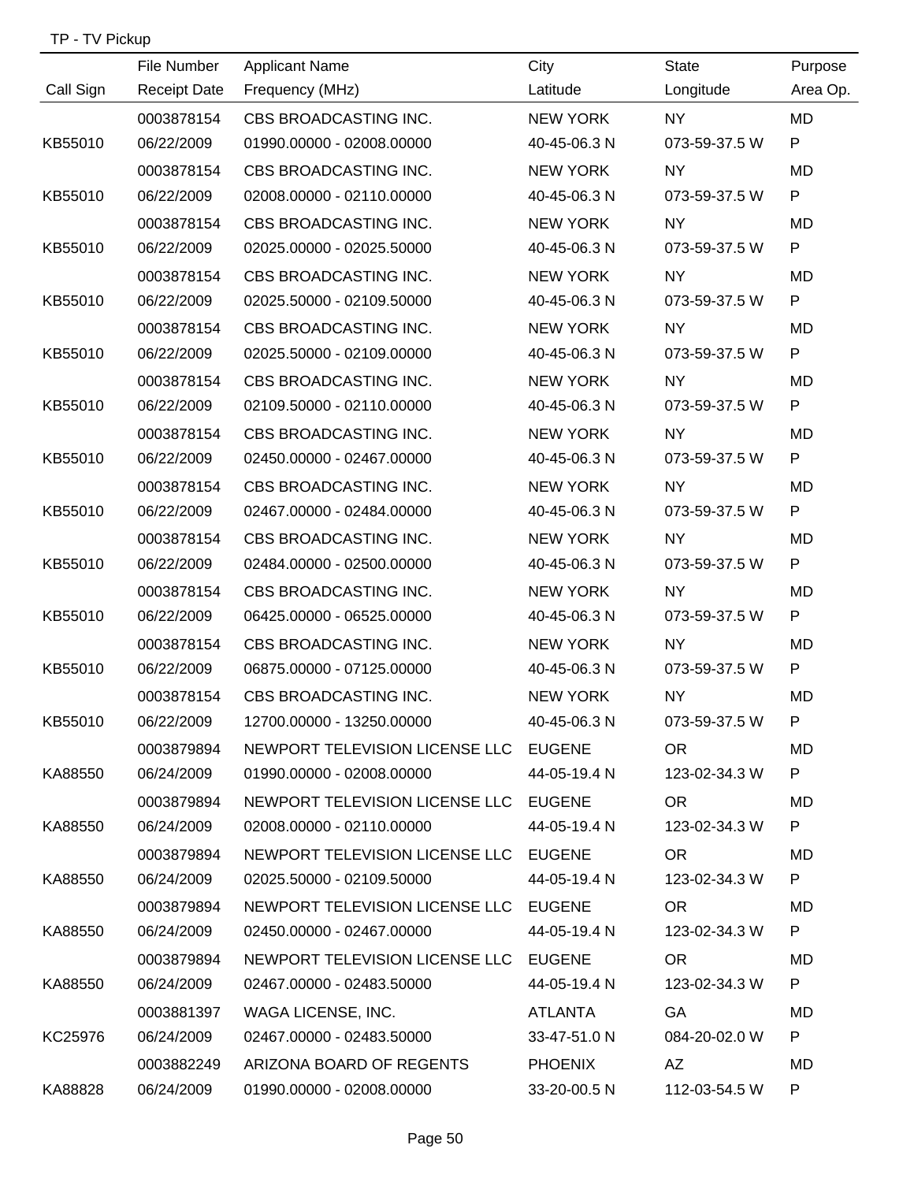TP - TV Pickup

| Call Sign | File Number<br>Receipt Date | Applicant Name<br>Frequency (MHz) | City<br>Latitude | State<br>Longitude | Purpose<br>Area Op. |
|---|---|---|---|---|---|
| KB55010 | 0003878154<br>06/22/2009 | CBS BROADCASTING INC.<br>01990.00000 - 02008.00000 | NEW YORK<br>40-45-06.3 N | NY<br>073-59-37.5 W | MD<br>P |
| KB55010 | 0003878154<br>06/22/2009 | CBS BROADCASTING INC.<br>02008.00000 - 02110.00000 | NEW YORK<br>40-45-06.3 N | NY<br>073-59-37.5 W | MD<br>P |
| KB55010 | 0003878154<br>06/22/2009 | CBS BROADCASTING INC.<br>02025.00000 - 02025.50000 | NEW YORK<br>40-45-06.3 N | NY<br>073-59-37.5 W | MD<br>P |
| KB55010 | 0003878154<br>06/22/2009 | CBS BROADCASTING INC.<br>02025.50000 - 02109.50000 | NEW YORK<br>40-45-06.3 N | NY<br>073-59-37.5 W | MD<br>P |
| KB55010 | 0003878154<br>06/22/2009 | CBS BROADCASTING INC.<br>02025.50000 - 02109.00000 | NEW YORK<br>40-45-06.3 N | NY<br>073-59-37.5 W | MD<br>P |
| KB55010 | 0003878154<br>06/22/2009 | CBS BROADCASTING INC.<br>02109.50000 - 02110.00000 | NEW YORK<br>40-45-06.3 N | NY<br>073-59-37.5 W | MD<br>P |
| KB55010 | 0003878154<br>06/22/2009 | CBS BROADCASTING INC.<br>02450.00000 - 02467.00000 | NEW YORK<br>40-45-06.3 N | NY<br>073-59-37.5 W | MD<br>P |
| KB55010 | 0003878154<br>06/22/2009 | CBS BROADCASTING INC.<br>02467.00000 - 02484.00000 | NEW YORK<br>40-45-06.3 N | NY<br>073-59-37.5 W | MD<br>P |
| KB55010 | 0003878154<br>06/22/2009 | CBS BROADCASTING INC.<br>02484.00000 - 02500.00000 | NEW YORK<br>40-45-06.3 N | NY<br>073-59-37.5 W | MD<br>P |
| KB55010 | 0003878154<br>06/22/2009 | CBS BROADCASTING INC.<br>06425.00000 - 06525.00000 | NEW YORK<br>40-45-06.3 N | NY<br>073-59-37.5 W | MD<br>P |
| KB55010 | 0003878154<br>06/22/2009 | CBS BROADCASTING INC.<br>06875.00000 - 07125.00000 | NEW YORK<br>40-45-06.3 N | NY<br>073-59-37.5 W | MD<br>P |
| KB55010 | 0003878154<br>06/22/2009 | CBS BROADCASTING INC.<br>12700.00000 - 13250.00000 | NEW YORK<br>40-45-06.3 N | NY<br>073-59-37.5 W | MD<br>P |
| KA88550 | 0003879894<br>06/24/2009 | NEWPORT TELEVISION LICENSE LLC<br>01990.00000 - 02008.00000 | EUGENE<br>44-05-19.4 N | OR<br>123-02-34.3 W | MD<br>P |
| KA88550 | 0003879894<br>06/24/2009 | NEWPORT TELEVISION LICENSE LLC<br>02008.00000 - 02110.00000 | EUGENE<br>44-05-19.4 N | OR<br>123-02-34.3 W | MD<br>P |
| KA88550 | 0003879894<br>06/24/2009 | NEWPORT TELEVISION LICENSE LLC<br>02025.50000 - 02109.50000 | EUGENE<br>44-05-19.4 N | OR<br>123-02-34.3 W | MD<br>P |
| KA88550 | 0003879894<br>06/24/2009 | NEWPORT TELEVISION LICENSE LLC<br>02450.00000 - 02467.00000 | EUGENE<br>44-05-19.4 N | OR<br>123-02-34.3 W | MD<br>P |
| KA88550 | 0003879894<br>06/24/2009 | NEWPORT TELEVISION LICENSE LLC<br>02467.00000 - 02483.50000 | EUGENE<br>44-05-19.4 N | OR<br>123-02-34.3 W | MD<br>P |
| KC25976 | 0003881397<br>06/24/2009 | WAGA LICENSE, INC.<br>02467.00000 - 02483.50000 | ATLANTA<br>33-47-51.0 N | GA<br>084-20-02.0 W | MD<br>P |
| KA88828 | 0003882249<br>06/24/2009 | ARIZONA BOARD OF REGENTS<br>01990.00000 - 02008.00000 | PHOENIX<br>33-20-00.5 N | AZ<br>112-03-54.5 W | MD<br>P |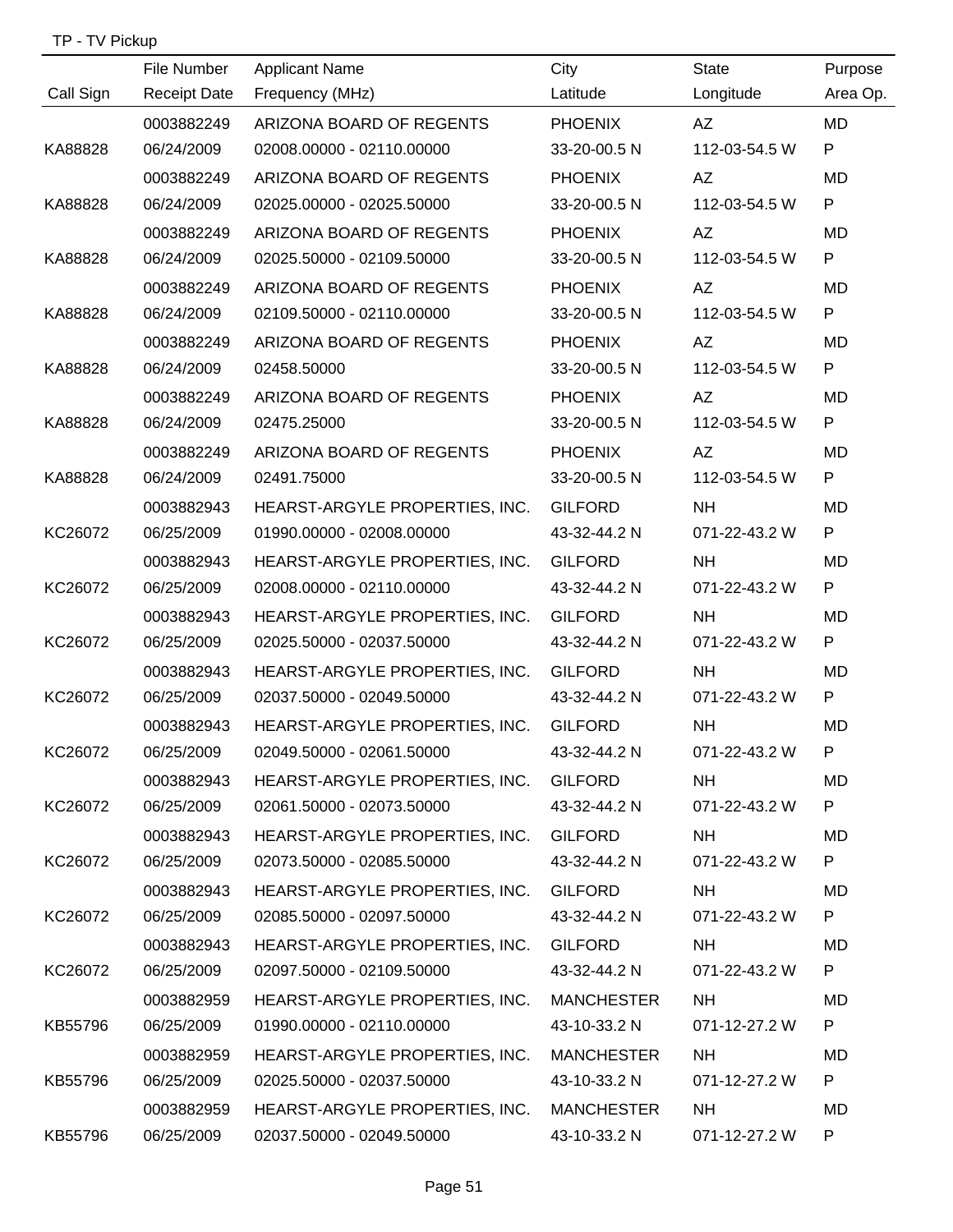TP - TV Pickup

| Call Sign | File Number<br>Receipt Date | Applicant Name<br>Frequency (MHz) | City<br>Latitude | State<br>Longitude | Purpose<br>Area Op. |
|---|---|---|---|---|---|
| KA88828 | 0003882249<br>06/24/2009 | ARIZONA BOARD OF REGENTS<br>02008.00000 - 02110.00000 | PHOENIX<br>33-20-00.5 N | AZ<br>112-03-54.5 W | MD<br>P |
| KA88828 | 0003882249<br>06/24/2009 | ARIZONA BOARD OF REGENTS<br>02025.00000 - 02025.50000 | PHOENIX<br>33-20-00.5 N | AZ<br>112-03-54.5 W | MD<br>P |
| KA88828 | 0003882249<br>06/24/2009 | ARIZONA BOARD OF REGENTS<br>02025.50000 - 02109.50000 | PHOENIX<br>33-20-00.5 N | AZ<br>112-03-54.5 W | MD<br>P |
| KA88828 | 0003882249<br>06/24/2009 | ARIZONA BOARD OF REGENTS<br>02109.50000 - 02110.00000 | PHOENIX<br>33-20-00.5 N | AZ<br>112-03-54.5 W | MD<br>P |
| KA88828 | 0003882249<br>06/24/2009 | ARIZONA BOARD OF REGENTS<br>02458.50000 | PHOENIX<br>33-20-00.5 N | AZ<br>112-03-54.5 W | MD<br>P |
| KA88828 | 0003882249<br>06/24/2009 | ARIZONA BOARD OF REGENTS<br>02475.25000 | PHOENIX<br>33-20-00.5 N | AZ<br>112-03-54.5 W | MD<br>P |
| KA88828 | 0003882249<br>06/24/2009 | ARIZONA BOARD OF REGENTS<br>02491.75000 | PHOENIX<br>33-20-00.5 N | AZ<br>112-03-54.5 W | MD<br>P |
| KC26072 | 0003882943<br>06/25/2009 | HEARST-ARGYLE PROPERTIES, INC.<br>01990.00000 - 02008.00000 | GILFORD<br>43-32-44.2 N | NH<br>071-22-43.2 W | MD<br>P |
| KC26072 | 0003882943<br>06/25/2009 | HEARST-ARGYLE PROPERTIES, INC.<br>02008.00000 - 02110.00000 | GILFORD<br>43-32-44.2 N | NH<br>071-22-43.2 W | MD<br>P |
| KC26072 | 0003882943<br>06/25/2009 | HEARST-ARGYLE PROPERTIES, INC.<br>02025.50000 - 02037.50000 | GILFORD<br>43-32-44.2 N | NH<br>071-22-43.2 W | MD<br>P |
| KC26072 | 0003882943<br>06/25/2009 | HEARST-ARGYLE PROPERTIES, INC.<br>02037.50000 - 02049.50000 | GILFORD<br>43-32-44.2 N | NH<br>071-22-43.2 W | MD<br>P |
| KC26072 | 0003882943<br>06/25/2009 | HEARST-ARGYLE PROPERTIES, INC.<br>02049.50000 - 02061.50000 | GILFORD<br>43-32-44.2 N | NH<br>071-22-43.2 W | MD<br>P |
| KC26072 | 0003882943<br>06/25/2009 | HEARST-ARGYLE PROPERTIES, INC.<br>02061.50000 - 02073.50000 | GILFORD<br>43-32-44.2 N | NH<br>071-22-43.2 W | MD<br>P |
| KC26072 | 0003882943<br>06/25/2009 | HEARST-ARGYLE PROPERTIES, INC.<br>02073.50000 - 02085.50000 | GILFORD<br>43-32-44.2 N | NH<br>071-22-43.2 W | MD<br>P |
| KC26072 | 0003882943<br>06/25/2009 | HEARST-ARGYLE PROPERTIES, INC.<br>02085.50000 - 02097.50000 | GILFORD<br>43-32-44.2 N | NH<br>071-22-43.2 W | MD<br>P |
| KC26072 | 0003882943<br>06/25/2009 | HEARST-ARGYLE PROPERTIES, INC.<br>02097.50000 - 02109.50000 | GILFORD<br>43-32-44.2 N | NH<br>071-22-43.2 W | MD<br>P |
| KB55796 | 0003882959<br>06/25/2009 | HEARST-ARGYLE PROPERTIES, INC.<br>01990.00000 - 02110.00000 | MANCHESTER<br>43-10-33.2 N | NH<br>071-12-27.2 W | MD<br>P |
| KB55796 | 0003882959<br>06/25/2009 | HEARST-ARGYLE PROPERTIES, INC.<br>02025.50000 - 02037.50000 | MANCHESTER<br>43-10-33.2 N | NH<br>071-12-27.2 W | MD<br>P |
| KB55796 | 0003882959<br>06/25/2009 | HEARST-ARGYLE PROPERTIES, INC.<br>02037.50000 - 02049.50000 | MANCHESTER<br>43-10-33.2 N | NH<br>071-12-27.2 W | MD<br>P |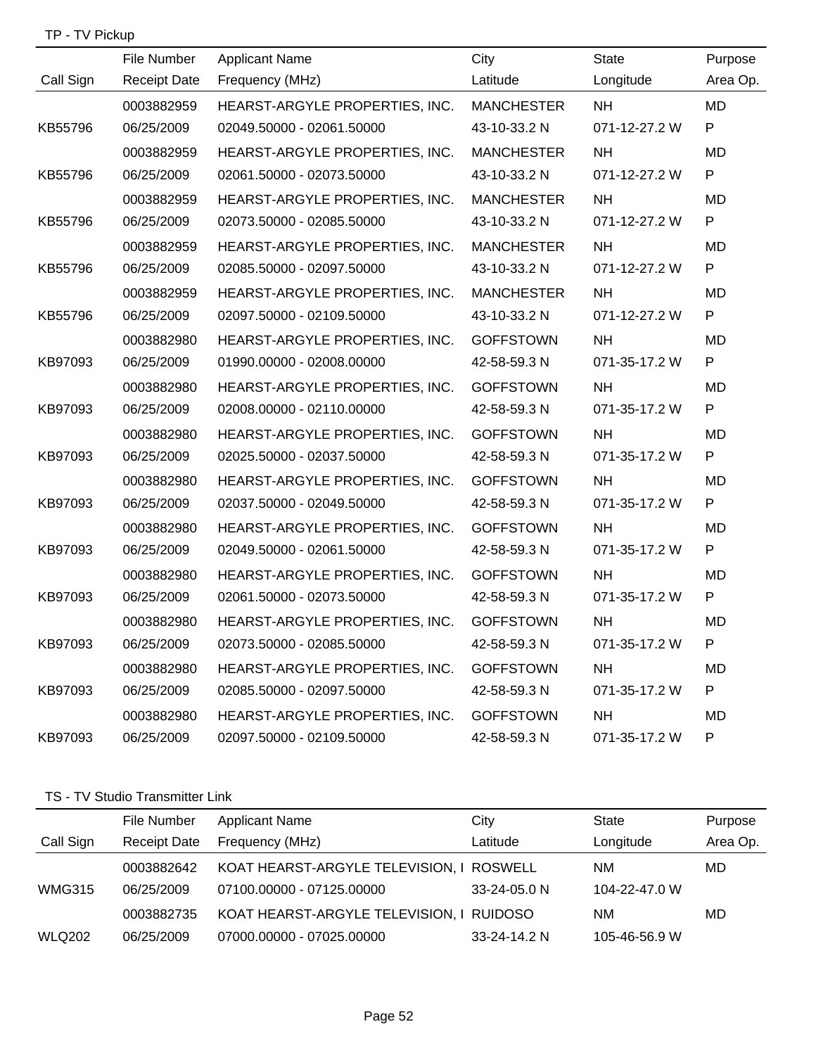TP - TV Pickup

| Call Sign | File Number / Receipt Date | Applicant Name / Frequency (MHz) | City / Latitude | State / Longitude | Purpose / Area Op. |
|---|---|---|---|---|---|
| KB55796 | 0003882959 / 06/25/2009 | HEARST-ARGYLE PROPERTIES, INC. / 02049.50000 - 02061.50000 | MANCHESTER / 43-10-33.2 N | NH / 071-12-27.2 W | MD / P |
| KB55796 | 0003882959 / 06/25/2009 | HEARST-ARGYLE PROPERTIES, INC. / 02061.50000 - 02073.50000 | MANCHESTER / 43-10-33.2 N | NH / 071-12-27.2 W | MD / P |
| KB55796 | 0003882959 / 06/25/2009 | HEARST-ARGYLE PROPERTIES, INC. / 02073.50000 - 02085.50000 | MANCHESTER / 43-10-33.2 N | NH / 071-12-27.2 W | MD / P |
| KB55796 | 0003882959 / 06/25/2009 | HEARST-ARGYLE PROPERTIES, INC. / 02085.50000 - 02097.50000 | MANCHESTER / 43-10-33.2 N | NH / 071-12-27.2 W | MD / P |
| KB55796 | 0003882959 / 06/25/2009 | HEARST-ARGYLE PROPERTIES, INC. / 02097.50000 - 02109.50000 | MANCHESTER / 43-10-33.2 N | NH / 071-12-27.2 W | MD / P |
| KB97093 | 0003882980 / 06/25/2009 | HEARST-ARGYLE PROPERTIES, INC. / 01990.00000 - 02008.00000 | GOFFSTOWN / 42-58-59.3 N | NH / 071-35-17.2 W | MD / P |
| KB97093 | 0003882980 / 06/25/2009 | HEARST-ARGYLE PROPERTIES, INC. / 02008.00000 - 02110.00000 | GOFFSTOWN / 42-58-59.3 N | NH / 071-35-17.2 W | MD / P |
| KB97093 | 0003882980 / 06/25/2009 | HEARST-ARGYLE PROPERTIES, INC. / 02025.50000 - 02037.50000 | GOFFSTOWN / 42-58-59.3 N | NH / 071-35-17.2 W | MD / P |
| KB97093 | 0003882980 / 06/25/2009 | HEARST-ARGYLE PROPERTIES, INC. / 02037.50000 - 02049.50000 | GOFFSTOWN / 42-58-59.3 N | NH / 071-35-17.2 W | MD / P |
| KB97093 | 0003882980 / 06/25/2009 | HEARST-ARGYLE PROPERTIES, INC. / 02049.50000 - 02061.50000 | GOFFSTOWN / 42-58-59.3 N | NH / 071-35-17.2 W | MD / P |
| KB97093 | 0003882980 / 06/25/2009 | HEARST-ARGYLE PROPERTIES, INC. / 02061.50000 - 02073.50000 | GOFFSTOWN / 42-58-59.3 N | NH / 071-35-17.2 W | MD / P |
| KB97093 | 0003882980 / 06/25/2009 | HEARST-ARGYLE PROPERTIES, INC. / 02073.50000 - 02085.50000 | GOFFSTOWN / 42-58-59.3 N | NH / 071-35-17.2 W | MD / P |
| KB97093 | 0003882980 / 06/25/2009 | HEARST-ARGYLE PROPERTIES, INC. / 02085.50000 - 02097.50000 | GOFFSTOWN / 42-58-59.3 N | NH / 071-35-17.2 W | MD / P |
| KB97093 | 0003882980 / 06/25/2009 | HEARST-ARGYLE PROPERTIES, INC. / 02097.50000 - 02109.50000 | GOFFSTOWN / 42-58-59.3 N | NH / 071-35-17.2 W | MD / P |

TS - TV Studio Transmitter Link

| Call Sign | File Number / Receipt Date | Applicant Name / Frequency (MHz) | City / Latitude | State / Longitude | Purpose / Area Op. |
|---|---|---|---|---|---|
| WMG315 | 0003882642 / 06/25/2009 | KOAT HEARST-ARGYLE TELEVISION, I / 07100.00000 - 07125.00000 | ROSWELL / 33-24-05.0 N | NM / 104-22-47.0 W | MD |
| WLQ202 | 0003882735 / 06/25/2009 | KOAT HEARST-ARGYLE TELEVISION, I / 07000.00000 - 07025.00000 | RUIDOSO / 33-24-14.2 N | NM / 105-46-56.9 W | MD |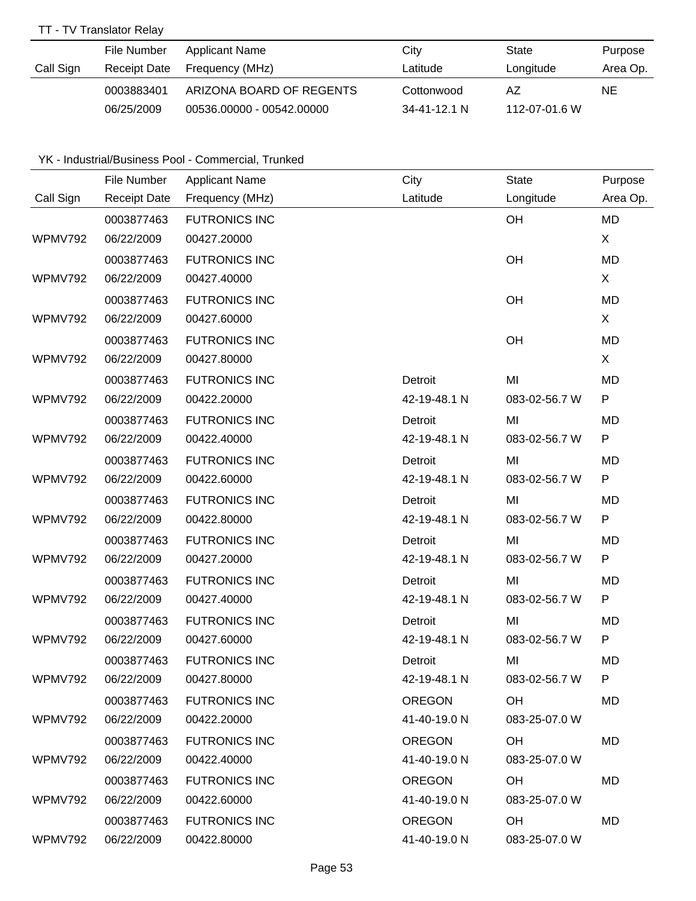TT - TV Translator Relay

| Call Sign | File Number<br>Receipt Date | Applicant Name<br>Frequency (MHz) | City<br>Latitude | State<br>Longitude | Purpose<br>Area Op. |
|---|---|---|---|---|---|
| | 0003883401<br>06/25/2009 | ARIZONA BOARD OF REGENTS<br>00536.00000 - 00542.00000 | Cottonwood<br>34-41-12.1 N | AZ<br>112-07-01.6 W | NE |

YK - Industrial/Business Pool - Commercial, Trunked

| Call Sign | File Number<br>Receipt Date | Applicant Name<br>Frequency (MHz) | City<br>Latitude | State<br>Longitude | Purpose<br>Area Op. |
|---|---|---|---|---|---|
| WPMV792 | 0003877463<br>06/22/2009 | FUTRONICS INC<br>00427.20000 | | OH | MD<br>X |
| WPMV792 | 0003877463<br>06/22/2009 | FUTRONICS INC<br>00427.40000 | | OH | MD<br>X |
| WPMV792 | 0003877463<br>06/22/2009 | FUTRONICS INC<br>00427.60000 | | OH | MD<br>X |
| WPMV792 | 0003877463<br>06/22/2009 | FUTRONICS INC<br>00427.80000 | | OH | MD<br>X |
| WPMV792 | 0003877463<br>06/22/2009 | FUTRONICS INC<br>00422.20000 | Detroit<br>42-19-48.1 N | MI<br>083-02-56.7 W | MD<br>P |
| WPMV792 | 0003877463<br>06/22/2009 | FUTRONICS INC<br>00422.40000 | Detroit<br>42-19-48.1 N | MI<br>083-02-56.7 W | MD<br>P |
| WPMV792 | 0003877463<br>06/22/2009 | FUTRONICS INC<br>00422.60000 | Detroit<br>42-19-48.1 N | MI<br>083-02-56.7 W | MD<br>P |
| WPMV792 | 0003877463<br>06/22/2009 | FUTRONICS INC<br>00422.80000 | Detroit<br>42-19-48.1 N | MI<br>083-02-56.7 W | MD<br>P |
| WPMV792 | 0003877463<br>06/22/2009 | FUTRONICS INC<br>00427.20000 | Detroit<br>42-19-48.1 N | MI<br>083-02-56.7 W | MD<br>P |
| WPMV792 | 0003877463<br>06/22/2009 | FUTRONICS INC<br>00427.40000 | Detroit<br>42-19-48.1 N | MI<br>083-02-56.7 W | MD<br>P |
| WPMV792 | 0003877463<br>06/22/2009 | FUTRONICS INC<br>00427.60000 | Detroit<br>42-19-48.1 N | MI<br>083-02-56.7 W | MD<br>P |
| WPMV792 | 0003877463<br>06/22/2009 | FUTRONICS INC<br>00427.80000 | Detroit<br>42-19-48.1 N | MI<br>083-02-56.7 W | MD<br>P |
| WPMV792 | 0003877463<br>06/22/2009 | FUTRONICS INC<br>00422.20000 | OREGON<br>41-40-19.0 N | OH<br>083-25-07.0 W | MD |
| WPMV792 | 0003877463<br>06/22/2009 | FUTRONICS INC<br>00422.40000 | OREGON<br>41-40-19.0 N | OH<br>083-25-07.0 W | MD |
| WPMV792 | 0003877463<br>06/22/2009 | FUTRONICS INC<br>00422.60000 | OREGON<br>41-40-19.0 N | OH<br>083-25-07.0 W | MD |
| WPMV792 | 0003877463<br>06/22/2009 | FUTRONICS INC<br>00422.80000 | OREGON<br>41-40-19.0 N | OH<br>083-25-07.0 W | MD |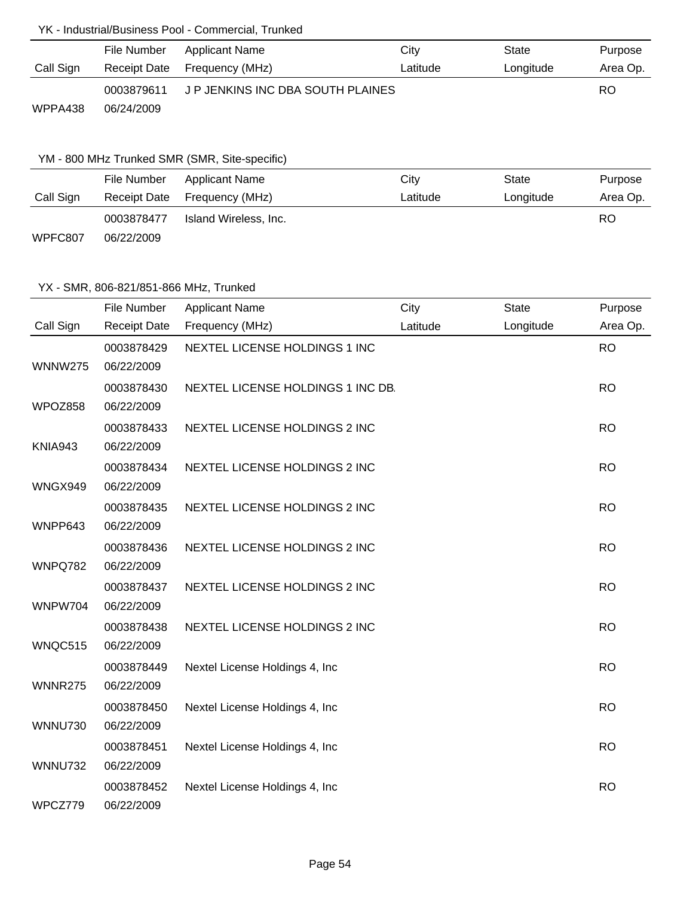## YK - Industrial/Business Pool - Commercial, Trunked

| Call Sign | File Number<br>Receipt Date | Applicant Name<br>Frequency (MHz) | City<br>Latitude | State<br>Longitude | Purpose<br>Area Op. |
|---|---|---|---|---|---|
| WPPA438 | 0003879611<br>06/24/2009 | J P JENKINS INC DBA SOUTH PLAINES | | | RO |

## YM - 800 MHz Trunked SMR (SMR, Site-specific)

| Call Sign | File Number<br>Receipt Date | Applicant Name<br>Frequency (MHz) | City<br>Latitude | State<br>Longitude | Purpose<br>Area Op. |
|---|---|---|---|---|---|
| WPFC807 | 0003878477<br>06/22/2009 | Island Wireless, Inc. | | | RO |

## YX - SMR, 806-821/851-866 MHz, Trunked

| Call Sign | File Number<br>Receipt Date | Applicant Name<br>Frequency (MHz) | City<br>Latitude | State<br>Longitude | Purpose<br>Area Op. |
|---|---|---|---|---|---|
| WNNW275 | 0003878429<br>06/22/2009 | NEXTEL LICENSE HOLDINGS 1 INC | | | RO |
| WPOZ858 | 0003878430<br>06/22/2009 | NEXTEL LICENSE HOLDINGS 1 INC DB. | | | RO |
| KNIA943 | 0003878433<br>06/22/2009 | NEXTEL LICENSE HOLDINGS 2 INC | | | RO |
| WNGX949 | 0003878434<br>06/22/2009 | NEXTEL LICENSE HOLDINGS 2 INC | | | RO |
| WNPP643 | 0003878435<br>06/22/2009 | NEXTEL LICENSE HOLDINGS 2 INC | | | RO |
| WNPQ782 | 0003878436<br>06/22/2009 | NEXTEL LICENSE HOLDINGS 2 INC | | | RO |
| WNPW704 | 0003878437<br>06/22/2009 | NEXTEL LICENSE HOLDINGS 2 INC | | | RO |
| WNQC515 | 0003878438<br>06/22/2009 | NEXTEL LICENSE HOLDINGS 2 INC | | | RO |
| WNNR275 | 0003878449<br>06/22/2009 | Nextel License Holdings 4, Inc | | | RO |
| WNNU730 | 0003878450<br>06/22/2009 | Nextel License Holdings 4, Inc | | | RO |
| WNNU732 | 0003878451<br>06/22/2009 | Nextel License Holdings 4, Inc | | | RO |
| WPCZ779 | 0003878452<br>06/22/2009 | Nextel License Holdings 4, Inc | | | RO |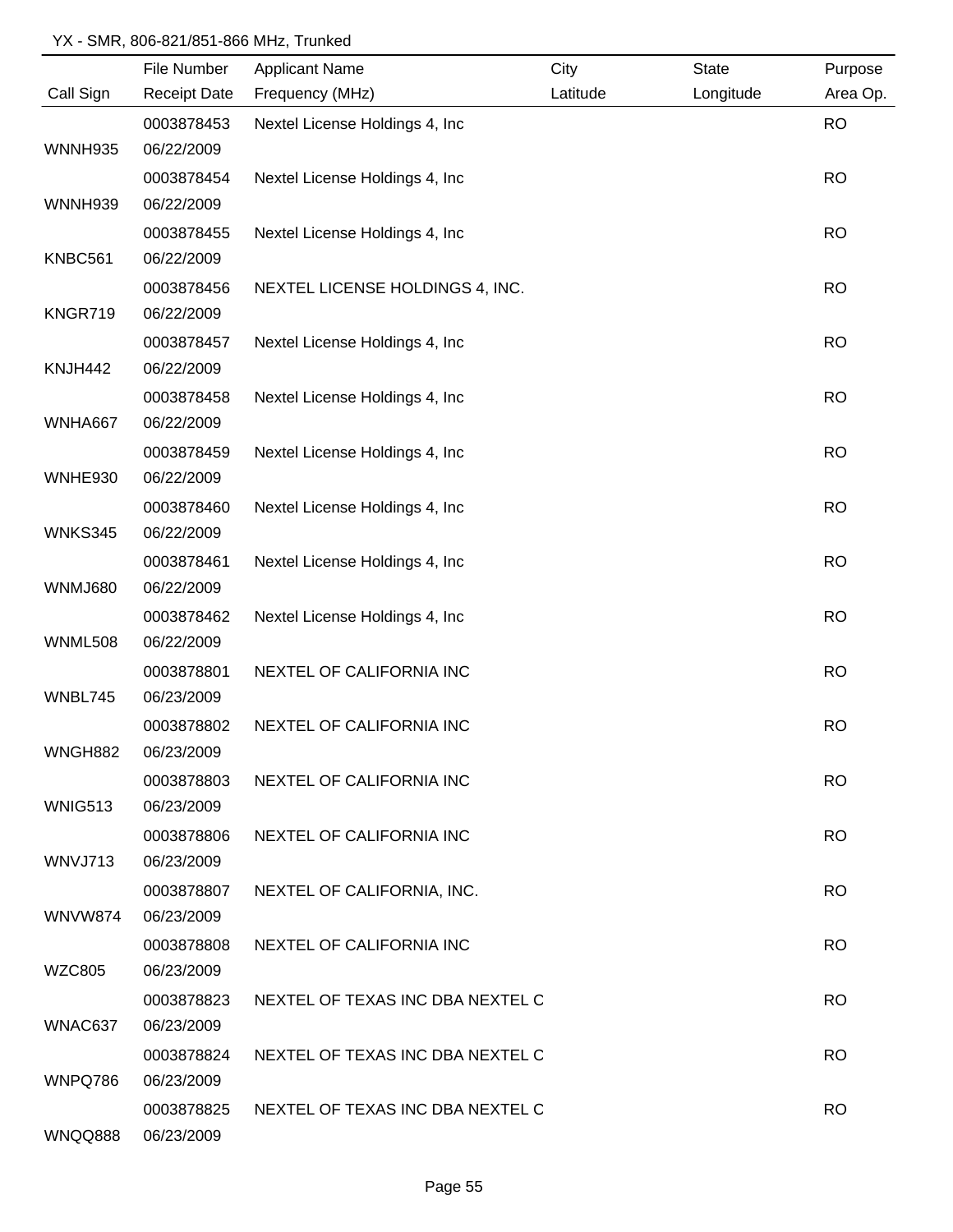YX - SMR, 806-821/851-866 MHz, Trunked

| Call Sign | File Number / Receipt Date | Applicant Name / Frequency (MHz) | City / Latitude | State / Longitude | Purpose / Area Op. |
|---|---|---|---|---|---|
| WNNH935 | 0003878453 / 06/22/2009 | Nextel License Holdings 4, Inc | | | RO |
| WNNH939 | 0003878454 / 06/22/2009 | Nextel License Holdings 4, Inc | | | RO |
| KNBC561 | 0003878455 / 06/22/2009 | Nextel License Holdings 4, Inc | | | RO |
| KNGR719 | 0003878456 / 06/22/2009 | NEXTEL LICENSE HOLDINGS 4, INC. | | | RO |
| KNJH442 | 0003878457 / 06/22/2009 | Nextel License Holdings 4, Inc | | | RO |
| WNHA667 | 0003878458 / 06/22/2009 | Nextel License Holdings 4, Inc | | | RO |
| WNHE930 | 0003878459 / 06/22/2009 | Nextel License Holdings 4, Inc | | | RO |
| WNKS345 | 0003878460 / 06/22/2009 | Nextel License Holdings 4, Inc | | | RO |
| WNMJ680 | 0003878461 / 06/22/2009 | Nextel License Holdings 4, Inc | | | RO |
| WNML508 | 0003878462 / 06/22/2009 | Nextel License Holdings 4, Inc | | | RO |
| WNBL745 | 0003878801 / 06/23/2009 | NEXTEL OF CALIFORNIA INC | | | RO |
| WNGH882 | 0003878802 / 06/23/2009 | NEXTEL OF CALIFORNIA INC | | | RO |
| WNIG513 | 0003878803 / 06/23/2009 | NEXTEL OF CALIFORNIA INC | | | RO |
| WNVJ713 | 0003878806 / 06/23/2009 | NEXTEL OF CALIFORNIA INC | | | RO |
| WNVW874 | 0003878807 / 06/23/2009 | NEXTEL OF CALIFORNIA, INC. | | | RO |
| WZC805 | 0003878808 / 06/23/2009 | NEXTEL OF CALIFORNIA INC | | | RO |
| WNAC637 | 0003878823 / 06/23/2009 | NEXTEL OF TEXAS INC DBA NEXTEL C | | | RO |
| WNPQ786 | 0003878824 / 06/23/2009 | NEXTEL OF TEXAS INC DBA NEXTEL C | | | RO |
| WNQQ888 | 0003878825 / 06/23/2009 | NEXTEL OF TEXAS INC DBA NEXTEL C | | | RO |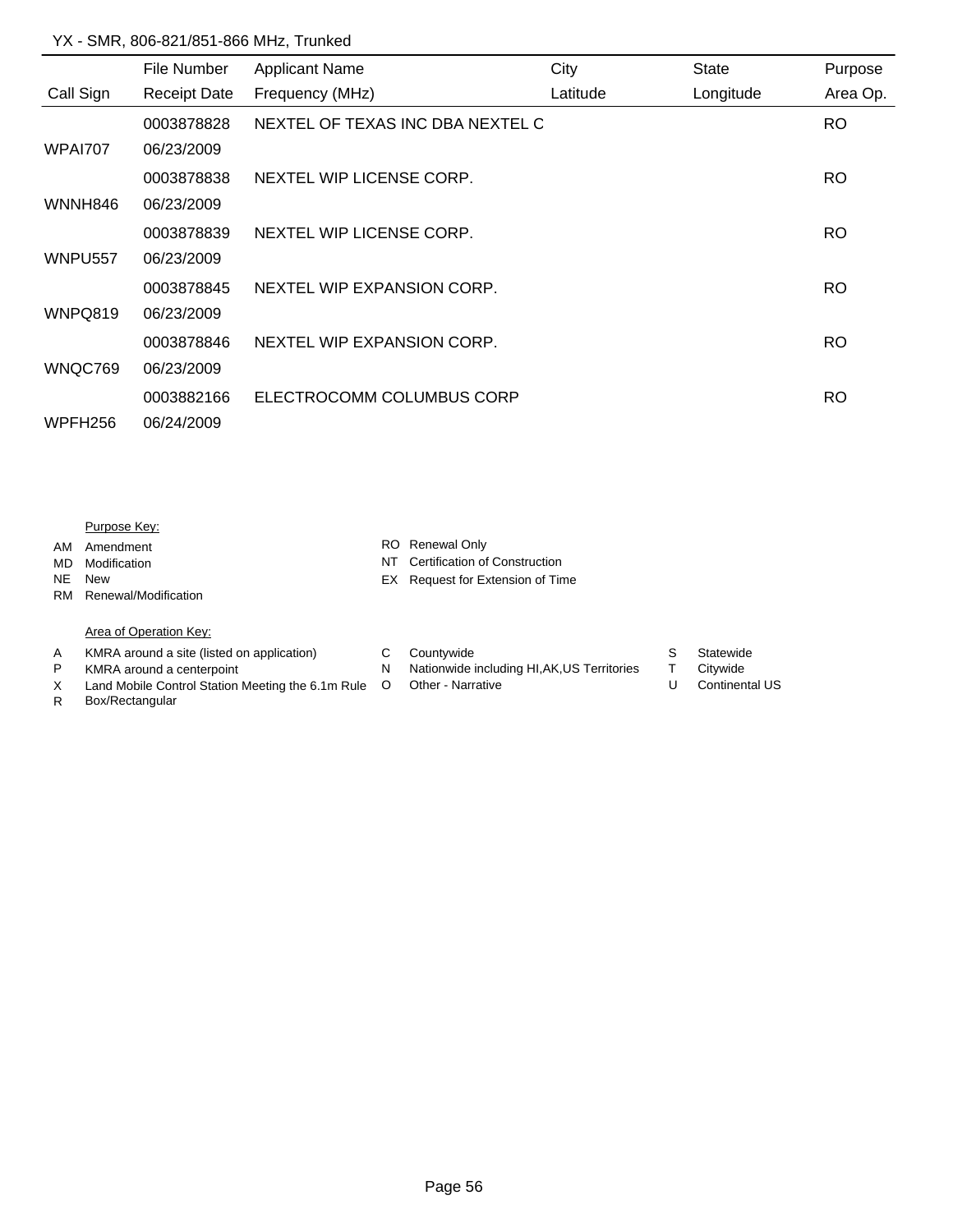YX - SMR, 806-821/851-866 MHz, Trunked

| Call Sign | File Number / Receipt Date | Applicant Name / Frequency (MHz) | City / Latitude | State / Longitude | Purpose / Area Op. |
|---|---|---|---|---|---|
| | 0003878828 | NEXTEL OF TEXAS INC DBA NEXTEL C | | | RO |
| WPAI707 | 06/23/2009 | | | | |
| | 0003878838 | NEXTEL WIP LICENSE CORP. | | | RO |
| WNNH846 | 06/23/2009 | | | | |
| | 0003878839 | NEXTEL WIP LICENSE CORP. | | | RO |
| WNPU557 | 06/23/2009 | | | | |
| | 0003878845 | NEXTEL WIP EXPANSION CORP. | | | RO |
| WNPQ819 | 06/23/2009 | | | | |
| | 0003878846 | NEXTEL WIP EXPANSION CORP. | | | RO |
| WNQC769 | 06/23/2009 | | | | |
| | 0003882166 | ELECTROCOMM COLUMBUS CORP | | | RO |
| WPFH256 | 06/24/2009 | | | | |

Purpose Key:

- AM Amendment
- MD Modification
- NE New
- RM Renewal/Modification
- RO Renewal Only
- NT Certification of Construction
- EX Request for Extension of Time

Area of Operation Key:

- A KMRA around a site (listed on application)
- P KMRA around a centerpoint
- X Land Mobile Control Station Meeting the 6.1m Rule
- R Box/Rectangular
- C Countywide
- N Nationwide including HI,AK,US Territories
- O Other - Narrative
- S Statewide
- T Citywide
- U Continental US